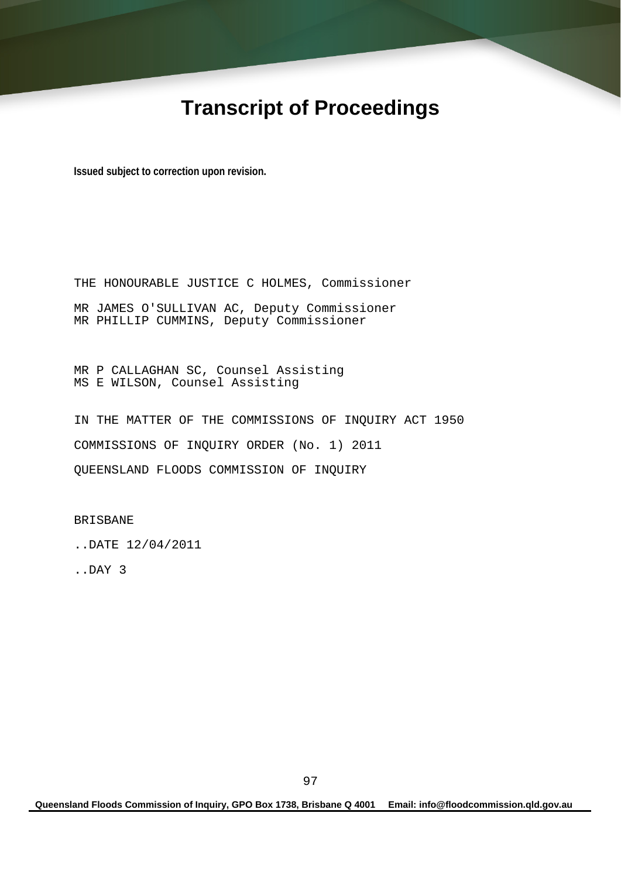# Transcript of Proceedings

**Issued subject to correction upon revision.**

THE HONOURABLE JUSTICE C HOLMES, Commissioner

MR JAMES O'SULLIVAN AC, Deputy Commissioner
MR PHILLIP CUMMINS, Deputy Commissioner

MR P CALLAGHAN SC, Counsel Assisting
MS E WILSON, Counsel Assisting

IN THE MATTER OF THE COMMISSIONS OF INQUIRY ACT 1950

COMMISSIONS OF INQUIRY ORDER (No. 1) 2011

QUEENSLAND FLOODS COMMISSION OF INQUIRY

BRISBANE

..DATE 12/04/2011

..DAY 3

**Queensland Floods Commission of Inquiry, GPO Box 1738, Brisbane Q 4001     Email: info@floodcommission.qld.gov.au**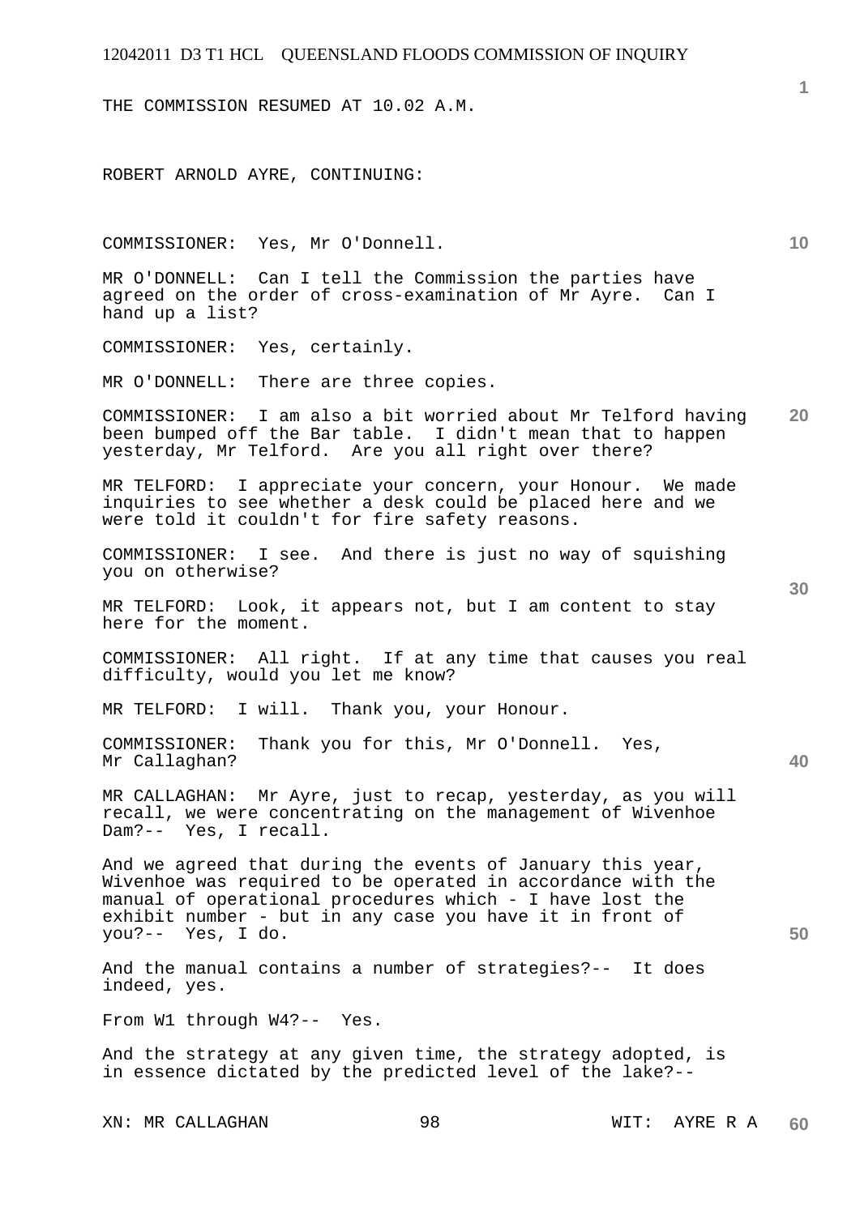THE COMMISSION RESUMED AT 10.02 A.M.

ROBERT ARNOLD AYRE, CONTINUING:

COMMISSIONER: Yes, Mr O'Donnell.

MR O'DONNELL: Can I tell the Commission the parties have agreed on the order of cross-examination of Mr Ayre. Can I hand up a list?

COMMISSIONER: Yes, certainly.

MR O'DONNELL: There are three copies.

COMMISSIONER: I am also a bit worried about Mr Telford having been bumped off the Bar table. I didn't mean that to happen yesterday, Mr Telford. Are you all right over there?

MR TELFORD: I appreciate your concern, your Honour. We made inquiries to see whether a desk could be placed here and we were told it couldn't for fire safety reasons.

COMMISSIONER: I see. And there is just no way of squishing you on otherwise?

MR TELFORD: Look, it appears not, but I am content to stay here for the moment.

COMMISSIONER: All right. If at any time that causes you real difficulty, would you let me know?

MR TELFORD: I will. Thank you, your Honour.

COMMISSIONER: Thank you for this, Mr O'Donnell. Yes, Mr Callaghan?

MR CALLAGHAN: Mr Ayre, just to recap, yesterday, as you will recall, we were concentrating on the management of Wivenhoe Dam?-- Yes, I recall.

And we agreed that during the events of January this year, Wivenhoe was required to be operated in accordance with the manual of operational procedures which - I have lost the exhibit number - but in any case you have it in front of you?-- Yes, I do.

And the manual contains a number of strategies?-- It does indeed, yes.

From W1 through W4?-- Yes.

And the strategy at any given time, the strategy adopted, is in essence dictated by the predicted level of the lake?--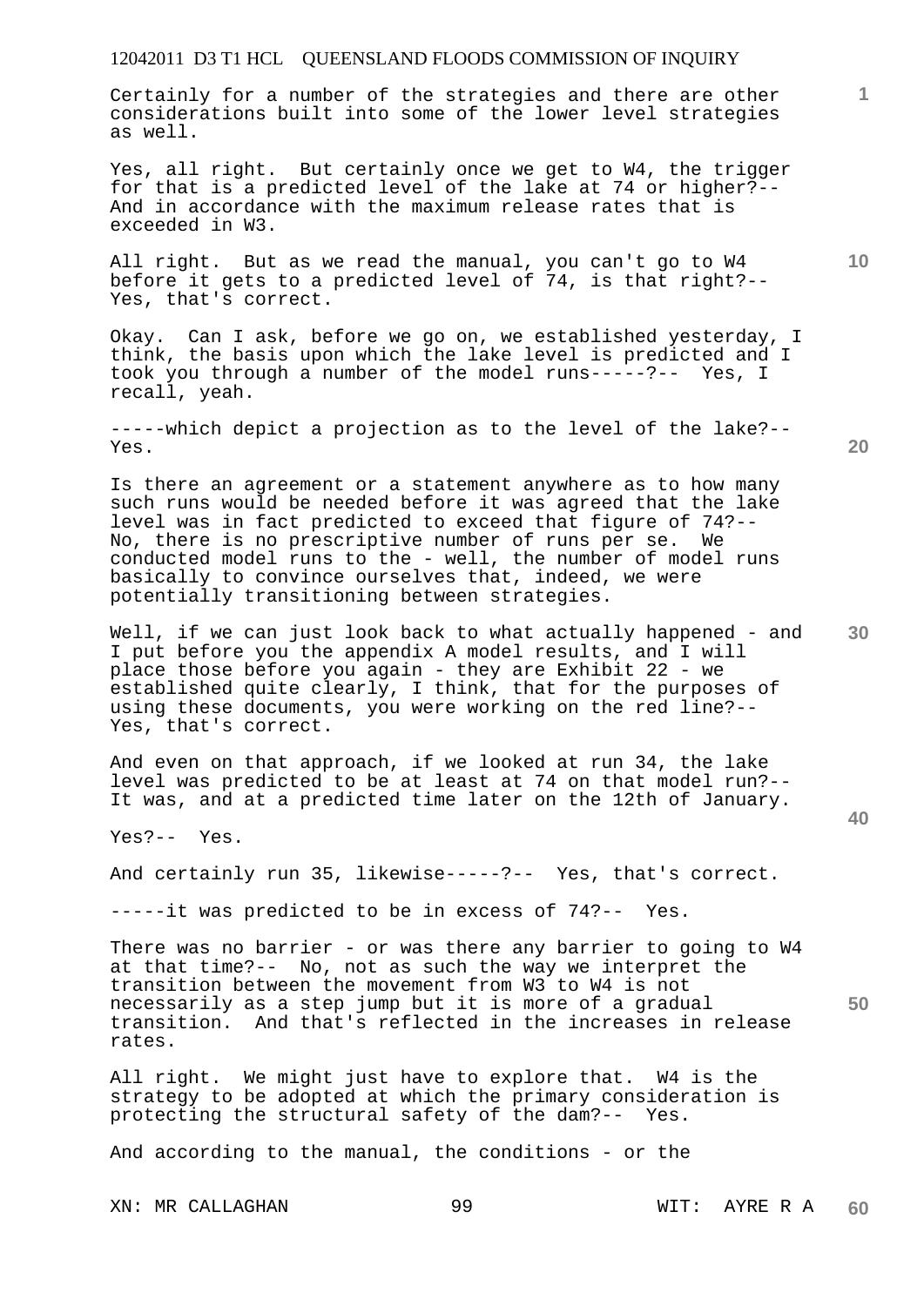Certainly for a number of the strategies and there are other considerations built into some of the lower level strategies as well.

Yes, all right. But certainly once we get to W4, the trigger for that is a predicted level of the lake at 74 or higher?-- And in accordance with the maximum release rates that is exceeded in W3.

All right. But as we read the manual, you can't go to W4 before it gets to a predicted level of 74, is that right?-- Yes, that's correct.

Okay. Can I ask, before we go on, we established yesterday, I think, the basis upon which the lake level is predicted and I took you through a number of the model runs-----?-- Yes, I recall, yeah.

-----which depict a projection as to the level of the lake?-- Yes.

Is there an agreement or a statement anywhere as to how many such runs would be needed before it was agreed that the lake level was in fact predicted to exceed that figure of 74?-- No, there is no prescriptive number of runs per se. We conducted model runs to the - well, the number of model runs basically to convince ourselves that, indeed, we were potentially transitioning between strategies.

Well, if we can just look back to what actually happened - and I put before you the appendix A model results, and I will place those before you again - they are Exhibit 22 - we established quite clearly, I think, that for the purposes of using these documents, you were working on the red line?-- Yes, that's correct.

And even on that approach, if we looked at run 34, the lake level was predicted to be at least at 74 on that model run?-- It was, and at a predicted time later on the 12th of January.

Yes?-- Yes.

And certainly run 35, likewise-----?-- Yes, that's correct.

-----it was predicted to be in excess of 74?-- Yes.

There was no barrier - or was there any barrier to going to W4 at that time?-- No, not as such the way we interpret the transition between the movement from W3 to W4 is not necessarily as a step jump but it is more of a gradual transition. And that's reflected in the increases in release rates.

All right. We might just have to explore that. W4 is the strategy to be adopted at which the primary consideration is protecting the structural safety of the dam?-- Yes.

And according to the manual, the conditions - or the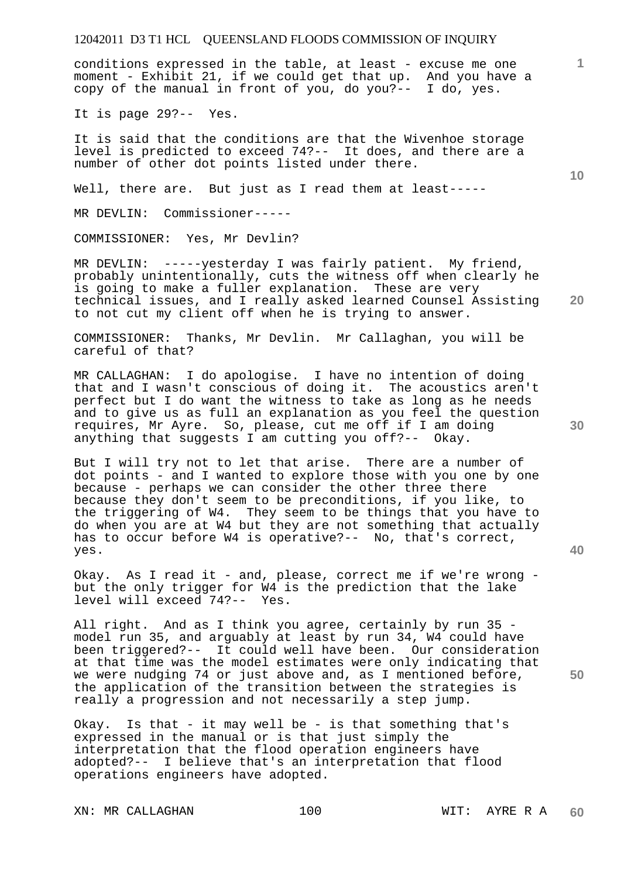conditions expressed in the table, at least - excuse me one moment - Exhibit 21, if we could get that up. And you have a copy of the manual in front of you, do you?-- I do, yes.

It is page 29?-- Yes.

It is said that the conditions are that the Wivenhoe storage level is predicted to exceed 74?-- It does, and there are a number of other dot points listed under there.

Well, there are. But just as I read them at least-----

MR DEVLIN: Commissioner-----

COMMISSIONER: Yes, Mr Devlin?

MR DEVLIN: -----yesterday I was fairly patient. My friend, probably unintentionally, cuts the witness off when clearly he is going to make a fuller explanation. These are very technical issues, and I really asked learned Counsel Assisting to not cut my client off when he is trying to answer.

COMMISSIONER: Thanks, Mr Devlin. Mr Callaghan, you will be careful of that?

MR CALLAGHAN: I do apologise. I have no intention of doing that and I wasn't conscious of doing it. The acoustics aren't perfect but I do want the witness to take as long as he needs and to give us as full an explanation as you feel the question requires, Mr Ayre. So, please, cut me off if I am doing anything that suggests I am cutting you off?-- Okay.

But I will try not to let that arise. There are a number of dot points - and I wanted to explore those with you one by one because - perhaps we can consider the other three there because they don't seem to be preconditions, if you like, to the triggering of W4. They seem to be things that you have to do when you are at W4 but they are not something that actually has to occur before W4 is operative?-- No, that's correct, yes.

Okay. As I read it - and, please, correct me if we're wrong - but the only trigger for W4 is the prediction that the lake level will exceed 74?-- Yes.

All right. And as I think you agree, certainly by run 35 - model run 35, and arguably at least by run 34, W4 could have been triggered?-- It could well have been. Our consideration at that time was the model estimates were only indicating that we were nudging 74 or just above and, as I mentioned before, the application of the transition between the strategies is really a progression and not necessarily a step jump.

Okay. Is that - it may well be - is that something that's expressed in the manual or is that just simply the interpretation that the flood operation engineers have adopted?-- I believe that's an interpretation that flood operations engineers have adopted.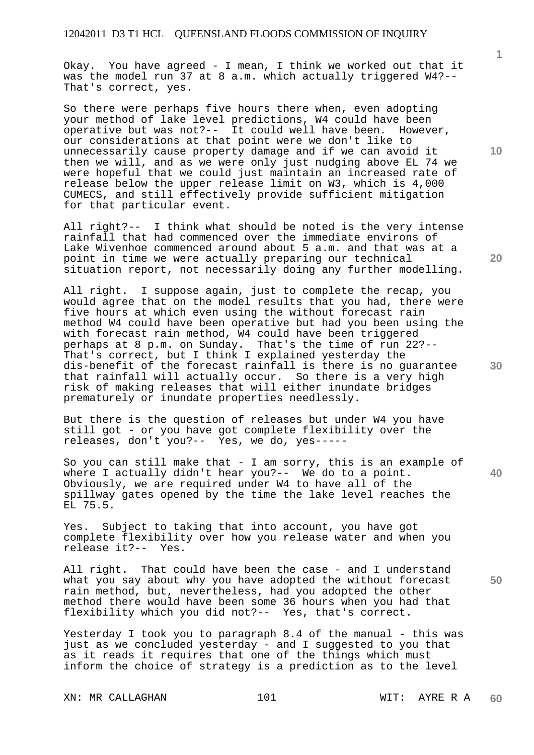Okay. You have agreed - I mean, I think we worked out that it was the model run 37 at 8 a.m. which actually triggered W4?-- That's correct, yes.

So there were perhaps five hours there when, even adopting your method of lake level predictions, W4 could have been operative but was not?-- It could well have been. However, our considerations at that point were we don't like to unnecessarily cause property damage and if we can avoid it then we will, and as we were only just nudging above EL 74 we were hopeful that we could just maintain an increased rate of release below the upper release limit on W3, which is 4,000 CUMECS, and still effectively provide sufficient mitigation for that particular event.

All right?-- I think what should be noted is the very intense rainfall that had commenced over the immediate environs of Lake Wivenhoe commenced around about 5 a.m. and that was at a point in time we were actually preparing our technical situation report, not necessarily doing any further modelling.

All right. I suppose again, just to complete the recap, you would agree that on the model results that you had, there were five hours at which even using the without forecast rain method W4 could have been operative but had you been using the with forecast rain method, W4 could have been triggered perhaps at 8 p.m. on Sunday. That's the time of run 22?-- That's correct, but I think I explained yesterday the dis-benefit of the forecast rainfall is there is no guarantee that rainfall will actually occur. So there is a very high risk of making releases that will either inundate bridges prematurely or inundate properties needlessly.

But there is the question of releases but under W4 you have still got - or you have got complete flexibility over the releases, don't you?-- Yes, we do, yes-----

So you can still make that - I am sorry, this is an example of where I actually didn't hear you?-- We do to a point. Obviously, we are required under W4 to have all of the spillway gates opened by the time the lake level reaches the EL 75.5.

Yes. Subject to taking that into account, you have got complete flexibility over how you release water and when you release it?-- Yes.

All right. That could have been the case - and I understand what you say about why you have adopted the without forecast rain method, but, nevertheless, had you adopted the other method there would have been some 36 hours when you had that flexibility which you did not?-- Yes, that's correct.

Yesterday I took you to paragraph 8.4 of the manual - this was just as we concluded yesterday - and I suggested to you that as it reads it requires that one of the things which must inform the choice of strategy is a prediction as to the level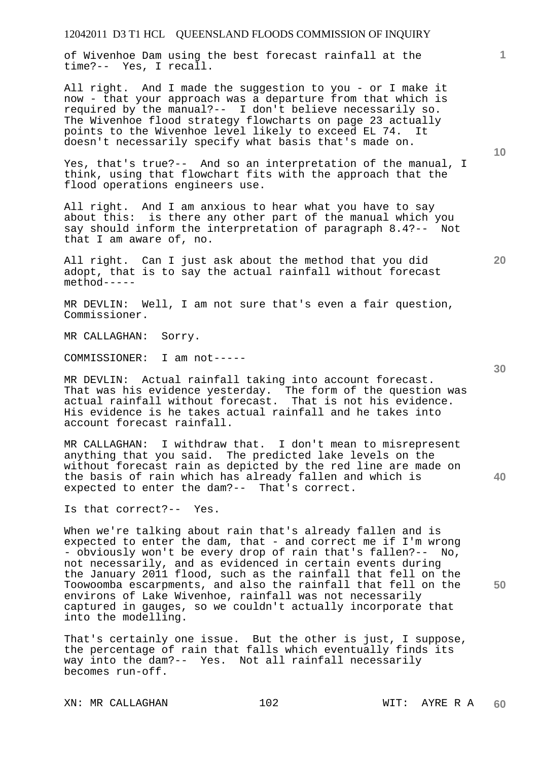of Wivenhoe Dam using the best forecast rainfall at the time?-- Yes, I recall.

All right. And I made the suggestion to you - or I make it now - that your approach was a departure from that which is required by the manual?-- I don't believe necessarily so. The Wivenhoe flood strategy flowcharts on page 23 actually points to the Wivenhoe level likely to exceed EL 74. It doesn't necessarily specify what basis that's made on.

Yes, that's true?-- And so an interpretation of the manual, I think, using that flowchart fits with the approach that the flood operations engineers use.

All right. And I am anxious to hear what you have to say about this: is there any other part of the manual which you say should inform the interpretation of paragraph 8.4?-- Not that I am aware of, no.

All right. Can I just ask about the method that you did adopt, that is to say the actual rainfall without forecast method-----

MR DEVLIN: Well, I am not sure that's even a fair question, Commissioner.

MR CALLAGHAN: Sorry.

COMMISSIONER: I am not-----

MR DEVLIN: Actual rainfall taking into account forecast. That was his evidence yesterday. The form of the question was actual rainfall without forecast. That is not his evidence. His evidence is he takes actual rainfall and he takes into account forecast rainfall.

MR CALLAGHAN: I withdraw that. I don't mean to misrepresent anything that you said. The predicted lake levels on the without forecast rain as depicted by the red line are made on the basis of rain which has already fallen and which is expected to enter the dam?-- That's correct.

Is that correct?-- Yes.

When we're talking about rain that's already fallen and is expected to enter the dam, that - and correct me if I'm wrong - obviously won't be every drop of rain that's fallen?-- No, not necessarily, and as evidenced in certain events during the January 2011 flood, such as the rainfall that fell on the Toowoomba escarpments, and also the rainfall that fell on the environs of Lake Wivenhoe, rainfall was not necessarily captured in gauges, so we couldn't actually incorporate that into the modelling.

That's certainly one issue. But the other is just, I suppose, the percentage of rain that falls which eventually finds its way into the dam?-- Yes. Not all rainfall necessarily becomes run-off.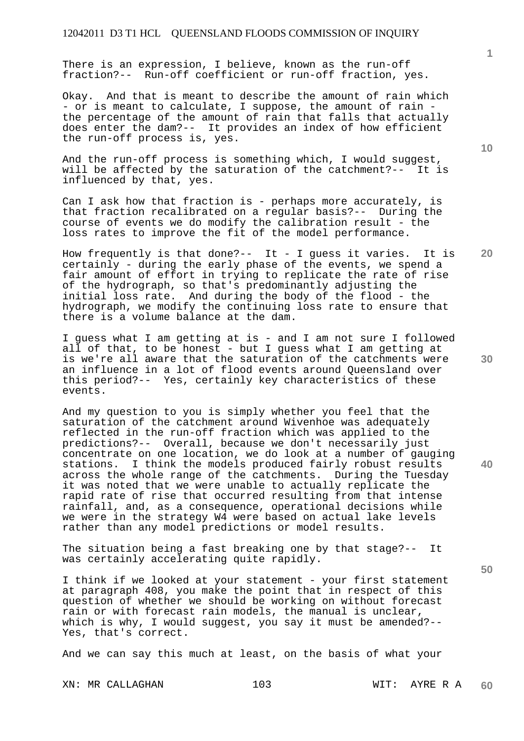There is an expression, I believe, known as the run-off fraction?-- Run-off coefficient or run-off fraction, yes.

Okay. And that is meant to describe the amount of rain which - or is meant to calculate, I suppose, the amount of rain - the percentage of the amount of rain that falls that actually does enter the dam?-- It provides an index of how efficient the run-off process is, yes.

And the run-off process is something which, I would suggest, will be affected by the saturation of the catchment?-- It is influenced by that, yes.

Can I ask how that fraction is - perhaps more accurately, is that fraction recalibrated on a regular basis?-- During the course of events we do modify the calibration result - the loss rates to improve the fit of the model performance.

How frequently is that done?-- It - I guess it varies. It is certainly - during the early phase of the events, we spend a fair amount of effort in trying to replicate the rate of rise of the hydrograph, so that's predominantly adjusting the initial loss rate. And during the body of the flood - the hydrograph, we modify the continuing loss rate to ensure that there is a volume balance at the dam.

I guess what I am getting at is - and I am not sure I followed all of that, to be honest - but I guess what I am getting at is we're all aware that the saturation of the catchments were an influence in a lot of flood events around Queensland over this period?-- Yes, certainly key characteristics of these events.

And my question to you is simply whether you feel that the saturation of the catchment around Wivenhoe was adequately reflected in the run-off fraction which was applied to the predictions?-- Overall, because we don't necessarily just concentrate on one location, we do look at a number of gauging stations. I think the models produced fairly robust results across the whole range of the catchments. During the Tuesday it was noted that we were unable to actually replicate the rapid rate of rise that occurred resulting from that intense rainfall, and, as a consequence, operational decisions while we were in the strategy W4 were based on actual lake levels rather than any model predictions or model results.

The situation being a fast breaking one by that stage?-- It was certainly accelerating quite rapidly.

I think if we looked at your statement - your first statement at paragraph 408, you make the point that in respect of this question of whether we should be working on without forecast rain or with forecast rain models, the manual is unclear, which is why, I would suggest, you say it must be amended?-- Yes, that's correct.

And we can say this much at least, on the basis of what your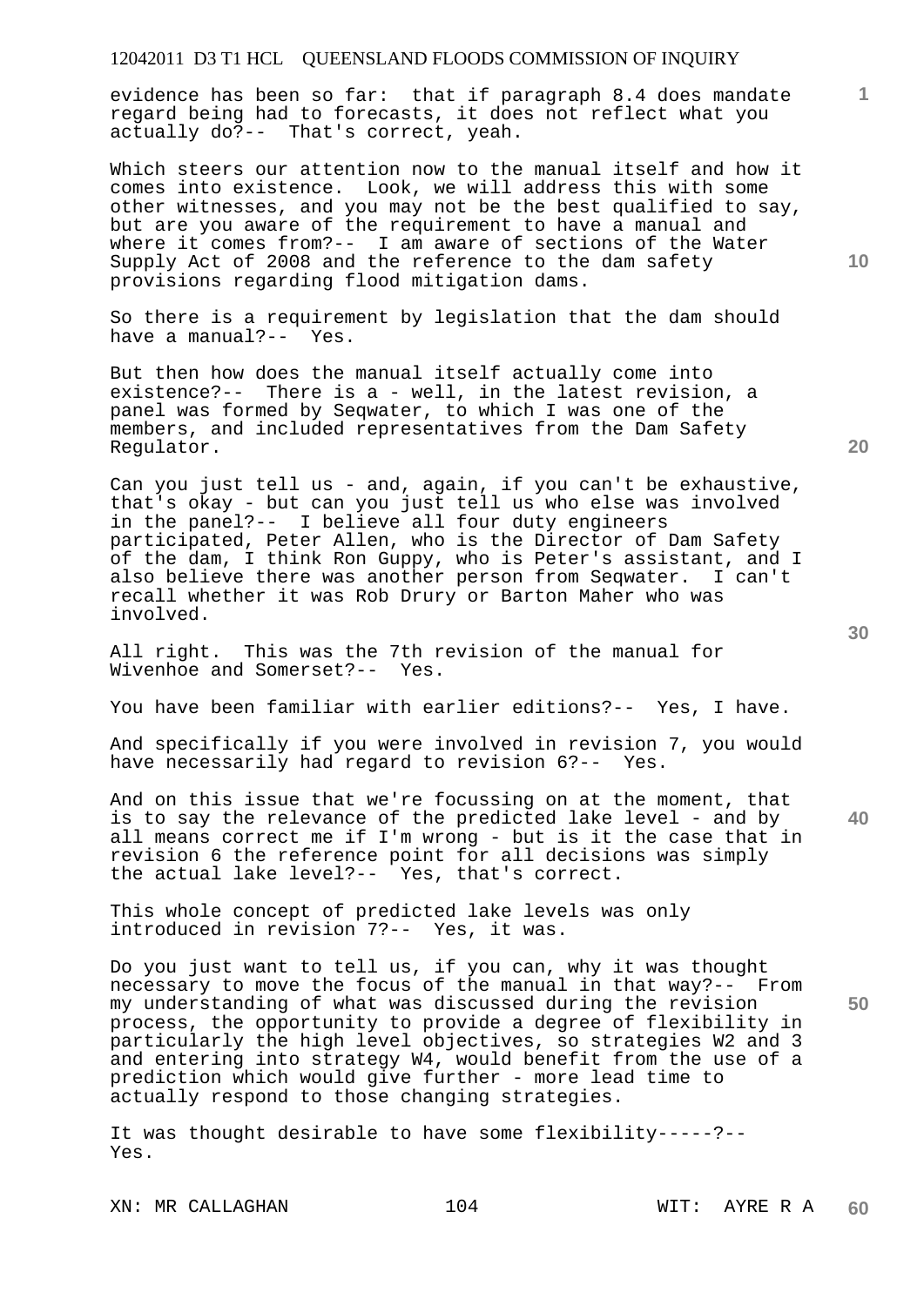evidence has been so far: that if paragraph 8.4 does mandate regard being had to forecasts, it does not reflect what you actually do?-- That's correct, yeah.

Which steers our attention now to the manual itself and how it comes into existence. Look, we will address this with some other witnesses, and you may not be the best qualified to say, but are you aware of the requirement to have a manual and where it comes from?-- I am aware of sections of the Water Supply Act of 2008 and the reference to the dam safety provisions regarding flood mitigation dams.

So there is a requirement by legislation that the dam should have a manual?-- Yes.

But then how does the manual itself actually come into existence?-- There is a - well, in the latest revision, a panel was formed by Seqwater, to which I was one of the members, and included representatives from the Dam Safety Regulator.

Can you just tell us - and, again, if you can't be exhaustive, that's okay - but can you just tell us who else was involved in the panel?-- I believe all four duty engineers participated, Peter Allen, who is the Director of Dam Safety of the dam, I think Ron Guppy, who is Peter's assistant, and I also believe there was another person from Seqwater. I can't recall whether it was Rob Drury or Barton Maher who was involved.

All right. This was the 7th revision of the manual for Wivenhoe and Somerset?-- Yes.

You have been familiar with earlier editions?-- Yes, I have.

And specifically if you were involved in revision 7, you would have necessarily had regard to revision 6?-- Yes.

And on this issue that we're focussing on at the moment, that is to say the relevance of the predicted lake level - and by all means correct me if I'm wrong - but is it the case that in revision 6 the reference point for all decisions was simply the actual lake level?-- Yes, that's correct.

This whole concept of predicted lake levels was only introduced in revision 7?-- Yes, it was.

Do you just want to tell us, if you can, why it was thought necessary to move the focus of the manual in that way?-- From my understanding of what was discussed during the revision process, the opportunity to provide a degree of flexibility in particularly the high level objectives, so strategies W2 and 3 and entering into strategy W4, would benefit from the use of a prediction which would give further - more lead time to actually respond to those changing strategies.

It was thought desirable to have some flexibility-----?-- Yes.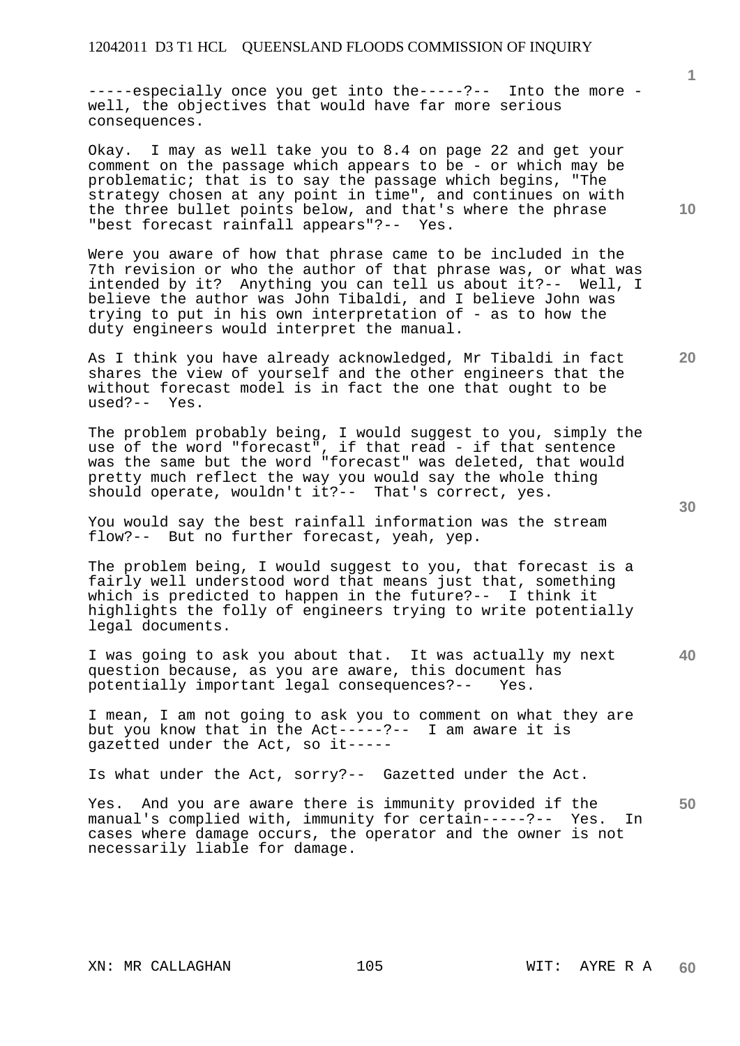-----especially once you get into the-----?-- Into the more - well, the objectives that would have far more serious consequences.

Okay. I may as well take you to 8.4 on page 22 and get your comment on the passage which appears to be - or which may be problematic; that is to say the passage which begins, "The strategy chosen at any point in time", and continues on with the three bullet points below, and that's where the phrase "best forecast rainfall appears"?-- Yes.

Were you aware of how that phrase came to be included in the 7th revision or who the author of that phrase was, or what was intended by it? Anything you can tell us about it?-- Well, I believe the author was John Tibaldi, and I believe John was trying to put in his own interpretation of - as to how the duty engineers would interpret the manual.

As I think you have already acknowledged, Mr Tibaldi in fact shares the view of yourself and the other engineers that the without forecast model is in fact the one that ought to be used?-- Yes.

The problem probably being, I would suggest to you, simply the use of the word "forecast", if that read - if that sentence was the same but the word "forecast" was deleted, that would pretty much reflect the way you would say the whole thing should operate, wouldn't it?-- That's correct, yes.

You would say the best rainfall information was the stream flow?-- But no further forecast, yeah, yep.

The problem being, I would suggest to you, that forecast is a fairly well understood word that means just that, something which is predicted to happen in the future?-- I think it highlights the folly of engineers trying to write potentially legal documents.

I was going to ask you about that. It was actually my next question because, as you are aware, this document has potentially important legal consequences?-- Yes.

I mean, I am not going to ask you to comment on what they are but you know that in the Act-----?-- I am aware it is gazetted under the Act, so it-----

Is what under the Act, sorry?-- Gazetted under the Act.

Yes. And you are aware there is immunity provided if the manual's complied with, immunity for certain-----?-- Yes. In cases where damage occurs, the operator and the owner is not necessarily liable for damage.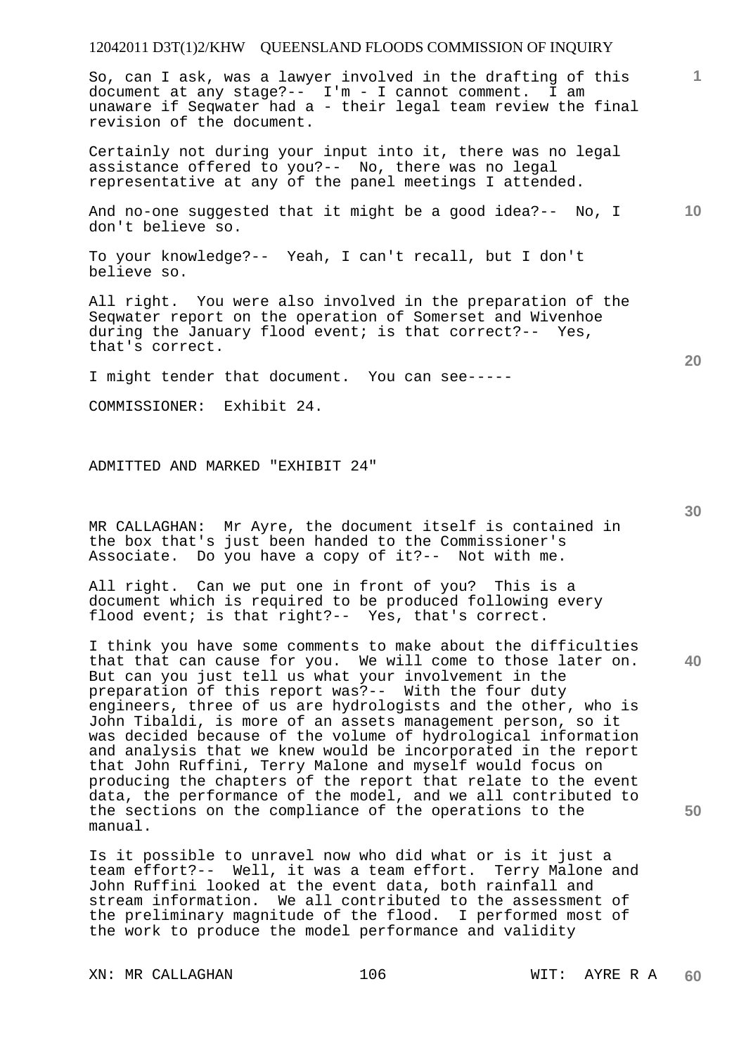So, can I ask, was a lawyer involved in the drafting of this document at any stage?-- I'm - I cannot comment. I am unaware if Seqwater had a - their legal team review the final revision of the document.

Certainly not during your input into it, there was no legal assistance offered to you?-- No, there was no legal representative at any of the panel meetings I attended.

And no-one suggested that it might be a good idea?-- No, I don't believe so.

To your knowledge?-- Yeah, I can't recall, but I don't believe so.

All right. You were also involved in the preparation of the Seqwater report on the operation of Somerset and Wivenhoe during the January flood event; is that correct?-- Yes, that's correct.

I might tender that document. You can see-----

COMMISSIONER: Exhibit 24.

ADMITTED AND MARKED "EXHIBIT 24"

MR CALLAGHAN: Mr Ayre, the document itself is contained in the box that's just been handed to the Commissioner's Associate. Do you have a copy of it?-- Not with me.

All right. Can we put one in front of you? This is a document which is required to be produced following every flood event; is that right?-- Yes, that's correct.

I think you have some comments to make about the difficulties that that can cause for you. We will come to those later on. But can you just tell us what your involvement in the preparation of this report was?-- With the four duty engineers, three of us are hydrologists and the other, who is John Tibaldi, is more of an assets management person, so it was decided because of the volume of hydrological information and analysis that we knew would be incorporated in the report that John Ruffini, Terry Malone and myself would focus on producing the chapters of the report that relate to the event data, the performance of the model, and we all contributed to the sections on the compliance of the operations to the manual.

Is it possible to unravel now who did what or is it just a team effort?-- Well, it was a team effort. Terry Malone and John Ruffini looked at the event data, both rainfall and stream information. We all contributed to the assessment of the preliminary magnitude of the flood. I performed most of the work to produce the model performance and validity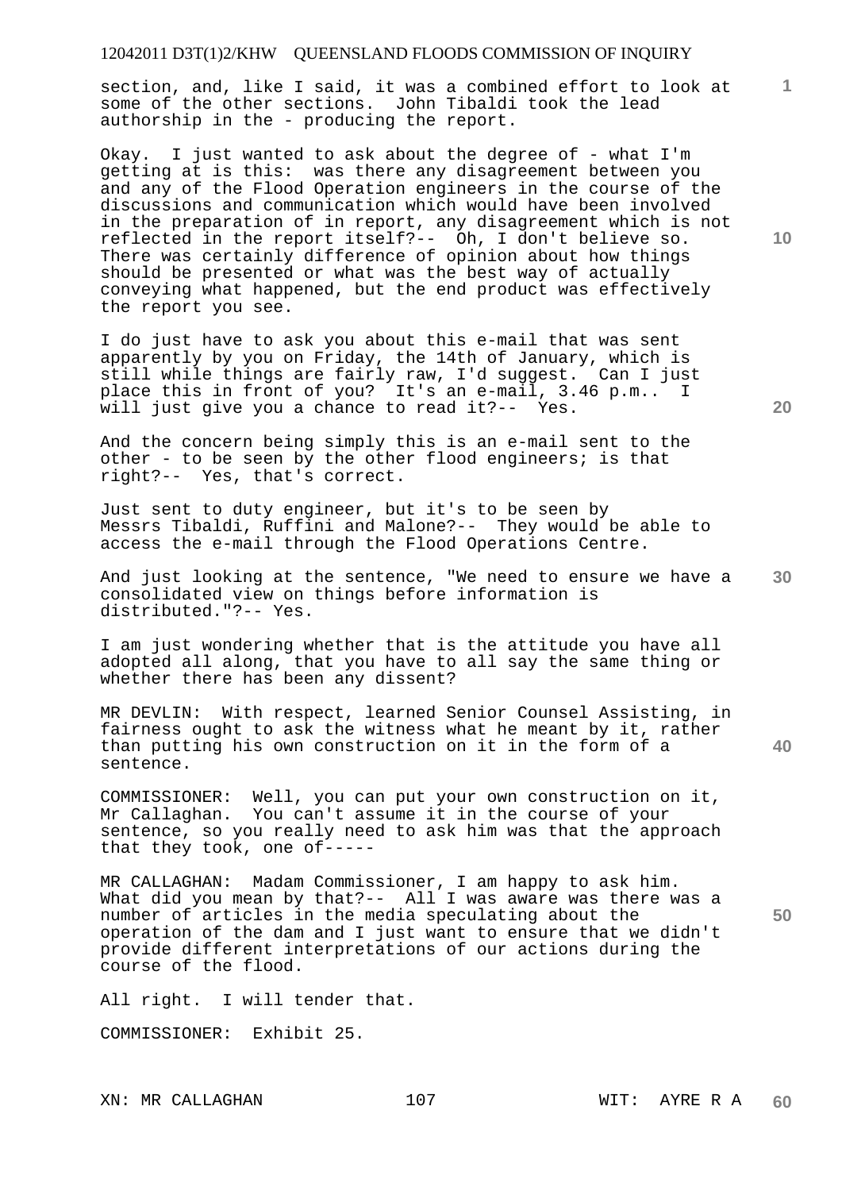section, and, like I said, it was a combined effort to look at some of the other sections. John Tibaldi took the lead authorship in the - producing the report.

Okay. I just wanted to ask about the degree of - what I'm getting at is this: was there any disagreement between you and any of the Flood Operation engineers in the course of the discussions and communication which would have been involved in the preparation of in report, any disagreement which is not reflected in the report itself?-- Oh, I don't believe so. There was certainly difference of opinion about how things should be presented or what was the best way of actually conveying what happened, but the end product was effectively the report you see.

I do just have to ask you about this e-mail that was sent apparently by you on Friday, the 14th of January, which is still while things are fairly raw, I'd suggest. Can I just place this in front of you? It's an e-mail, 3.46 p.m.. I will just give you a chance to read it?-- Yes.

And the concern being simply this is an e-mail sent to the other - to be seen by the other flood engineers; is that right?-- Yes, that's correct.

Just sent to duty engineer, but it's to be seen by Messrs Tibaldi, Ruffini and Malone?-- They would be able to access the e-mail through the Flood Operations Centre.

And just looking at the sentence, "We need to ensure we have a consolidated view on things before information is distributed."?-- Yes.

I am just wondering whether that is the attitude you have all adopted all along, that you have to all say the same thing or whether there has been any dissent?

MR DEVLIN: With respect, learned Senior Counsel Assisting, in fairness ought to ask the witness what he meant by it, rather than putting his own construction on it in the form of a sentence.

COMMISSIONER: Well, you can put your own construction on it, Mr Callaghan. You can't assume it in the course of your sentence, so you really need to ask him was that the approach that they took, one of-----

MR CALLAGHAN: Madam Commissioner, I am happy to ask him. What did you mean by that?-- All I was aware was there was a number of articles in the media speculating about the operation of the dam and I just want to ensure that we didn't provide different interpretations of our actions during the course of the flood.

All right. I will tender that.

COMMISSIONER: Exhibit 25.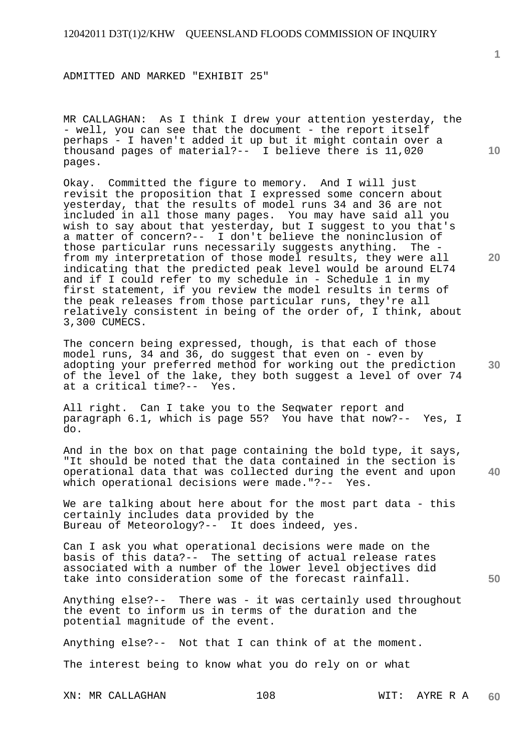ADMITTED AND MARKED "EXHIBIT 25"

MR CALLAGHAN: As I think I drew your attention yesterday, the - well, you can see that the document - the report itself perhaps - I haven't added it up but it might contain over a thousand pages of material?-- I believe there is 11,020 pages.

Okay. Committed the figure to memory. And I will just revisit the proposition that I expressed some concern about yesterday, that the results of model runs 34 and 36 are not included in all those many pages. You may have said all you wish to say about that yesterday, but I suggest to you that's a matter of concern?-- I don't believe the noninclusion of those particular runs necessarily suggests anything. The - from my interpretation of those model results, they were all indicating that the predicted peak level would be around EL74 and if I could refer to my schedule in - Schedule 1 in my first statement, if you review the model results in terms of the peak releases from those particular runs, they're all relatively consistent in being of the order of, I think, about 3,300 CUMECS.

The concern being expressed, though, is that each of those model runs, 34 and 36, do suggest that even on - even by adopting your preferred method for working out the prediction of the level of the lake, they both suggest a level of over 74 at a critical time?-- Yes.

All right. Can I take you to the Seqwater report and paragraph 6.1, which is page 55? You have that now?-- Yes, I do.

And in the box on that page containing the bold type, it says, "It should be noted that the data contained in the section is operational data that was collected during the event and upon which operational decisions were made."?-- Yes.

We are talking about here about for the most part data - this certainly includes data provided by the Bureau of Meteorology?-- It does indeed, yes.

Can I ask you what operational decisions were made on the basis of this data?-- The setting of actual release rates associated with a number of the lower level objectives did take into consideration some of the forecast rainfall.

Anything else?-- There was - it was certainly used throughout the event to inform us in terms of the duration and the potential magnitude of the event.

Anything else?-- Not that I can think of at the moment.

The interest being to know what you do rely on or what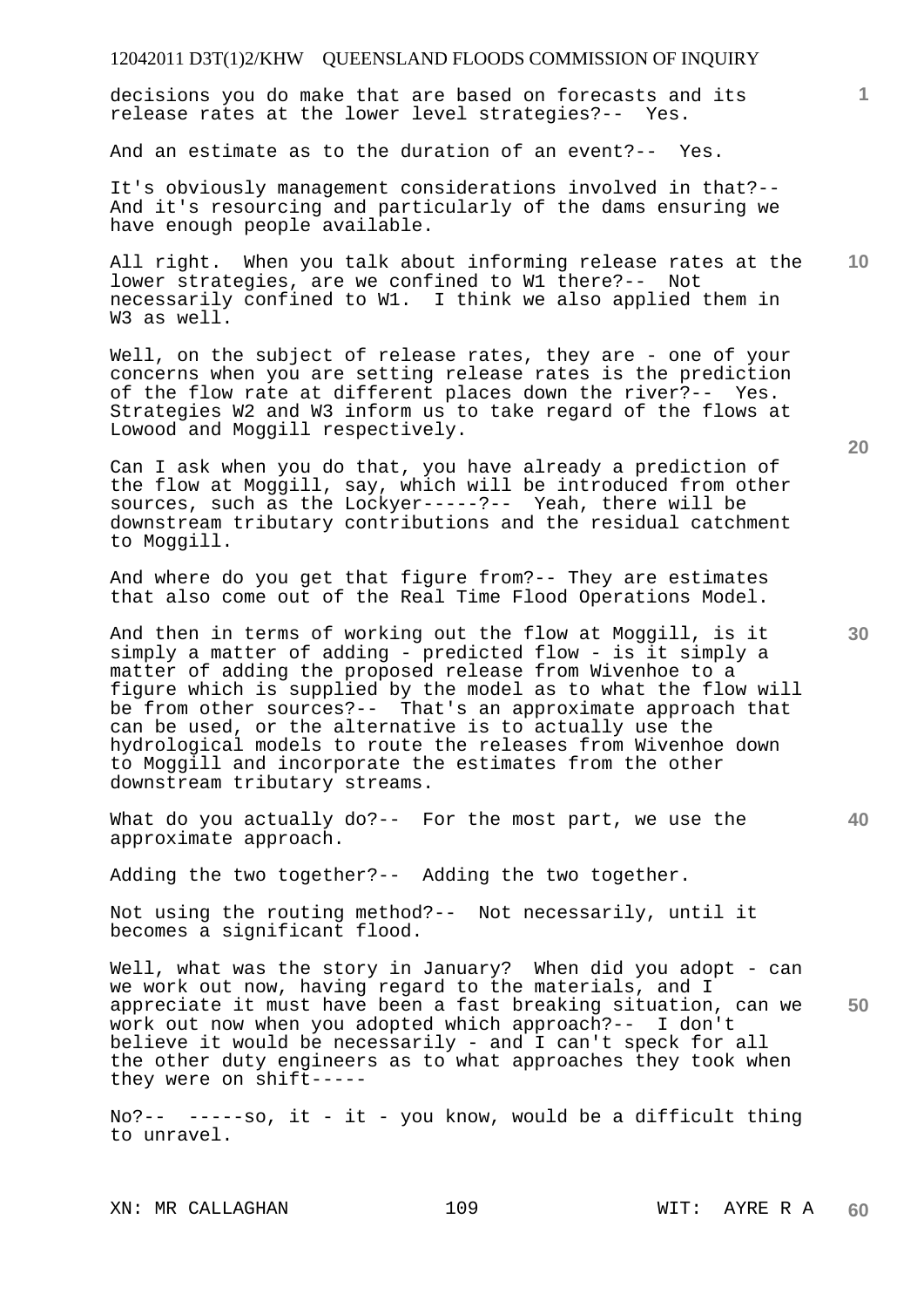decisions you do make that are based on forecasts and its release rates at the lower level strategies?-- Yes.

And an estimate as to the duration of an event?-- Yes.

It's obviously management considerations involved in that?-- And it's resourcing and particularly of the dams ensuring we have enough people available.

All right. When you talk about informing release rates at the lower strategies, are we confined to W1 there?-- Not necessarily confined to W1. I think we also applied them in W3 as well.

Well, on the subject of release rates, they are - one of your concerns when you are setting release rates is the prediction of the flow rate at different places down the river?-- Yes. Strategies W2 and W3 inform us to take regard of the flows at Lowood and Moggill respectively.

Can I ask when you do that, you have already a prediction of the flow at Moggill, say, which will be introduced from other sources, such as the Lockyer-----?-- Yeah, there will be downstream tributary contributions and the residual catchment to Moggill.

And where do you get that figure from?-- They are estimates that also come out of the Real Time Flood Operations Model.

And then in terms of working out the flow at Moggill, is it simply a matter of adding - predicted flow - is it simply a matter of adding the proposed release from Wivenhoe to a figure which is supplied by the model as to what the flow will be from other sources?-- That's an approximate approach that can be used, or the alternative is to actually use the hydrological models to route the releases from Wivenhoe down to Moggill and incorporate the estimates from the other downstream tributary streams.

What do you actually do?-- For the most part, we use the approximate approach.

Adding the two together?-- Adding the two together.

Not using the routing method?-- Not necessarily, until it becomes a significant flood.

Well, what was the story in January? When did you adopt - can we work out now, having regard to the materials, and I appreciate it must have been a fast breaking situation, can we work out now when you adopted which approach?-- I don't believe it would be necessarily - and I can't speck for all the other duty engineers as to what approaches they took when they were on shift-----

No?-- -----so, it - it - you know, would be a difficult thing to unravel.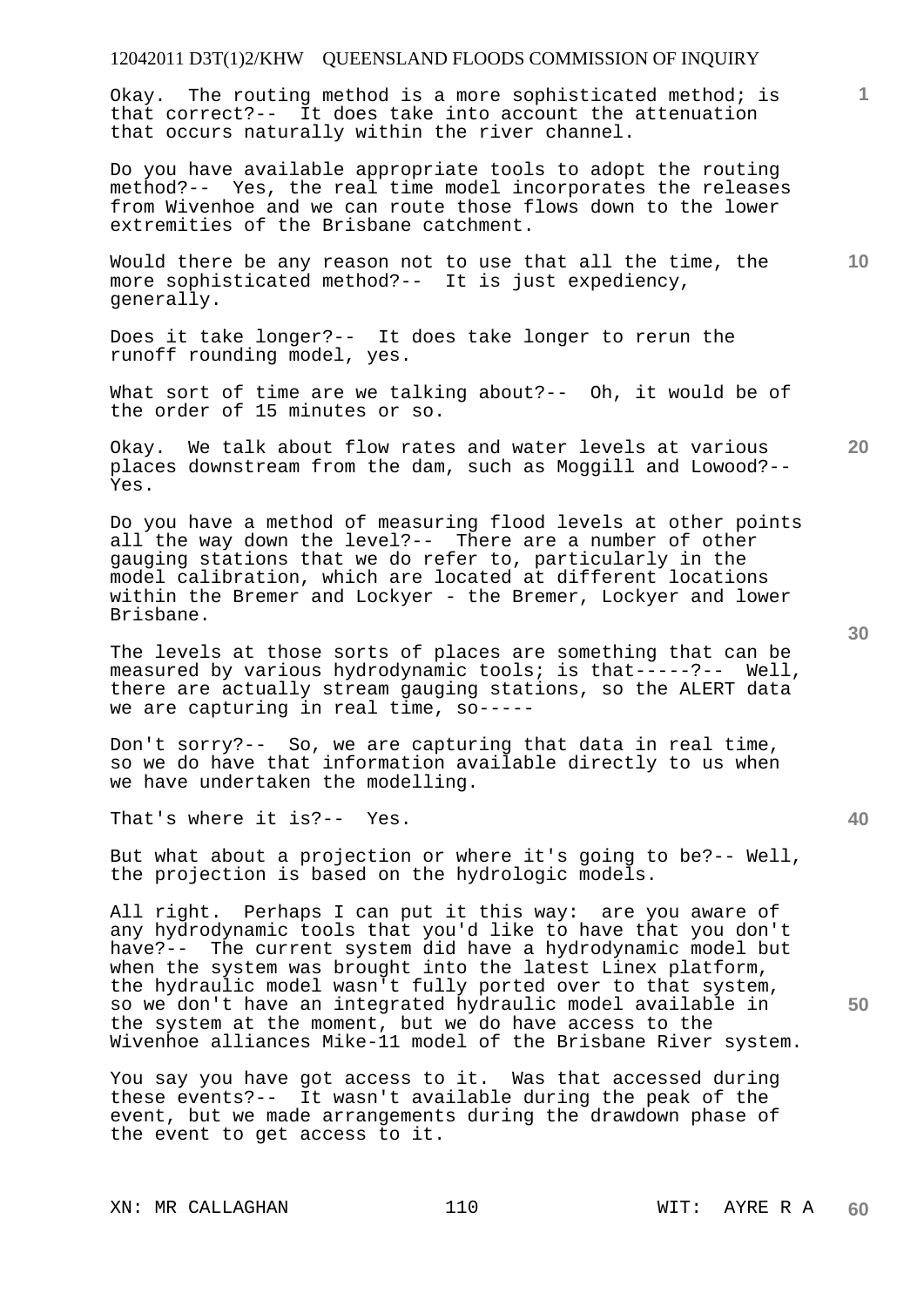Okay. The routing method is a more sophisticated method; is that correct?-- It does take into account the attenuation that occurs naturally within the river channel.

Do you have available appropriate tools to adopt the routing method?-- Yes, the real time model incorporates the releases from Wivenhoe and we can route those flows down to the lower extremities of the Brisbane catchment.

Would there be any reason not to use that all the time, the more sophisticated method?-- It is just expediency, generally.

Does it take longer?-- It does take longer to rerun the runoff rounding model, yes.

What sort of time are we talking about?-- Oh, it would be of the order of 15 minutes or so.

Okay. We talk about flow rates and water levels at various places downstream from the dam, such as Moggill and Lowood?-- Yes.

Do you have a method of measuring flood levels at other points all the way down the level?-- There are a number of other gauging stations that we do refer to, particularly in the model calibration, which are located at different locations within the Bremer and Lockyer - the Bremer, Lockyer and lower Brisbane.

The levels at those sorts of places are something that can be measured by various hydrodynamic tools; is that-----?-- Well, there are actually stream gauging stations, so the ALERT data we are capturing in real time, so-----

Don't sorry?-- So, we are capturing that data in real time, so we do have that information available directly to us when we have undertaken the modelling.

That's where it is?-- Yes.

But what about a projection or where it's going to be?-- Well, the projection is based on the hydrologic models.

All right. Perhaps I can put it this way: are you aware of any hydrodynamic tools that you'd like to have that you don't have?-- The current system did have a hydrodynamic model but when the system was brought into the latest Linex platform, the hydraulic model wasn't fully ported over to that system, so we don't have an integrated hydraulic model available in the system at the moment, but we do have access to the Wivenhoe alliances Mike-11 model of the Brisbane River system.

You say you have got access to it. Was that accessed during these events?-- It wasn't available during the peak of the event, but we made arrangements during the drawdown phase of the event to get access to it.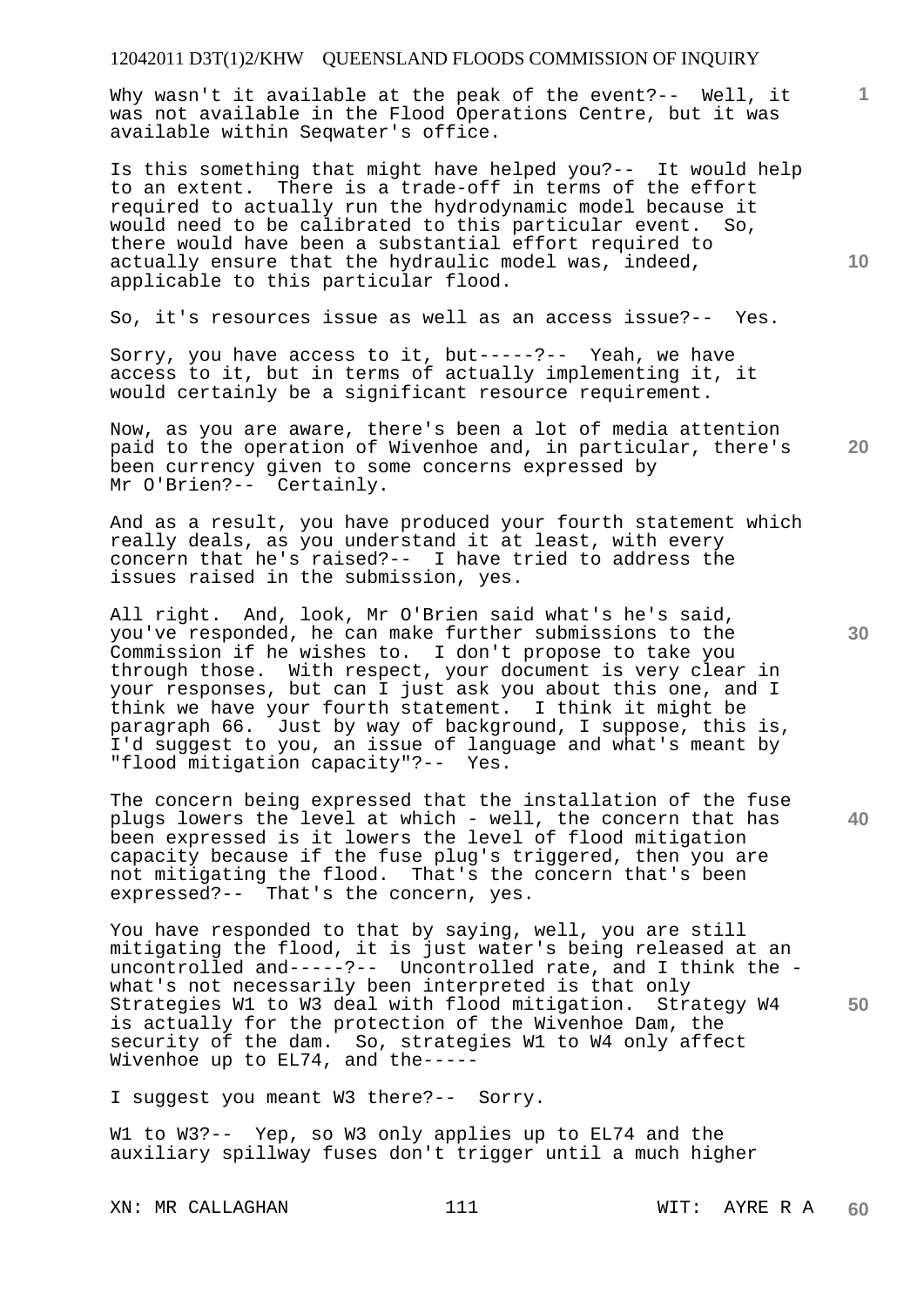Why wasn't it available at the peak of the event?-- Well, it was not available in the Flood Operations Centre, but it was available within Seqwater's office.

Is this something that might have helped you?-- It would help to an extent. There is a trade-off in terms of the effort required to actually run the hydrodynamic model because it would need to be calibrated to this particular event. So, there would have been a substantial effort required to actually ensure that the hydraulic model was, indeed, applicable to this particular flood.

So, it's resources issue as well as an access issue?-- Yes.

Sorry, you have access to it, but-----?-- Yeah, we have access to it, but in terms of actually implementing it, it would certainly be a significant resource requirement.

Now, as you are aware, there's been a lot of media attention paid to the operation of Wivenhoe and, in particular, there's been currency given to some concerns expressed by Mr O'Brien?-- Certainly.

And as a result, you have produced your fourth statement which really deals, as you understand it at least, with every concern that he's raised?-- I have tried to address the issues raised in the submission, yes.

All right. And, look, Mr O'Brien said what's he's said, you've responded, he can make further submissions to the Commission if he wishes to. I don't propose to take you through those. With respect, your document is very clear in your responses, but can I just ask you about this one, and I think we have your fourth statement. I think it might be paragraph 66. Just by way of background, I suppose, this is, I'd suggest to you, an issue of language and what's meant by "flood mitigation capacity"?-- Yes.

The concern being expressed that the installation of the fuse plugs lowers the level at which - well, the concern that has been expressed is it lowers the level of flood mitigation capacity because if the fuse plug's triggered, then you are not mitigating the flood. That's the concern that's been expressed?-- That's the concern, yes.

You have responded to that by saying, well, you are still mitigating the flood, it is just water's being released at an uncontrolled and-----?-- Uncontrolled rate, and I think the - what's not necessarily been interpreted is that only Strategies W1 to W3 deal with flood mitigation. Strategy W4 is actually for the protection of the Wivenhoe Dam, the security of the dam. So, strategies W1 to W4 only affect Wivenhoe up to EL74, and the-----

I suggest you meant W3 there?-- Sorry.

W1 to W3?-- Yep, so W3 only applies up to EL74 and the auxiliary spillway fuses don't trigger until a much higher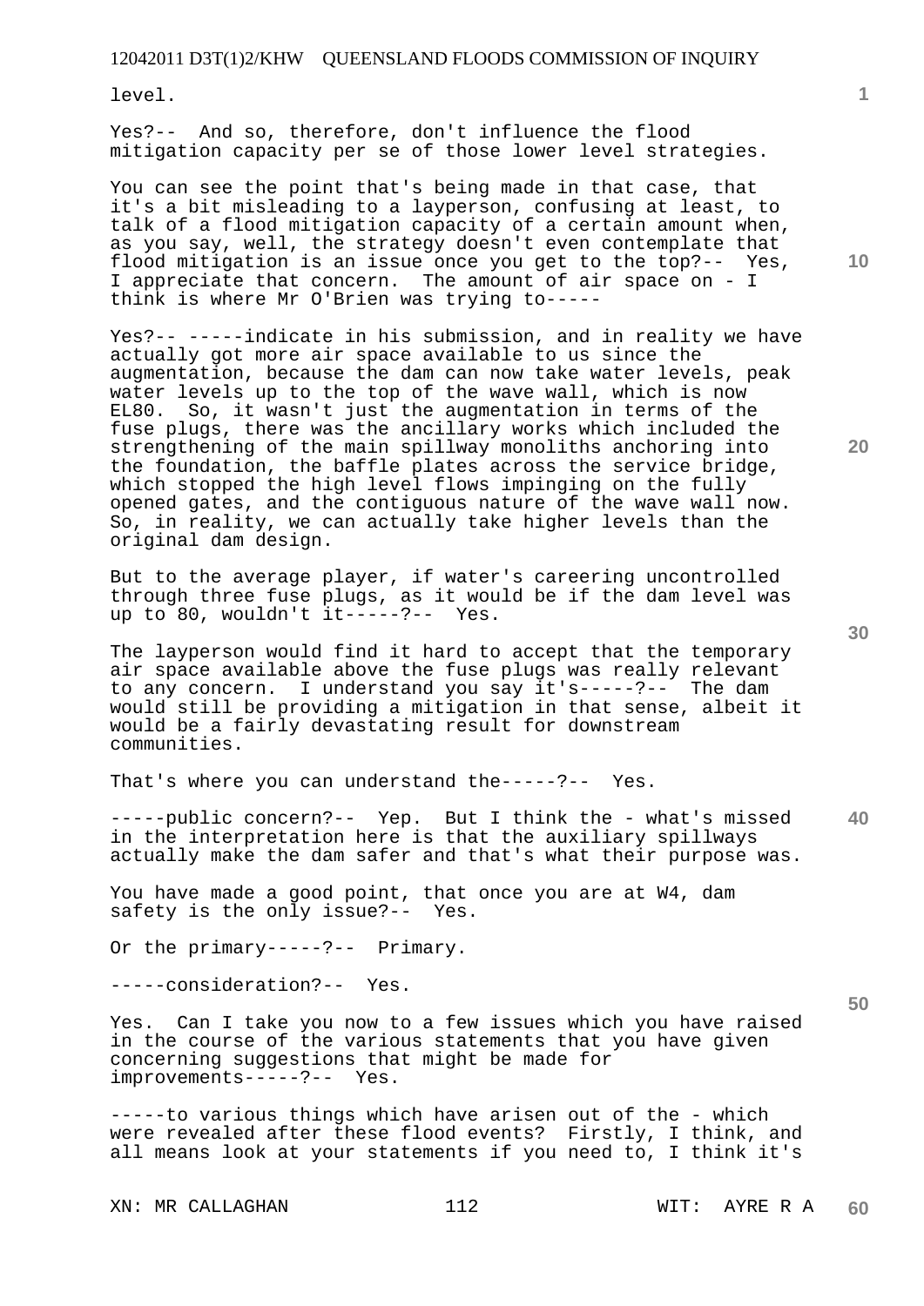level.

Yes?-- And so, therefore, don't influence the flood mitigation capacity per se of those lower level strategies.

You can see the point that's being made in that case, that it's a bit misleading to a layperson, confusing at least, to talk of a flood mitigation capacity of a certain amount when, as you say, well, the strategy doesn't even contemplate that flood mitigation is an issue once you get to the top?-- Yes, I appreciate that concern. The amount of air space on - I think is where Mr O'Brien was trying to-----

Yes?-- -----indicate in his submission, and in reality we have actually got more air space available to us since the augmentation, because the dam can now take water levels, peak water levels up to the top of the wave wall, which is now EL80. So, it wasn't just the augmentation in terms of the fuse plugs, there was the ancillary works which included the strengthening of the main spillway monoliths anchoring into the foundation, the baffle plates across the service bridge, which stopped the high level flows impinging on the fully opened gates, and the contiguous nature of the wave wall now. So, in reality, we can actually take higher levels than the original dam design.

But to the average player, if water's careering uncontrolled through three fuse plugs, as it would be if the dam level was up to 80, wouldn't it-----?-- Yes.

The layperson would find it hard to accept that the temporary air space available above the fuse plugs was really relevant to any concern. I understand you say it's-----?-- The dam would still be providing a mitigation in that sense, albeit it would be a fairly devastating result for downstream communities.

That's where you can understand the-----?-- Yes.

-----public concern?-- Yep. But I think the - what's missed in the interpretation here is that the auxiliary spillways actually make the dam safer and that's what their purpose was.

You have made a good point, that once you are at W4, dam safety is the only issue?-- Yes.

Or the primary-----?-- Primary.

-----consideration?-- Yes.

Yes. Can I take you now to a few issues which you have raised in the course of the various statements that you have given concerning suggestions that might be made for improvements-----?-- Yes.

-----to various things which have arisen out of the - which were revealed after these flood events? Firstly, I think, and all means look at your statements if you need to, I think it's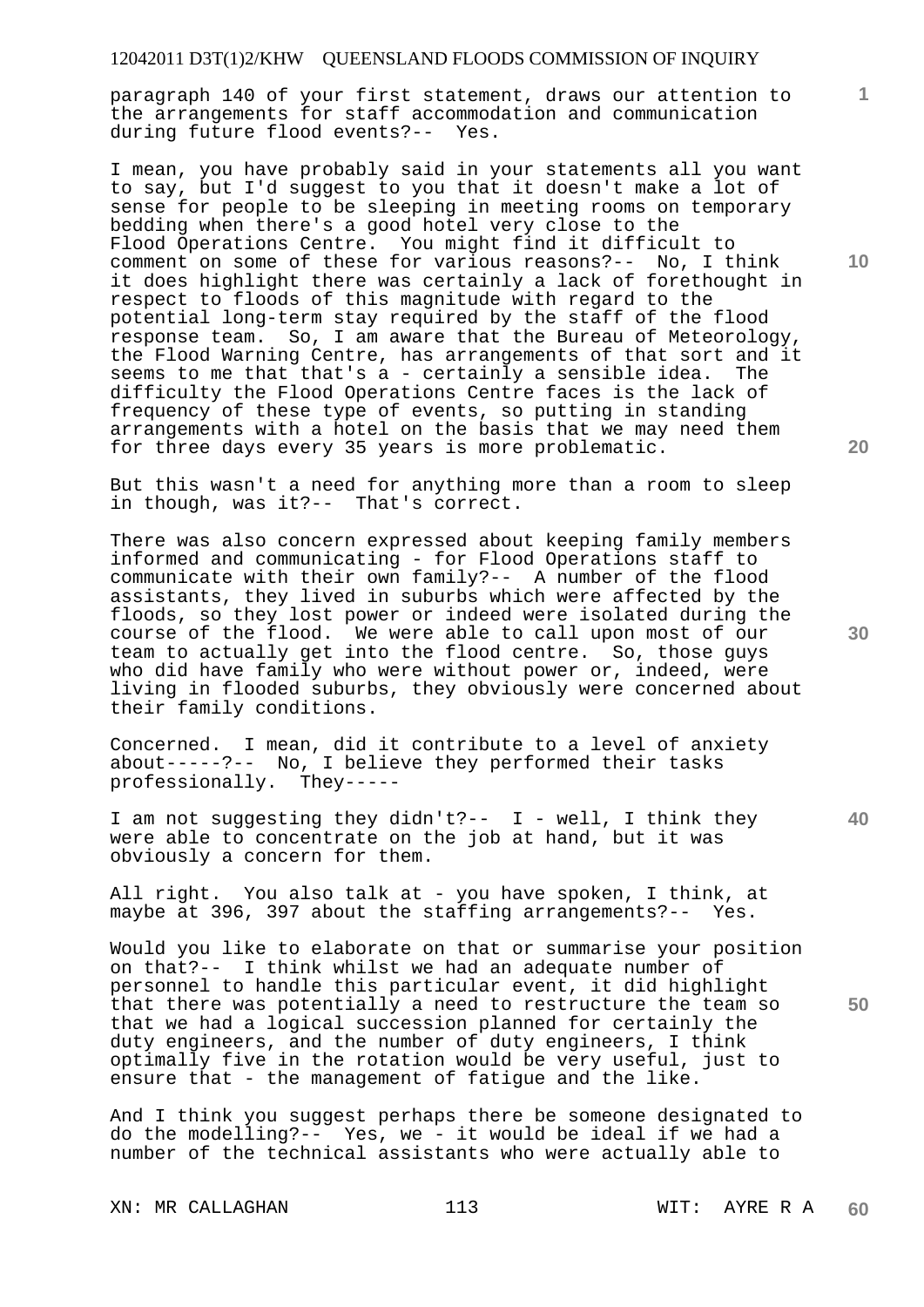paragraph 140 of your first statement, draws our attention to the arrangements for staff accommodation and communication during future flood events?-- Yes.

I mean, you have probably said in your statements all you want to say, but I'd suggest to you that it doesn't make a lot of sense for people to be sleeping in meeting rooms on temporary bedding when there's a good hotel very close to the Flood Operations Centre. You might find it difficult to comment on some of these for various reasons?-- No, I think it does highlight there was certainly a lack of forethought in respect to floods of this magnitude with regard to the potential long-term stay required by the staff of the flood response team. So, I am aware that the Bureau of Meteorology, the Flood Warning Centre, has arrangements of that sort and it seems to me that that's a - certainly a sensible idea. The difficulty the Flood Operations Centre faces is the lack of frequency of these type of events, so putting in standing arrangements with a hotel on the basis that we may need them for three days every 35 years is more problematic.

But this wasn't a need for anything more than a room to sleep in though, was it?-- That's correct.

There was also concern expressed about keeping family members informed and communicating - for Flood Operations staff to communicate with their own family?-- A number of the flood assistants, they lived in suburbs which were affected by the floods, so they lost power or indeed were isolated during the course of the flood. We were able to call upon most of our team to actually get into the flood centre. So, those guys who did have family who were without power or, indeed, were living in flooded suburbs, they obviously were concerned about their family conditions.

Concerned. I mean, did it contribute to a level of anxiety about-----?-- No, I believe they performed their tasks professionally. They-----

I am not suggesting they didn't?-- I - well, I think they were able to concentrate on the job at hand, but it was obviously a concern for them.

All right. You also talk at - you have spoken, I think, at maybe at 396, 397 about the staffing arrangements?-- Yes.

Would you like to elaborate on that or summarise your position on that?-- I think whilst we had an adequate number of personnel to handle this particular event, it did highlight that there was potentially a need to restructure the team so that we had a logical succession planned for certainly the duty engineers, and the number of duty engineers, I think optimally five in the rotation would be very useful, just to ensure that - the management of fatigue and the like.

And I think you suggest perhaps there be someone designated to do the modelling?-- Yes, we - it would be ideal if we had a number of the technical assistants who were actually able to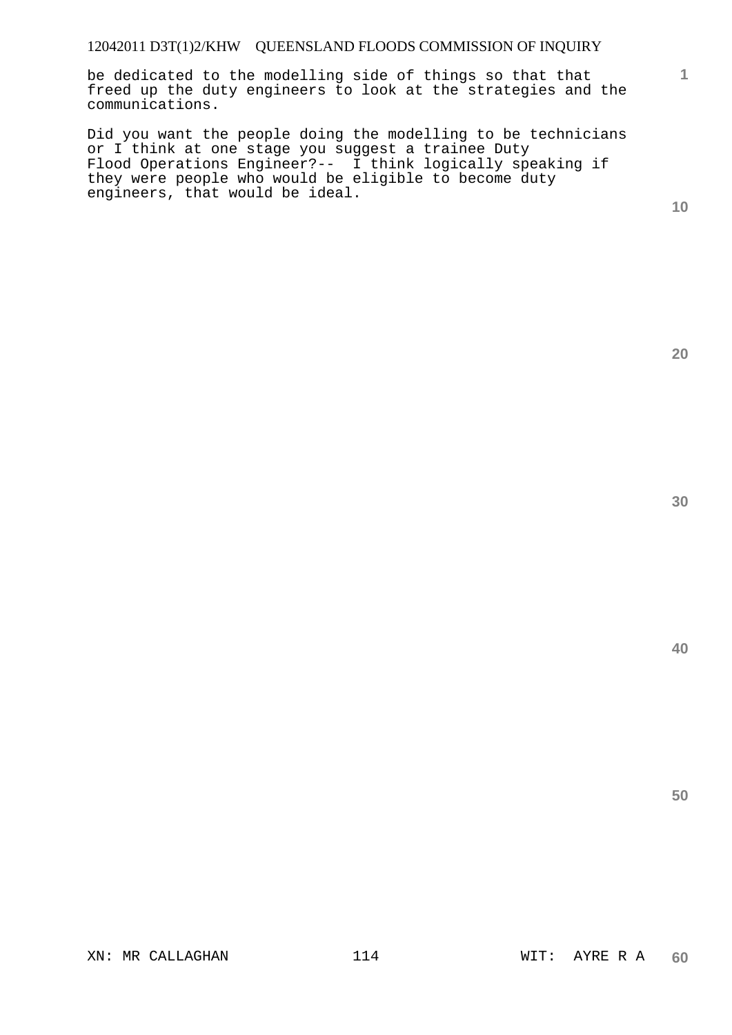be dedicated to the modelling side of things so that that freed up the duty engineers to look at the strategies and the communications.

Did you want the people doing the modelling to be technicians or I think at one stage you suggest a trainee Duty Flood Operations Engineer?-- I think logically speaking if they were people who would be eligible to become duty engineers, that would be ideal.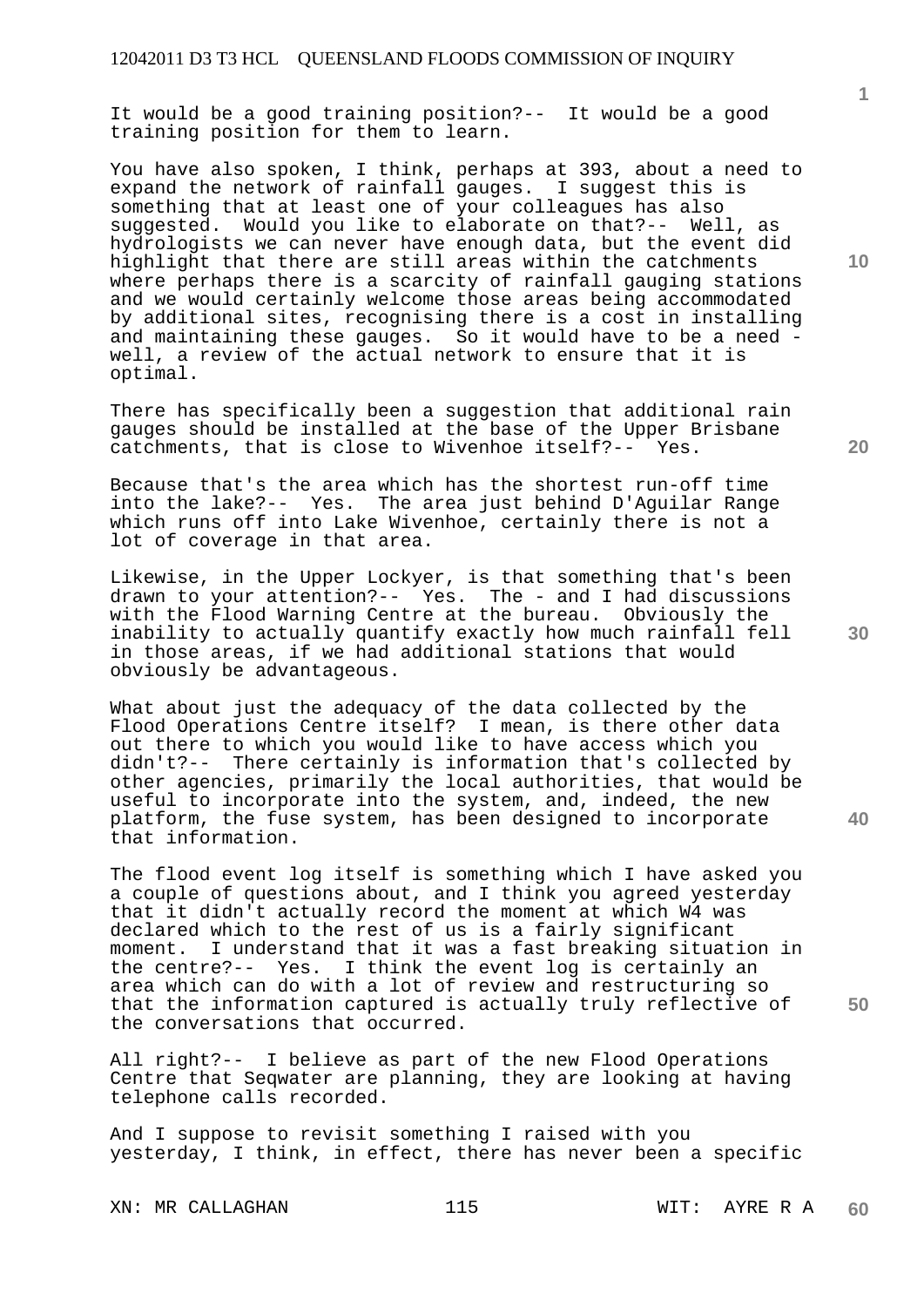It would be a good training position?-- It would be a good training position for them to learn.

You have also spoken, I think, perhaps at 393, about a need to expand the network of rainfall gauges. I suggest this is something that at least one of your colleagues has also suggested. Would you like to elaborate on that?-- Well, as hydrologists we can never have enough data, but the event did highlight that there are still areas within the catchments where perhaps there is a scarcity of rainfall gauging stations and we would certainly welcome those areas being accommodated by additional sites, recognising there is a cost in installing and maintaining these gauges. So it would have to be a need - well, a review of the actual network to ensure that it is optimal.

There has specifically been a suggestion that additional rain gauges should be installed at the base of the Upper Brisbane catchments, that is close to Wivenhoe itself?-- Yes.

Because that's the area which has the shortest run-off time into the lake?-- Yes. The area just behind D'Aguilar Range which runs off into Lake Wivenhoe, certainly there is not a lot of coverage in that area.

Likewise, in the Upper Lockyer, is that something that's been drawn to your attention?-- Yes. The - and I had discussions with the Flood Warning Centre at the bureau. Obviously the inability to actually quantify exactly how much rainfall fell in those areas, if we had additional stations that would obviously be advantageous.

What about just the adequacy of the data collected by the Flood Operations Centre itself? I mean, is there other data out there to which you would like to have access which you didn't?-- There certainly is information that's collected by other agencies, primarily the local authorities, that would be useful to incorporate into the system, and, indeed, the new platform, the fuse system, has been designed to incorporate that information.

The flood event log itself is something which I have asked you a couple of questions about, and I think you agreed yesterday that it didn't actually record the moment at which W4 was declared which to the rest of us is a fairly significant moment. I understand that it was a fast breaking situation in the centre?-- Yes. I think the event log is certainly an area which can do with a lot of review and restructuring so that the information captured is actually truly reflective of the conversations that occurred.

All right?-- I believe as part of the new Flood Operations Centre that Seqwater are planning, they are looking at having telephone calls recorded.

And I suppose to revisit something I raised with you yesterday, I think, in effect, there has never been a specific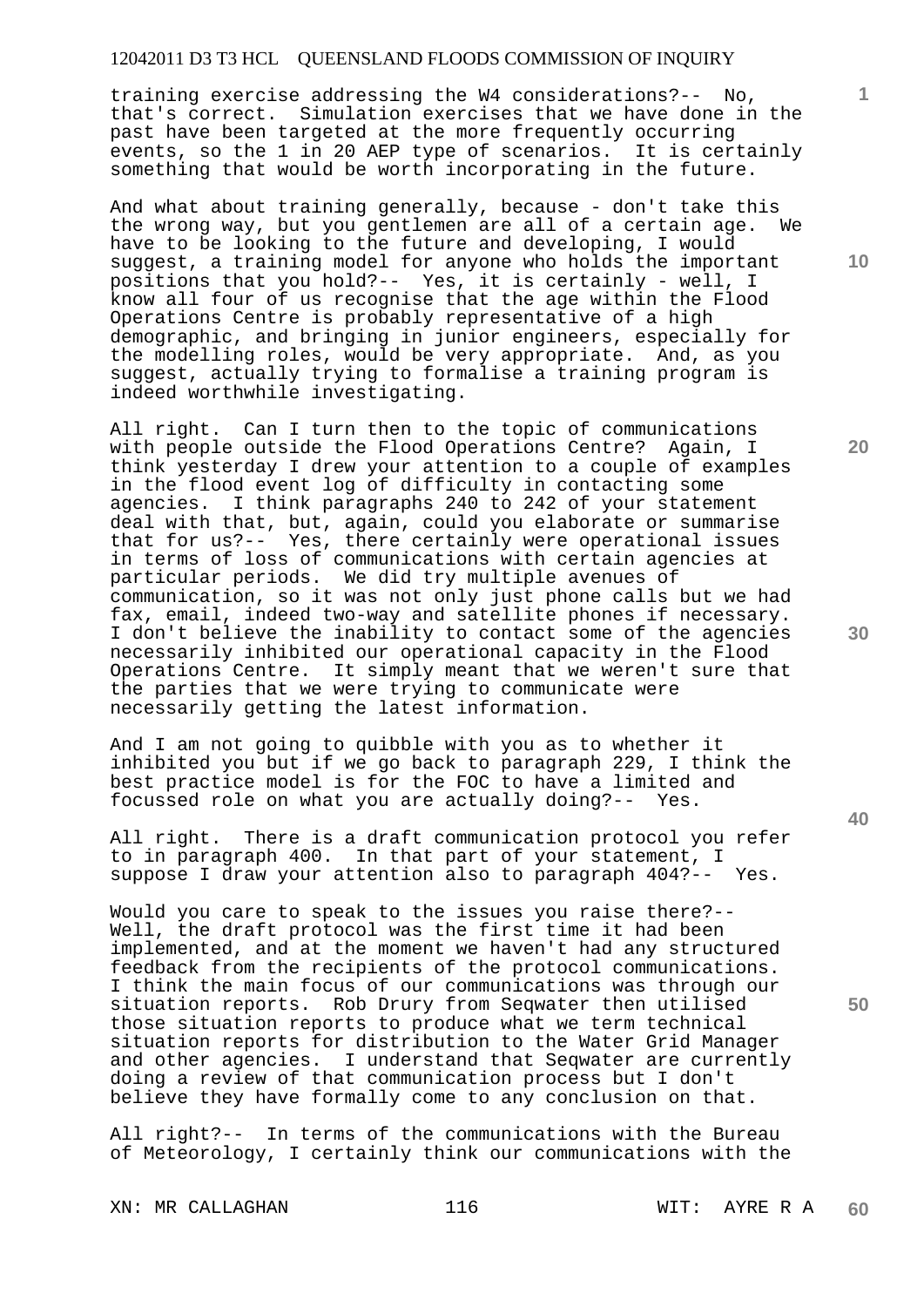training exercise addressing the W4 considerations?-- No, that's correct. Simulation exercises that we have done in the past have been targeted at the more frequently occurring events, so the 1 in 20 AEP type of scenarios. It is certainly something that would be worth incorporating in the future.

And what about training generally, because - don't take this the wrong way, but you gentlemen are all of a certain age. We have to be looking to the future and developing, I would suggest, a training model for anyone who holds the important positions that you hold?-- Yes, it is certainly - well, I know all four of us recognise that the age within the Flood Operations Centre is probably representative of a high demographic, and bringing in junior engineers, especially for the modelling roles, would be very appropriate. And, as you suggest, actually trying to formalise a training program is indeed worthwhile investigating.

All right. Can I turn then to the topic of communications with people outside the Flood Operations Centre? Again, I think yesterday I drew your attention to a couple of examples in the flood event log of difficulty in contacting some agencies. I think paragraphs 240 to 242 of your statement deal with that, but, again, could you elaborate or summarise that for us?-- Yes, there certainly were operational issues in terms of loss of communications with certain agencies at particular periods. We did try multiple avenues of communication, so it was not only just phone calls but we had fax, email, indeed two-way and satellite phones if necessary. I don't believe the inability to contact some of the agencies necessarily inhibited our operational capacity in the Flood Operations Centre. It simply meant that we weren't sure that the parties that we were trying to communicate were necessarily getting the latest information.

And I am not going to quibble with you as to whether it inhibited you but if we go back to paragraph 229, I think the best practice model is for the FOC to have a limited and focussed role on what you are actually doing?-- Yes.

All right. There is a draft communication protocol you refer to in paragraph 400. In that part of your statement, I suppose I draw your attention also to paragraph 404?-- Yes.

Would you care to speak to the issues you raise there?-- Well, the draft protocol was the first time it had been implemented, and at the moment we haven't had any structured feedback from the recipients of the protocol communications. I think the main focus of our communications was through our situation reports. Rob Drury from Seqwater then utilised those situation reports to produce what we term technical situation reports for distribution to the Water Grid Manager and other agencies. I understand that Seqwater are currently doing a review of that communication process but I don't believe they have formally come to any conclusion on that.

All right?-- In terms of the communications with the Bureau of Meteorology, I certainly think our communications with the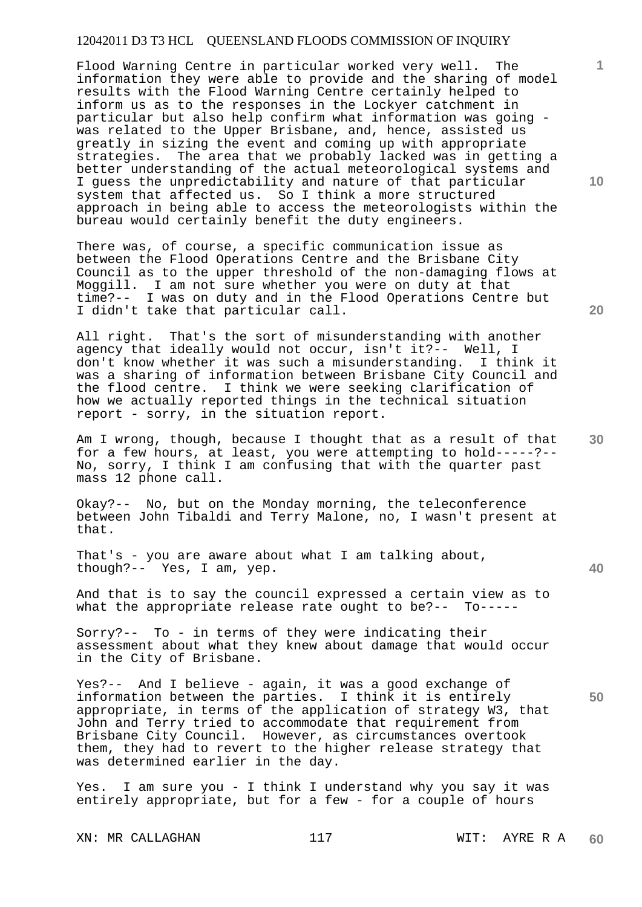Flood Warning Centre in particular worked very well. The information they were able to provide and the sharing of model results with the Flood Warning Centre certainly helped to inform us as to the responses in the Lockyer catchment in particular but also help confirm what information was going - was related to the Upper Brisbane, and, hence, assisted us greatly in sizing the event and coming up with appropriate strategies. The area that we probably lacked was in getting a better understanding of the actual meteorological systems and I guess the unpredictability and nature of that particular system that affected us. So I think a more structured approach in being able to access the meteorologists within the bureau would certainly benefit the duty engineers.

There was, of course, a specific communication issue as between the Flood Operations Centre and the Brisbane City Council as to the upper threshold of the non-damaging flows at Moggill. I am not sure whether you were on duty at that time?-- I was on duty and in the Flood Operations Centre but I didn't take that particular call.

All right. That's the sort of misunderstanding with another agency that ideally would not occur, isn't it?-- Well, I don't know whether it was such a misunderstanding. I think it was a sharing of information between Brisbane City Council and the flood centre. I think we were seeking clarification of how we actually reported things in the technical situation report - sorry, in the situation report.

Am I wrong, though, because I thought that as a result of that for a few hours, at least, you were attempting to hold-----?-- No, sorry, I think I am confusing that with the quarter past mass 12 phone call.

Okay?-- No, but on the Monday morning, the teleconference between John Tibaldi and Terry Malone, no, I wasn't present at that.

That's - you are aware about what I am talking about, though?-- Yes, I am, yep.

And that is to say the council expressed a certain view as to what the appropriate release rate ought to be?-- To-----

Sorry?-- To - in terms of they were indicating their assessment about what they knew about damage that would occur in the City of Brisbane.

Yes?-- And I believe - again, it was a good exchange of information between the parties. I think it is entirely appropriate, in terms of the application of strategy W3, that John and Terry tried to accommodate that requirement from Brisbane City Council. However, as circumstances overtook them, they had to revert to the higher release strategy that was determined earlier in the day.

Yes. I am sure you - I think I understand why you say it was entirely appropriate, but for a few - for a couple of hours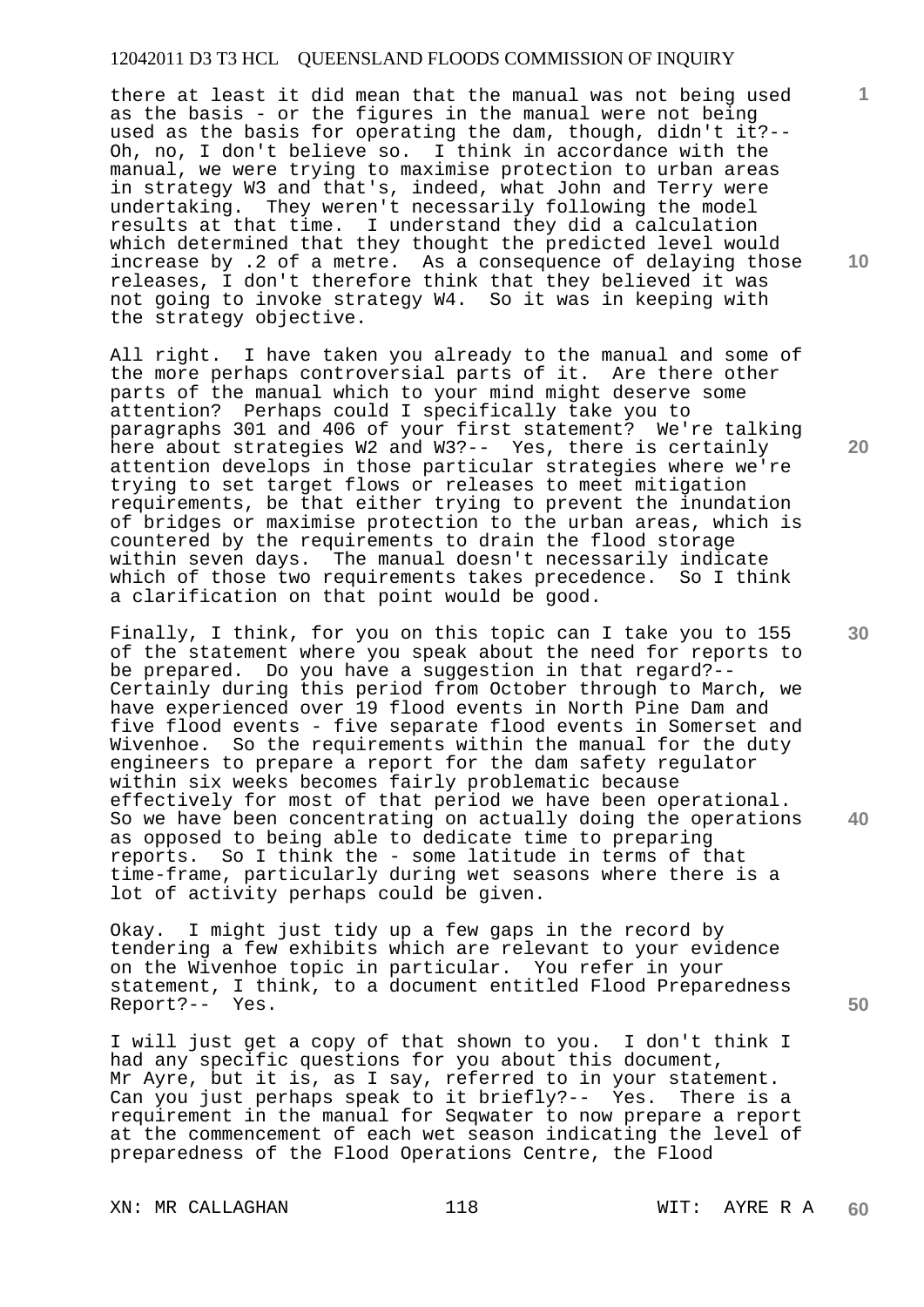there at least it did mean that the manual was not being used as the basis - or the figures in the manual were not being used as the basis for operating the dam, though, didn't it?-- Oh, no, I don't believe so. I think in accordance with the manual, we were trying to maximise protection to urban areas in strategy W3 and that's, indeed, what John and Terry were undertaking. They weren't necessarily following the model results at that time. I understand they did a calculation which determined that they thought the predicted level would increase by .2 of a metre. As a consequence of delaying those releases, I don't therefore think that they believed it was not going to invoke strategy W4. So it was in keeping with the strategy objective.

All right. I have taken you already to the manual and some of the more perhaps controversial parts of it. Are there other parts of the manual which to your mind might deserve some attention? Perhaps could I specifically take you to paragraphs 301 and 406 of your first statement? We're talking here about strategies W2 and W3?-- Yes, there is certainly attention develops in those particular strategies where we're trying to set target flows or releases to meet mitigation requirements, be that either trying to prevent the inundation of bridges or maximise protection to the urban areas, which is countered by the requirements to drain the flood storage within seven days. The manual doesn't necessarily indicate which of those two requirements takes precedence. So I think a clarification on that point would be good.

Finally, I think, for you on this topic can I take you to 155 of the statement where you speak about the need for reports to be prepared. Do you have a suggestion in that regard?-- Certainly during this period from October through to March, we have experienced over 19 flood events in North Pine Dam and five flood events - five separate flood events in Somerset and Wivenhoe. So the requirements within the manual for the duty engineers to prepare a report for the dam safety regulator within six weeks becomes fairly problematic because effectively for most of that period we have been operational. So we have been concentrating on actually doing the operations as opposed to being able to dedicate time to preparing reports. So I think the - some latitude in terms of that time-frame, particularly during wet seasons where there is a lot of activity perhaps could be given.

Okay. I might just tidy up a few gaps in the record by tendering a few exhibits which are relevant to your evidence on the Wivenhoe topic in particular. You refer in your statement, I think, to a document entitled Flood Preparedness Report?-- Yes.

I will just get a copy of that shown to you. I don't think I had any specific questions for you about this document, Mr Ayre, but it is, as I say, referred to in your statement. Can you just perhaps speak to it briefly?-- Yes. There is a requirement in the manual for Seqwater to now prepare a report at the commencement of each wet season indicating the level of preparedness of the Flood Operations Centre, the Flood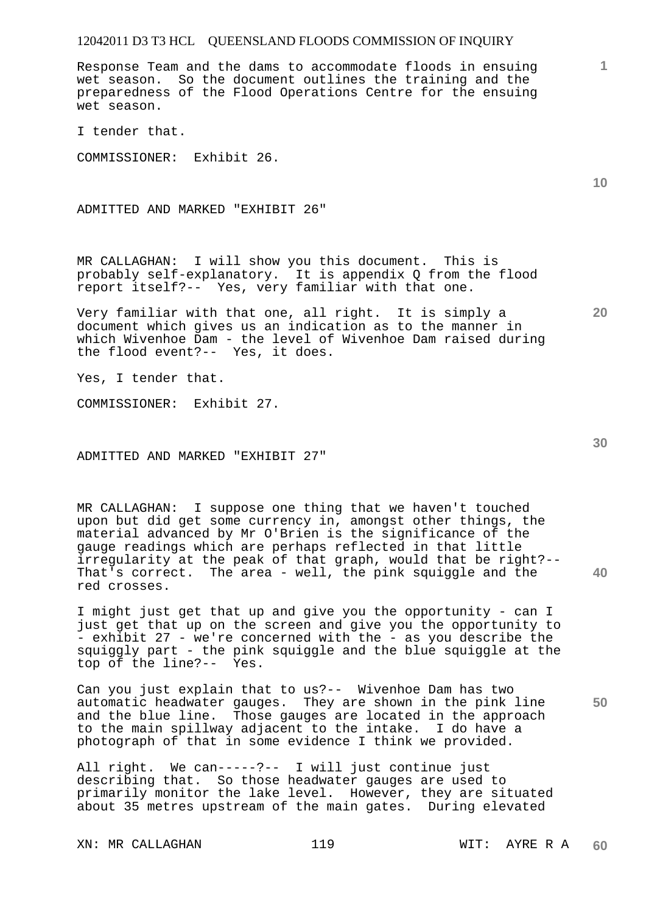Response Team and the dams to accommodate floods in ensuing wet season. So the document outlines the training and the preparedness of the Flood Operations Centre for the ensuing wet season.

I tender that.

COMMISSIONER: Exhibit 26.

ADMITTED AND MARKED "EXHIBIT 26"

MR CALLAGHAN: I will show you this document. This is probably self-explanatory. It is appendix Q from the flood report itself?-- Yes, very familiar with that one.

Very familiar with that one, all right. It is simply a document which gives us an indication as to the manner in which Wivenhoe Dam - the level of Wivenhoe Dam raised during the flood event?-- Yes, it does.

Yes, I tender that.

COMMISSIONER: Exhibit 27.

ADMITTED AND MARKED "EXHIBIT 27"

MR CALLAGHAN: I suppose one thing that we haven't touched upon but did get some currency in, amongst other things, the material advanced by Mr O'Brien is the significance of the gauge readings which are perhaps reflected in that little irregularity at the peak of that graph, would that be right?-- That's correct. The area - well, the pink squiggle and the red crosses.

I might just get that up and give you the opportunity - can I just get that up on the screen and give you the opportunity to - exhibit 27 - we're concerned with the - as you describe the squiggly part - the pink squiggle and the blue squiggle at the top of the line?-- Yes.

Can you just explain that to us?-- Wivenhoe Dam has two automatic headwater gauges. They are shown in the pink line and the blue line. Those gauges are located in the approach to the main spillway adjacent to the intake. I do have a photograph of that in some evidence I think we provided.

All right. We can-----?-- I will just continue just describing that. So those headwater gauges are used to primarily monitor the lake level. However, they are situated about 35 metres upstream of the main gates. During elevated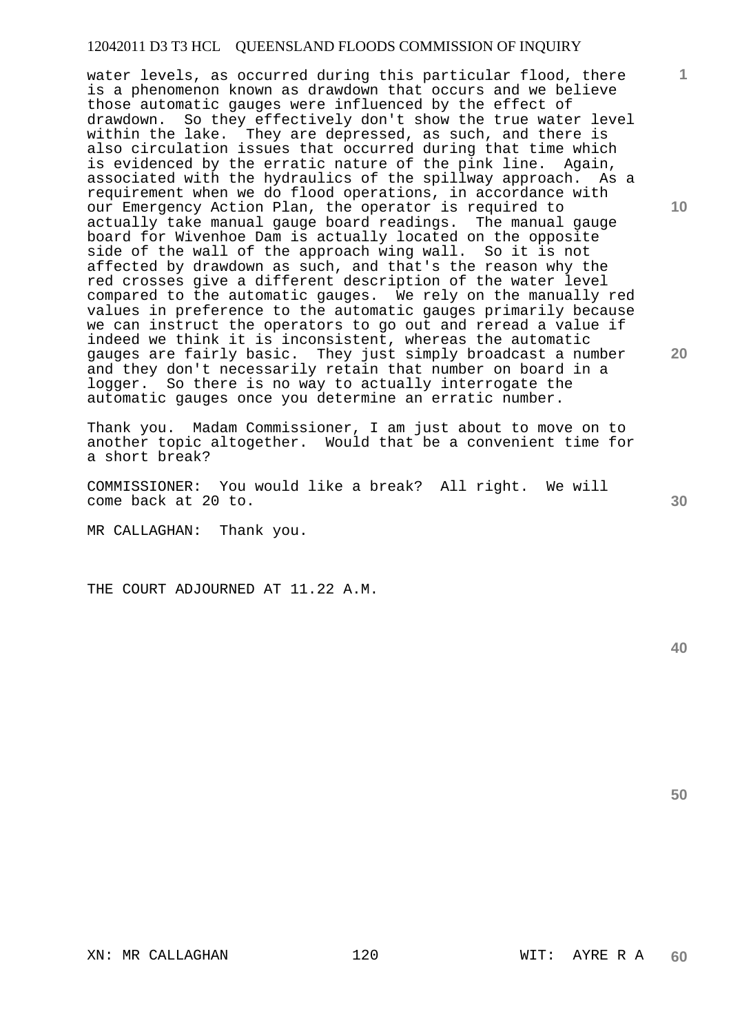water levels, as occurred during this particular flood, there is a phenomenon known as drawdown that occurs and we believe those automatic gauges were influenced by the effect of drawdown. So they effectively don't show the true water level within the lake. They are depressed, as such, and there is also circulation issues that occurred during that time which is evidenced by the erratic nature of the pink line. Again, associated with the hydraulics of the spillway approach. As a requirement when we do flood operations, in accordance with our Emergency Action Plan, the operator is required to actually take manual gauge board readings. The manual gauge board for Wivenhoe Dam is actually located on the opposite side of the wall of the approach wing wall. So it is not affected by drawdown as such, and that's the reason why the red crosses give a different description of the water level compared to the automatic gauges. We rely on the manually red values in preference to the automatic gauges primarily because we can instruct the operators to go out and reread a value if indeed we think it is inconsistent, whereas the automatic gauges are fairly basic. They just simply broadcast a number and they don't necessarily retain that number on board in a logger. So there is no way to actually interrogate the automatic gauges once you determine an erratic number.

Thank you. Madam Commissioner, I am just about to move on to another topic altogether. Would that be a convenient time for a short break?

COMMISSIONER: You would like a break? All right. We will come back at 20 to.

MR CALLAGHAN: Thank you.

THE COURT ADJOURNED AT 11.22 A.M.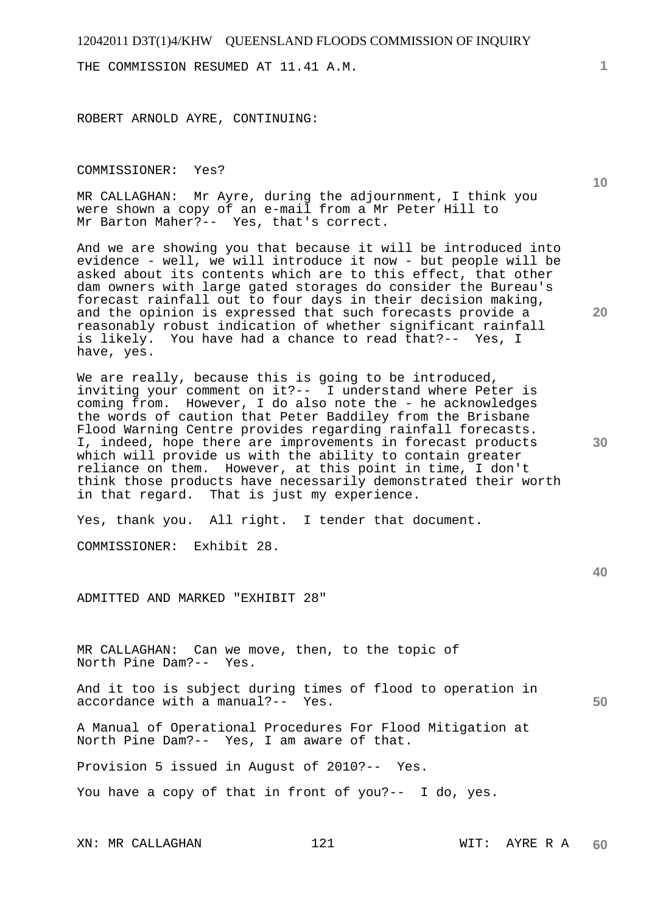THE COMMISSION RESUMED AT 11.41 A.M.

ROBERT ARNOLD AYRE, CONTINUING:

COMMISSIONER: Yes?

MR CALLAGHAN: Mr Ayre, during the adjournment, I think you were shown a copy of an e-mail from a Mr Peter Hill to Mr Barton Maher?-- Yes, that's correct.

And we are showing you that because it will be introduced into evidence - well, we will introduce it now - but people will be asked about its contents which are to this effect, that other dam owners with large gated storages do consider the Bureau's forecast rainfall out to four days in their decision making, and the opinion is expressed that such forecasts provide a reasonably robust indication of whether significant rainfall is likely. You have had a chance to read that?-- Yes, I have, yes.

We are really, because this is going to be introduced, inviting your comment on it?-- I understand where Peter is coming from. However, I do also note the - he acknowledges the words of caution that Peter Baddiley from the Brisbane Flood Warning Centre provides regarding rainfall forecasts. I, indeed, hope there are improvements in forecast products which will provide us with the ability to contain greater reliance on them. However, at this point in time, I don't think those products have necessarily demonstrated their worth in that regard. That is just my experience.

Yes, thank you. All right. I tender that document.

COMMISSIONER: Exhibit 28.

ADMITTED AND MARKED "EXHIBIT 28"

MR CALLAGHAN: Can we move, then, to the topic of North Pine Dam?-- Yes.

And it too is subject during times of flood to operation in accordance with a manual?-- Yes.

A Manual of Operational Procedures For Flood Mitigation at North Pine Dam?-- Yes, I am aware of that.

Provision 5 issued in August of 2010?-- Yes.

You have a copy of that in front of you?-- I do, yes.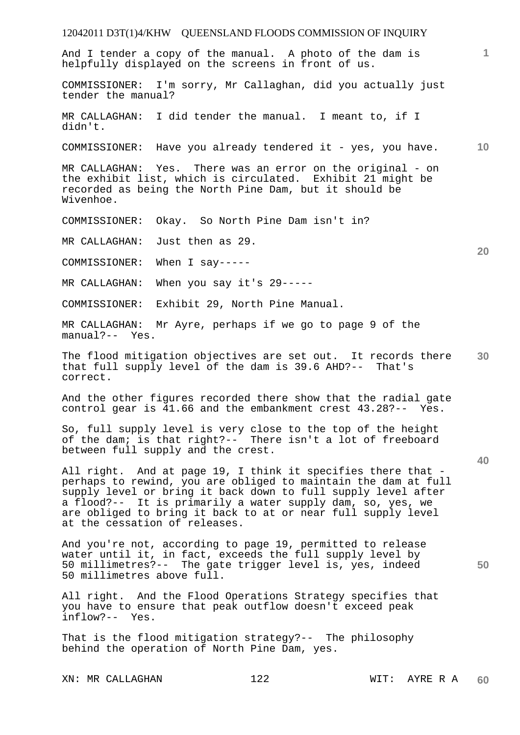And I tender a copy of the manual. A photo of the dam is helpfully displayed on the screens in front of us.

COMMISSIONER: I'm sorry, Mr Callaghan, did you actually just tender the manual?

MR CALLAGHAN: I did tender the manual. I meant to, if I didn't.

COMMISSIONER: Have you already tendered it - yes, you have.

MR CALLAGHAN: Yes. There was an error on the original - on the exhibit list, which is circulated. Exhibit 21 might be recorded as being the North Pine Dam, but it should be Wivenhoe.

COMMISSIONER: Okay. So North Pine Dam isn't in?

MR CALLAGHAN: Just then as 29.

COMMISSIONER: When I say-----

MR CALLAGHAN: When you say it's 29-----

COMMISSIONER: Exhibit 29, North Pine Manual.

MR CALLAGHAN: Mr Ayre, perhaps if we go to page 9 of the manual?-- Yes.

The flood mitigation objectives are set out. It records there that full supply level of the dam is 39.6 AHD?-- That's correct.

And the other figures recorded there show that the radial gate control gear is 41.66 and the embankment crest 43.28?-- Yes.

So, full supply level is very close to the top of the height of the dam; is that right?-- There isn't a lot of freeboard between full supply and the crest.

All right. And at page 19, I think it specifies there that - perhaps to rewind, you are obliged to maintain the dam at full supply level or bring it back down to full supply level after a flood?-- It is primarily a water supply dam, so, yes, we are obliged to bring it back to at or near full supply level at the cessation of releases.

And you're not, according to page 19, permitted to release water until it, in fact, exceeds the full supply level by 50 millimetres?-- The gate trigger level is, yes, indeed 50 millimetres above full.

All right. And the Flood Operations Strategy specifies that you have to ensure that peak outflow doesn't exceed peak inflow?-- Yes.

That is the flood mitigation strategy?-- The philosophy behind the operation of North Pine Dam, yes.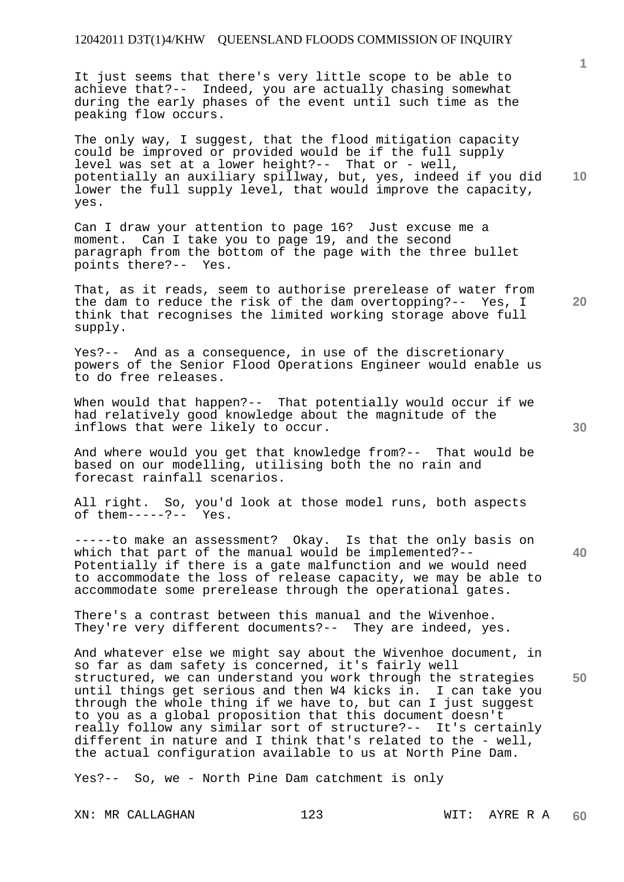It just seems that there's very little scope to be able to achieve that?-- Indeed, you are actually chasing somewhat during the early phases of the event until such time as the peaking flow occurs.

The only way, I suggest, that the flood mitigation capacity could be improved or provided would be if the full supply level was set at a lower height?-- That or - well, potentially an auxiliary spillway, but, yes, indeed if you did lower the full supply level, that would improve the capacity, yes.

Can I draw your attention to page 16? Just excuse me a moment. Can I take you to page 19, and the second paragraph from the bottom of the page with the three bullet points there?-- Yes.

That, as it reads, seem to authorise prerelease of water from the dam to reduce the risk of the dam overtopping?-- Yes, I think that recognises the limited working storage above full supply.

Yes?-- And as a consequence, in use of the discretionary powers of the Senior Flood Operations Engineer would enable us to do free releases.

When would that happen?-- That potentially would occur if we had relatively good knowledge about the magnitude of the inflows that were likely to occur.

And where would you get that knowledge from?-- That would be based on our modelling, utilising both the no rain and forecast rainfall scenarios.

All right. So, you'd look at those model runs, both aspects of them-----?-- Yes.

-----to make an assessment? Okay. Is that the only basis on which that part of the manual would be implemented?-- Potentially if there is a gate malfunction and we would need to accommodate the loss of release capacity, we may be able to accommodate some prerelease through the operational gates.

There's a contrast between this manual and the Wivenhoe. They're very different documents?-- They are indeed, yes.

And whatever else we might say about the Wivenhoe document, in so far as dam safety is concerned, it's fairly well structured, we can understand you work through the strategies until things get serious and then W4 kicks in. I can take you through the whole thing if we have to, but can I just suggest to you as a global proposition that this document doesn't really follow any similar sort of structure?-- It's certainly different in nature and I think that's related to the - well, the actual configuration available to us at North Pine Dam.

Yes?-- So, we - North Pine Dam catchment is only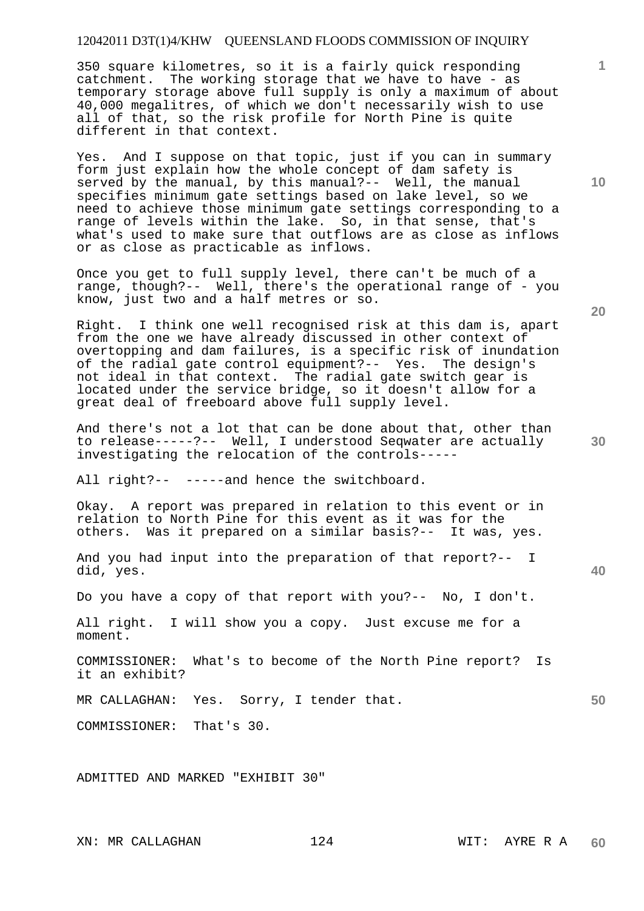350 square kilometres, so it is a fairly quick responding catchment. The working storage that we have to have - as temporary storage above full supply is only a maximum of about 40,000 megalitres, of which we don't necessarily wish to use all of that, so the risk profile for North Pine is quite different in that context.

Yes. And I suppose on that topic, just if you can in summary form just explain how the whole concept of dam safety is served by the manual, by this manual?-- Well, the manual specifies minimum gate settings based on lake level, so we need to achieve those minimum gate settings corresponding to a range of levels within the lake. So, in that sense, that's what's used to make sure that outflows are as close as inflows or as close as practicable as inflows.

Once you get to full supply level, there can't be much of a range, though?-- Well, there's the operational range of - you know, just two and a half metres or so.

Right. I think one well recognised risk at this dam is, apart from the one we have already discussed in other context of overtopping and dam failures, is a specific risk of inundation of the radial gate control equipment?-- Yes. The design's not ideal in that context. The radial gate switch gear is located under the service bridge, so it doesn't allow for a great deal of freeboard above full supply level.

And there's not a lot that can be done about that, other than to release-----?-- Well, I understood Seqwater are actually investigating the relocation of the controls-----

All right?-- -----and hence the switchboard.

Okay. A report was prepared in relation to this event or in relation to North Pine for this event as it was for the others. Was it prepared on a similar basis?-- It was, yes.

And you had input into the preparation of that report?-- I did, yes.

Do you have a copy of that report with you?-- No, I don't.

All right. I will show you a copy. Just excuse me for a moment.

COMMISSIONER: What's to become of the North Pine report? Is it an exhibit?

MR CALLAGHAN: Yes. Sorry, I tender that.

COMMISSIONER: That's 30.

ADMITTED AND MARKED "EXHIBIT 30"

XN: MR CALLAGHAN WIT: AYRE R A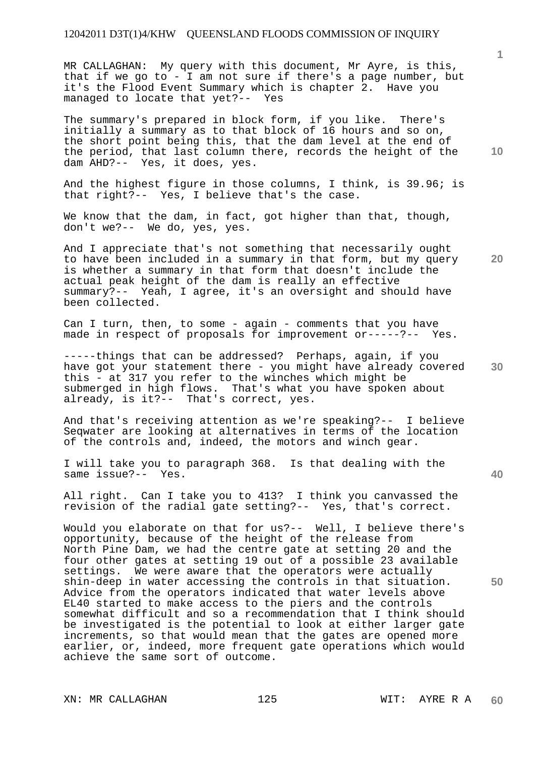MR CALLAGHAN: My query with this document, Mr Ayre, is this, that if we go to - I am not sure if there's a page number, but it's the Flood Event Summary which is chapter 2. Have you managed to locate that yet?-- Yes

The summary's prepared in block form, if you like. There's initially a summary as to that block of 16 hours and so on, the short point being this, that the dam level at the end of the period, that last column there, records the height of the dam AHD?-- Yes, it does, yes.

And the highest figure in those columns, I think, is 39.96; is that right?-- Yes, I believe that's the case.

We know that the dam, in fact, got higher than that, though, don't we?-- We do, yes, yes.

And I appreciate that's not something that necessarily ought to have been included in a summary in that form, but my query is whether a summary in that form that doesn't include the actual peak height of the dam is really an effective summary?-- Yeah, I agree, it's an oversight and should have been collected.

Can I turn, then, to some - again - comments that you have made in respect of proposals for improvement or-----?-- Yes.

-----things that can be addressed? Perhaps, again, if you have got your statement there - you might have already covered this - at 317 you refer to the winches which might be submerged in high flows. That's what you have spoken about already, is it?-- That's correct, yes.

And that's receiving attention as we're speaking?-- I believe Seqwater are looking at alternatives in terms of the location of the controls and, indeed, the motors and winch gear.

I will take you to paragraph 368. Is that dealing with the same issue?-- Yes.

All right. Can I take you to 413? I think you canvassed the revision of the radial gate setting?-- Yes, that's correct.

Would you elaborate on that for us?-- Well, I believe there's opportunity, because of the height of the release from North Pine Dam, we had the centre gate at setting 20 and the four other gates at setting 19 out of a possible 23 available settings. We were aware that the operators were actually shin-deep in water accessing the controls in that situation. Advice from the operators indicated that water levels above EL40 started to make access to the piers and the controls somewhat difficult and so a recommendation that I think should be investigated is the potential to look at either larger gate increments, so that would mean that the gates are opened more earlier, or, indeed, more frequent gate operations which would achieve the same sort of outcome.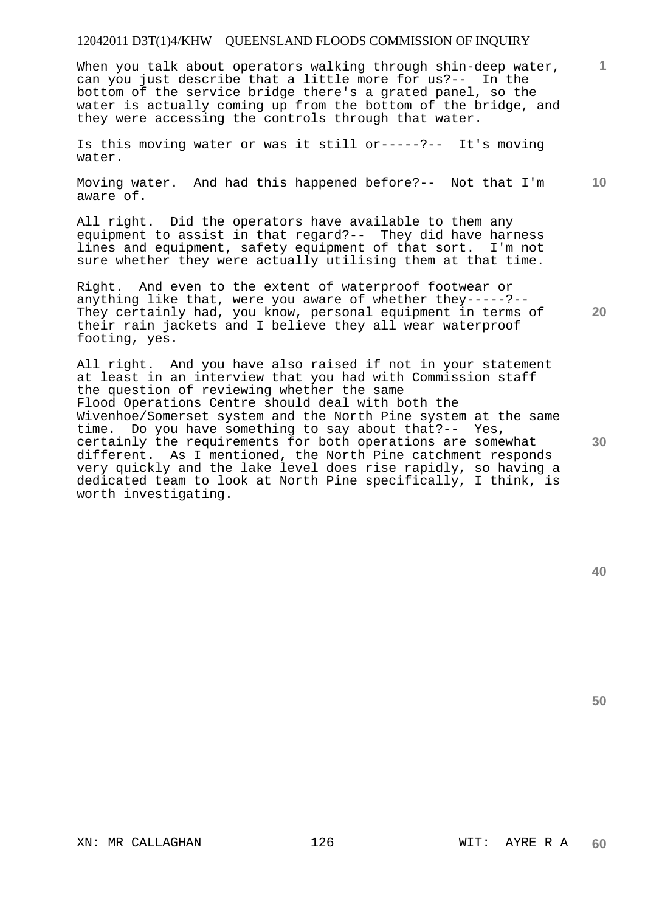When you talk about operators walking through shin-deep water, can you just describe that a little more for us?-- In the bottom of the service bridge there's a grated panel, so the water is actually coming up from the bottom of the bridge, and they were accessing the controls through that water.

Is this moving water or was it still or-----?-- It's moving water.

Moving water. And had this happened before?-- Not that I'm aware of.

All right. Did the operators have available to them any equipment to assist in that regard?-- They did have harness lines and equipment, safety equipment of that sort. I'm not sure whether they were actually utilising them at that time.

Right. And even to the extent of waterproof footwear or anything like that, were you aware of whether they-----?-- They certainly had, you know, personal equipment in terms of their rain jackets and I believe they all wear waterproof footing, yes.

All right. And you have also raised if not in your statement at least in an interview that you had with Commission staff the question of reviewing whether the same Flood Operations Centre should deal with both the Wivenhoe/Somerset system and the North Pine system at the same time. Do you have something to say about that?-- Yes, certainly the requirements for both operations are somewhat different. As I mentioned, the North Pine catchment responds very quickly and the lake level does rise rapidly, so having a dedicated team to look at North Pine specifically, I think, is worth investigating.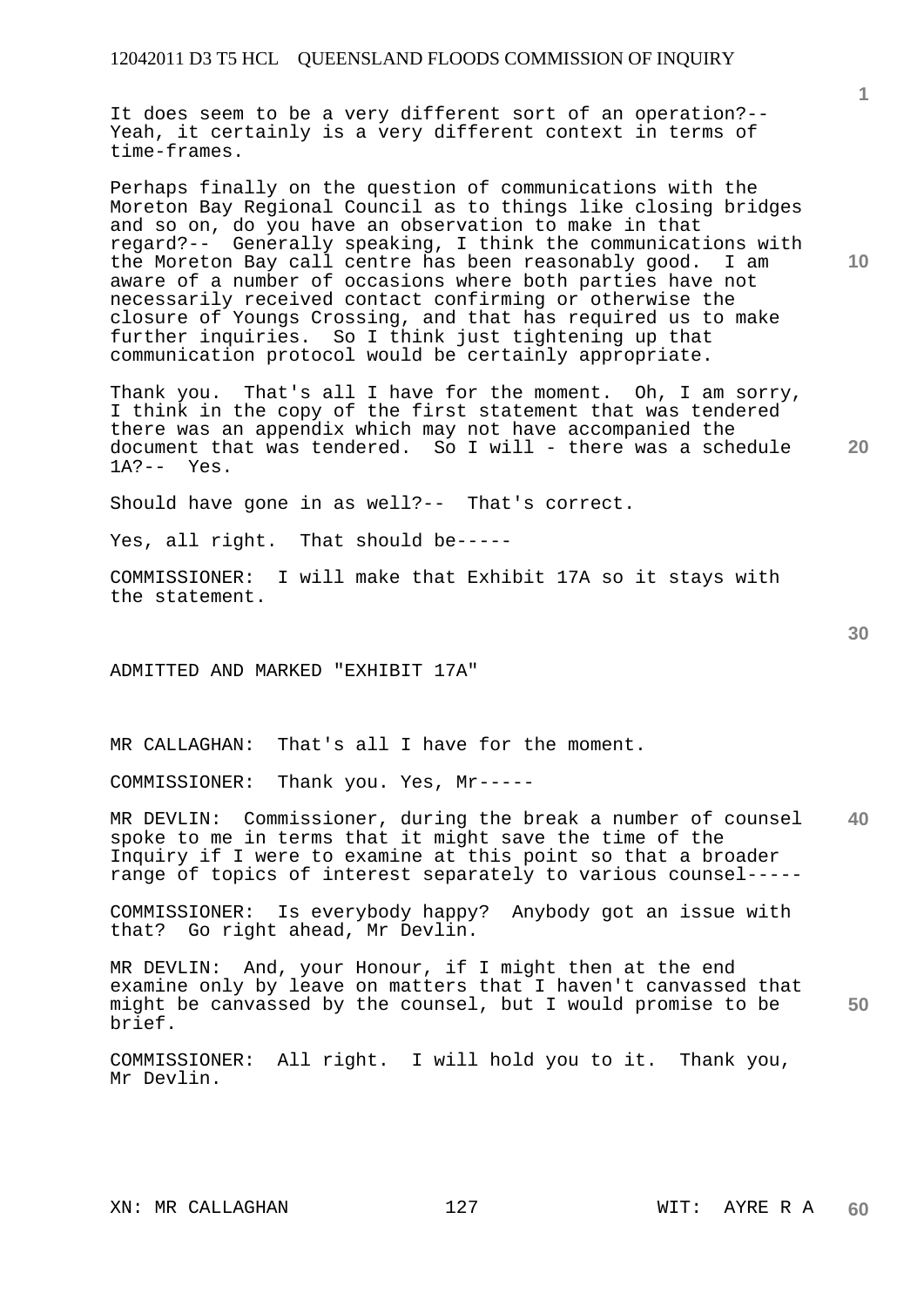It does seem to be a very different sort of an operation?-- Yeah, it certainly is a very different context in terms of time-frames.

Perhaps finally on the question of communications with the Moreton Bay Regional Council as to things like closing bridges and so on, do you have an observation to make in that regard?-- Generally speaking, I think the communications with the Moreton Bay call centre has been reasonably good. I am aware of a number of occasions where both parties have not necessarily received contact confirming or otherwise the closure of Youngs Crossing, and that has required us to make further inquiries. So I think just tightening up that communication protocol would be certainly appropriate.

Thank you. That's all I have for the moment. Oh, I am sorry, I think in the copy of the first statement that was tendered there was an appendix which may not have accompanied the document that was tendered. So I will - there was a schedule 1A?-- Yes.

Should have gone in as well?-- That's correct.

Yes, all right. That should be-----

COMMISSIONER: I will make that Exhibit 17A so it stays with the statement.

ADMITTED AND MARKED "EXHIBIT 17A"

MR CALLAGHAN: That's all I have for the moment.

COMMISSIONER: Thank you. Yes, Mr-----

MR DEVLIN: Commissioner, during the break a number of counsel spoke to me in terms that it might save the time of the Inquiry if I were to examine at this point so that a broader range of topics of interest separately to various counsel-----

COMMISSIONER: Is everybody happy? Anybody got an issue with that? Go right ahead, Mr Devlin.

MR DEVLIN: And, your Honour, if I might then at the end examine only by leave on matters that I haven't canvassed that might be canvassed by the counsel, but I would promise to be brief.

COMMISSIONER: All right. I will hold you to it. Thank you, Mr Devlin.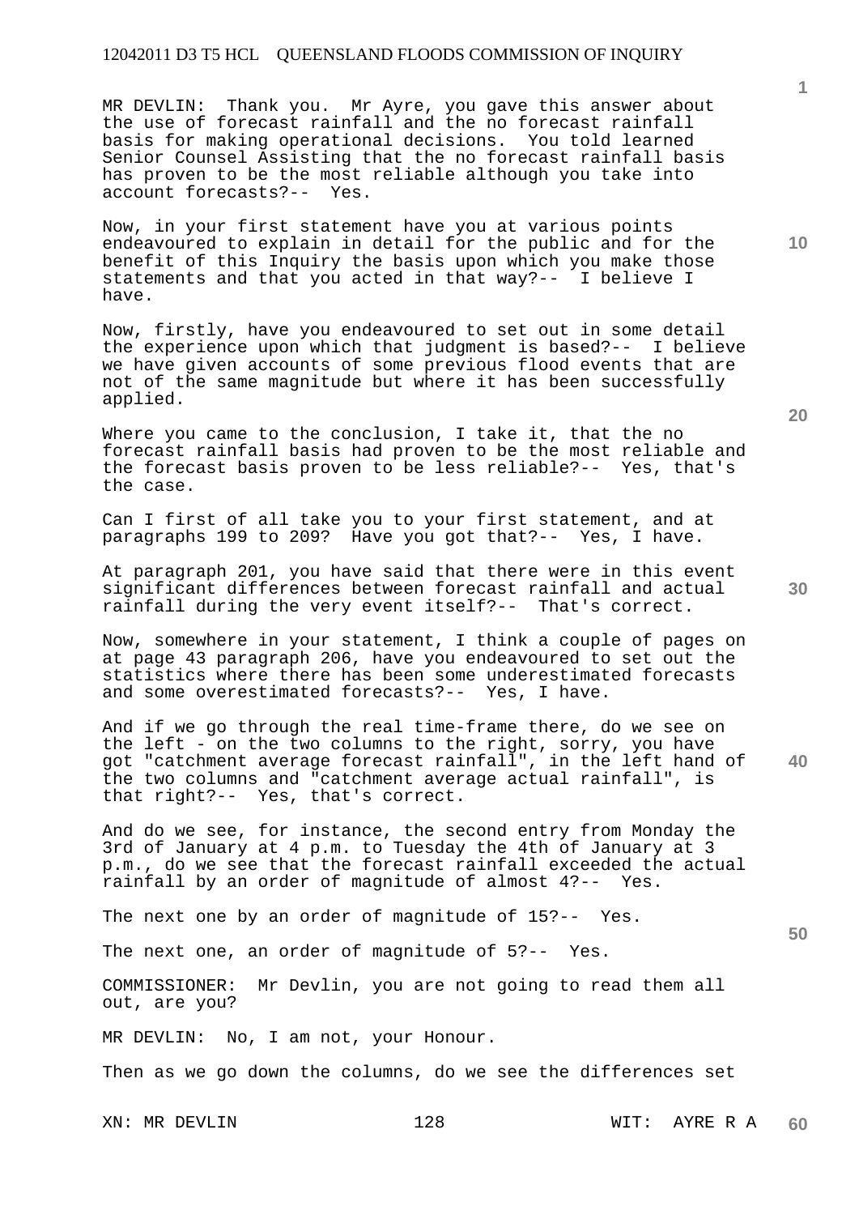MR DEVLIN: Thank you. Mr Ayre, you gave this answer about the use of forecast rainfall and the no forecast rainfall basis for making operational decisions. You told learned Senior Counsel Assisting that the no forecast rainfall basis has proven to be the most reliable although you take into account forecasts?-- Yes.

Now, in your first statement have you at various points endeavoured to explain in detail for the public and for the benefit of this Inquiry the basis upon which you make those statements and that you acted in that way?-- I believe I have.

Now, firstly, have you endeavoured to set out in some detail the experience upon which that judgment is based?-- I believe we have given accounts of some previous flood events that are not of the same magnitude but where it has been successfully applied.

Where you came to the conclusion, I take it, that the no forecast rainfall basis had proven to be the most reliable and the forecast basis proven to be less reliable?-- Yes, that's the case.

Can I first of all take you to your first statement, and at paragraphs 199 to 209? Have you got that?-- Yes, I have.

At paragraph 201, you have said that there were in this event significant differences between forecast rainfall and actual rainfall during the very event itself?-- That's correct.

Now, somewhere in your statement, I think a couple of pages on at page 43 paragraph 206, have you endeavoured to set out the statistics where there has been some underestimated forecasts and some overestimated forecasts?-- Yes, I have.

And if we go through the real time-frame there, do we see on the left - on the two columns to the right, sorry, you have got "catchment average forecast rainfall", in the left hand of the two columns and "catchment average actual rainfall", is that right?-- Yes, that's correct.

And do we see, for instance, the second entry from Monday the 3rd of January at 4 p.m. to Tuesday the 4th of January at 3 p.m., do we see that the forecast rainfall exceeded the actual rainfall by an order of magnitude of almost 4?-- Yes.

The next one by an order of magnitude of 15?-- Yes.

The next one, an order of magnitude of 5?-- Yes.

COMMISSIONER: Mr Devlin, you are not going to read them all out, are you?

MR DEVLIN: No, I am not, your Honour.

Then as we go down the columns, do we see the differences set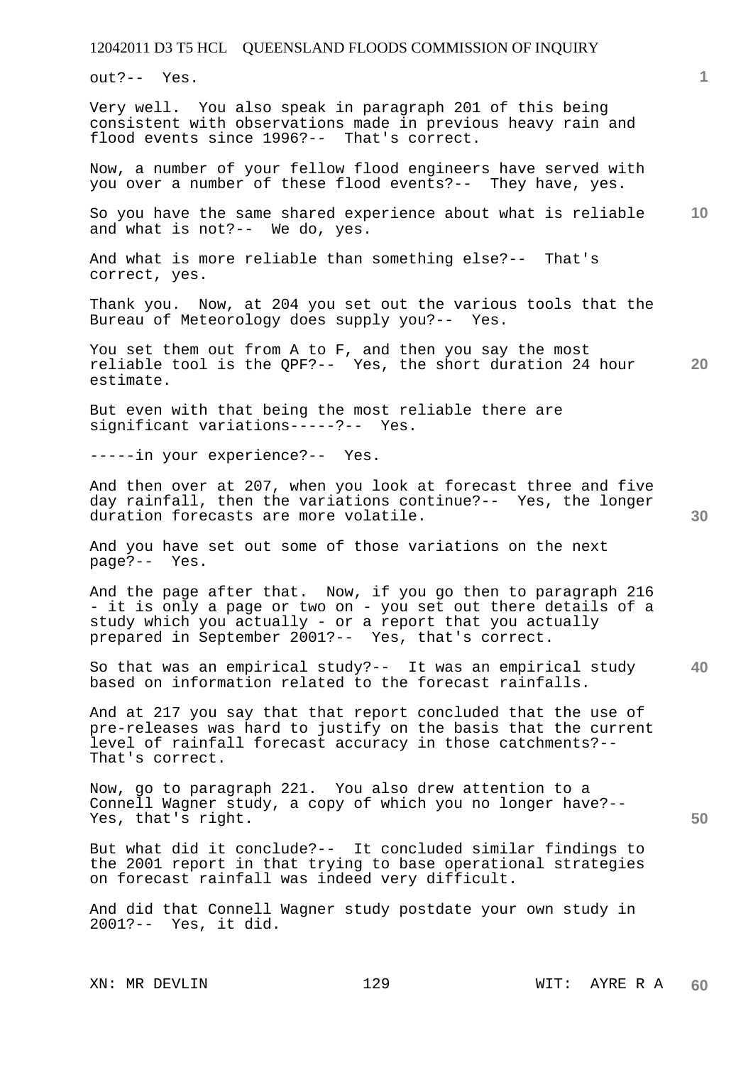out?-- Yes.

Very well. You also speak in paragraph 201 of this being consistent with observations made in previous heavy rain and flood events since 1996?-- That's correct.

Now, a number of your fellow flood engineers have served with you over a number of these flood events?-- They have, yes.

So you have the same shared experience about what is reliable and what is not?-- We do, yes.

And what is more reliable than something else?-- That's correct, yes.

Thank you. Now, at 204 you set out the various tools that the Bureau of Meteorology does supply you?-- Yes.

You set them out from A to F, and then you say the most reliable tool is the QPF?-- Yes, the short duration 24 hour estimate.

But even with that being the most reliable there are significant variations-----?-- Yes.

-----in your experience?-- Yes.

And then over at 207, when you look at forecast three and five day rainfall, then the variations continue?-- Yes, the longer duration forecasts are more volatile.

And you have set out some of those variations on the next page?-- Yes.

And the page after that. Now, if you go then to paragraph 216 - it is only a page or two on - you set out there details of a study which you actually - or a report that you actually prepared in September 2001?-- Yes, that's correct.

So that was an empirical study?-- It was an empirical study based on information related to the forecast rainfalls.

And at 217 you say that that report concluded that the use of pre-releases was hard to justify on the basis that the current level of rainfall forecast accuracy in those catchments?-- That's correct.

Now, go to paragraph 221. You also drew attention to a Connell Wagner study, a copy of which you no longer have?-- Yes, that's right.

But what did it conclude?-- It concluded similar findings to the 2001 report in that trying to base operational strategies on forecast rainfall was indeed very difficult.

And did that Connell Wagner study postdate your own study in 2001?-- Yes, it did.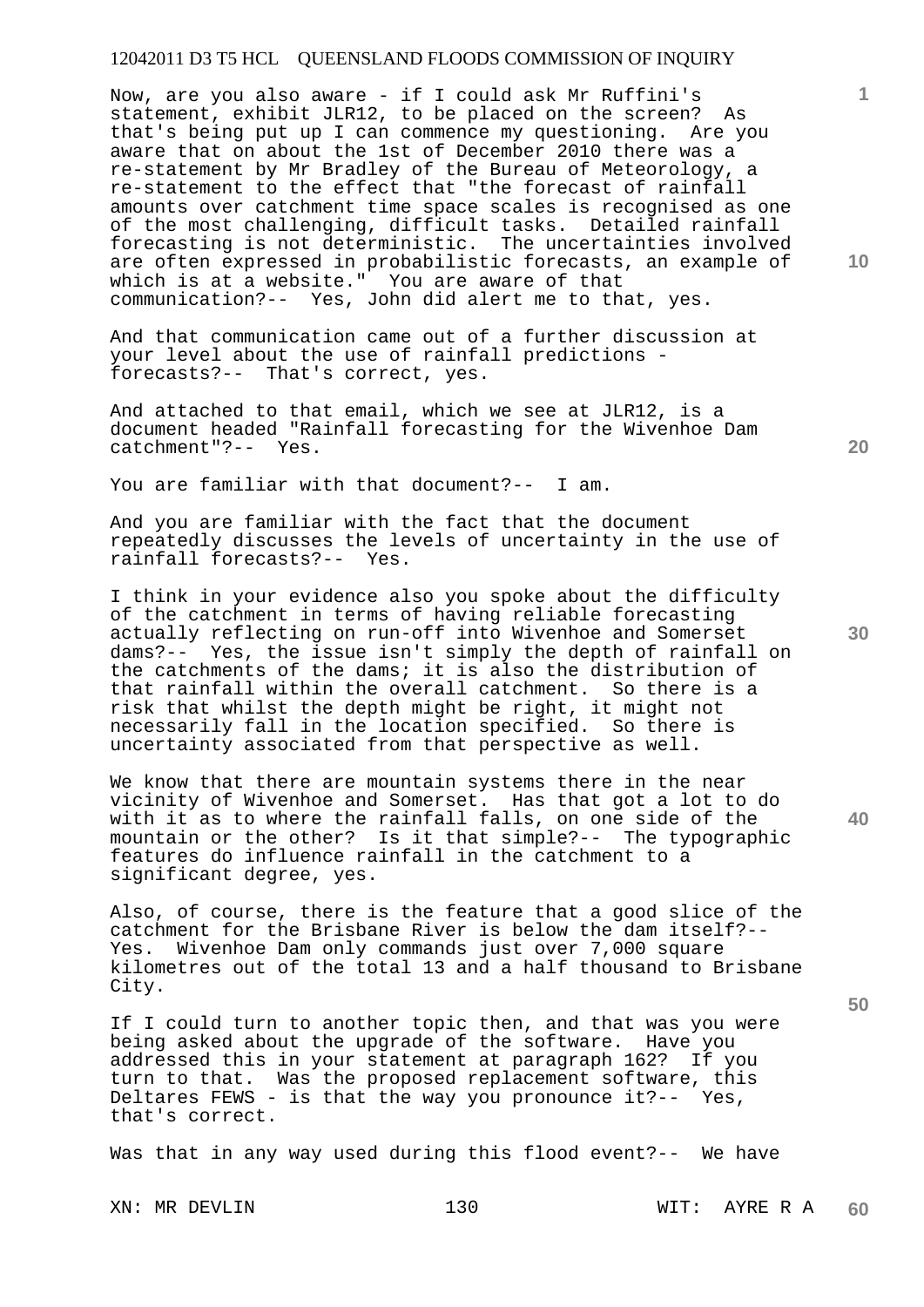Now, are you also aware - if I could ask Mr Ruffini's statement, exhibit JLR12, to be placed on the screen? As that's being put up I can commence my questioning. Are you aware that on about the 1st of December 2010 there was a re-statement by Mr Bradley of the Bureau of Meteorology, a re-statement to the effect that "the forecast of rainfall amounts over catchment time space scales is recognised as one of the most challenging, difficult tasks. Detailed rainfall forecasting is not deterministic. The uncertainties involved are often expressed in probabilistic forecasts, an example of which is at a website." You are aware of that communication?-- Yes, John did alert me to that, yes.

And that communication came out of a further discussion at your level about the use of rainfall predictions - forecasts?-- That's correct, yes.

And attached to that email, which we see at JLR12, is a document headed "Rainfall forecasting for the Wivenhoe Dam catchment"?-- Yes.

You are familiar with that document?-- I am.

And you are familiar with the fact that the document repeatedly discusses the levels of uncertainty in the use of rainfall forecasts?-- Yes.

I think in your evidence also you spoke about the difficulty of the catchment in terms of having reliable forecasting actually reflecting on run-off into Wivenhoe and Somerset dams?-- Yes, the issue isn't simply the depth of rainfall on the catchments of the dams; it is also the distribution of that rainfall within the overall catchment. So there is a risk that whilst the depth might be right, it might not necessarily fall in the location specified. So there is uncertainty associated from that perspective as well.

We know that there are mountain systems there in the near vicinity of Wivenhoe and Somerset. Has that got a lot to do with it as to where the rainfall falls, on one side of the mountain or the other? Is it that simple?-- The typographic features do influence rainfall in the catchment to a significant degree, yes.

Also, of course, there is the feature that a good slice of the catchment for the Brisbane River is below the dam itself?-- Yes. Wivenhoe Dam only commands just over 7,000 square kilometres out of the total 13 and a half thousand to Brisbane City.

If I could turn to another topic then, and that was you were being asked about the upgrade of the software. Have you addressed this in your statement at paragraph 162? If you turn to that. Was the proposed replacement software, this Deltares FEWS - is that the way you pronounce it?-- Yes, that's correct.

Was that in any way used during this flood event?-- We have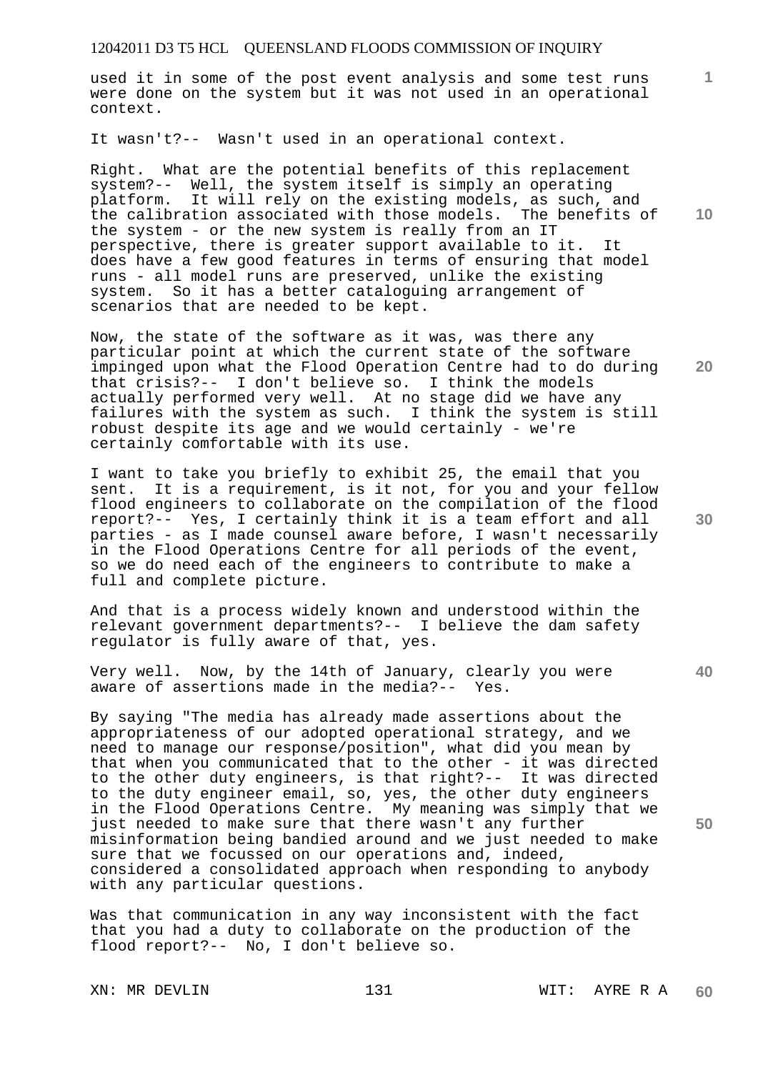used it in some of the post event analysis and some test runs were done on the system but it was not used in an operational context.

It wasn't?-- Wasn't used in an operational context.

Right. What are the potential benefits of this replacement system?-- Well, the system itself is simply an operating platform. It will rely on the existing models, as such, and the calibration associated with those models. The benefits of the system - or the new system is really from an IT perspective, there is greater support available to it. It does have a few good features in terms of ensuring that model runs - all model runs are preserved, unlike the existing system. So it has a better cataloguing arrangement of scenarios that are needed to be kept.

Now, the state of the software as it was, was there any particular point at which the current state of the software impinged upon what the Flood Operation Centre had to do during that crisis?-- I don't believe so. I think the models actually performed very well. At no stage did we have any failures with the system as such. I think the system is still robust despite its age and we would certainly - we're certainly comfortable with its use.

I want to take you briefly to exhibit 25, the email that you sent. It is a requirement, is it not, for you and your fellow flood engineers to collaborate on the compilation of the flood report?-- Yes, I certainly think it is a team effort and all parties - as I made counsel aware before, I wasn't necessarily in the Flood Operations Centre for all periods of the event, so we do need each of the engineers to contribute to make a full and complete picture.

And that is a process widely known and understood within the relevant government departments?-- I believe the dam safety regulator is fully aware of that, yes.

Very well. Now, by the 14th of January, clearly you were aware of assertions made in the media?-- Yes.

By saying "The media has already made assertions about the appropriateness of our adopted operational strategy, and we need to manage our response/position", what did you mean by that when you communicated that to the other - it was directed to the other duty engineers, is that right?-- It was directed to the duty engineer email, so, yes, the other duty engineers in the Flood Operations Centre. My meaning was simply that we just needed to make sure that there wasn't any further misinformation being bandied around and we just needed to make sure that we focussed on our operations and, indeed, considered a consolidated approach when responding to anybody with any particular questions.

Was that communication in any way inconsistent with the fact that you had a duty to collaborate on the production of the flood report?-- No, I don't believe so.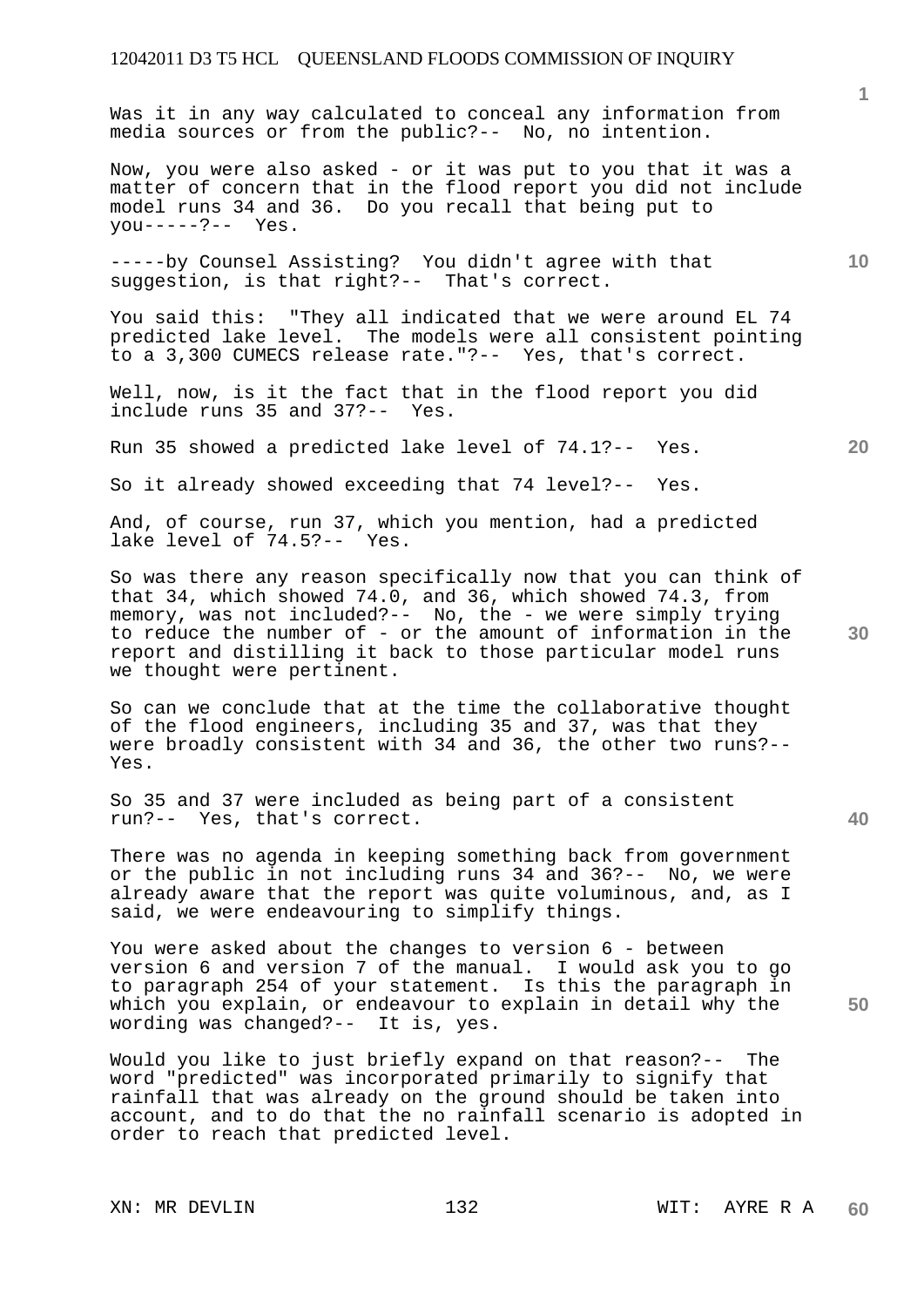Was it in any way calculated to conceal any information from media sources or from the public?-- No, no intention.

Now, you were also asked - or it was put to you that it was a matter of concern that in the flood report you did not include model runs 34 and 36. Do you recall that being put to you-----?-- Yes.

-----by Counsel Assisting? You didn't agree with that suggestion, is that right?-- That's correct.

You said this: "They all indicated that we were around EL 74 predicted lake level. The models were all consistent pointing to a 3,300 CUMECS release rate."?-- Yes, that's correct.

Well, now, is it the fact that in the flood report you did include runs 35 and 37?-- Yes.

Run 35 showed a predicted lake level of 74.1?-- Yes.

So it already showed exceeding that 74 level?-- Yes.

And, of course, run 37, which you mention, had a predicted lake level of 74.5?-- Yes.

So was there any reason specifically now that you can think of that 34, which showed 74.0, and 36, which showed 74.3, from memory, was not included?-- No, the - we were simply trying to reduce the number of - or the amount of information in the report and distilling it back to those particular model runs we thought were pertinent.

So can we conclude that at the time the collaborative thought of the flood engineers, including 35 and 37, was that they were broadly consistent with 34 and 36, the other two runs?-- Yes.

So 35 and 37 were included as being part of a consistent run?-- Yes, that's correct.

There was no agenda in keeping something back from government or the public in not including runs 34 and 36?-- No, we were already aware that the report was quite voluminous, and, as I said, we were endeavouring to simplify things.

You were asked about the changes to version 6 - between version 6 and version 7 of the manual. I would ask you to go to paragraph 254 of your statement. Is this the paragraph in which you explain, or endeavour to explain in detail why the wording was changed?-- It is, yes.

Would you like to just briefly expand on that reason?-- The word "predicted" was incorporated primarily to signify that rainfall that was already on the ground should be taken into account, and to do that the no rainfall scenario is adopted in order to reach that predicted level.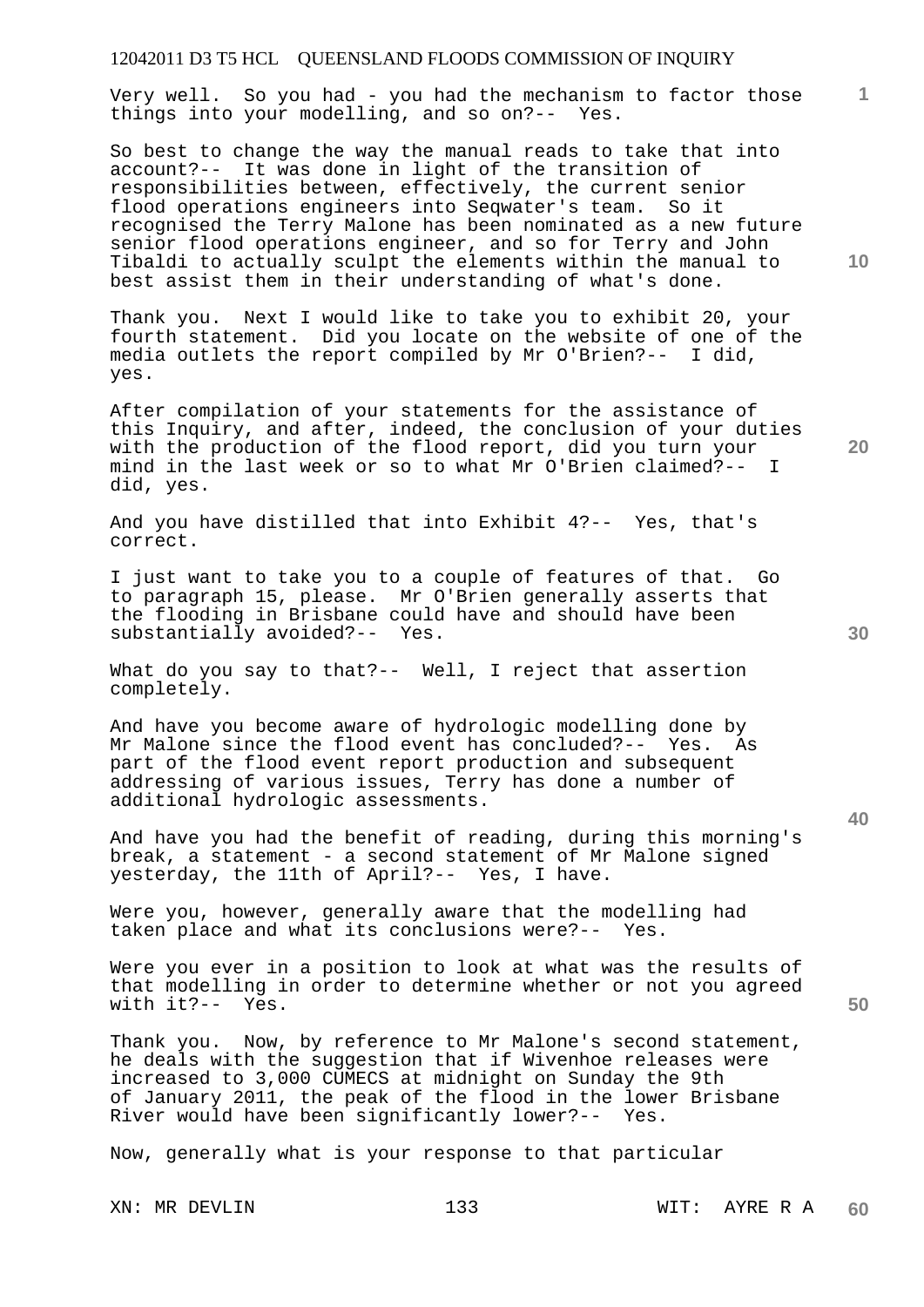Very well. So you had - you had the mechanism to factor those things into your modelling, and so on?-- Yes.

So best to change the way the manual reads to take that into account?-- It was done in light of the transition of responsibilities between, effectively, the current senior flood operations engineers into Seqwater's team. So it recognised the Terry Malone has been nominated as a new future senior flood operations engineer, and so for Terry and John Tibaldi to actually sculpt the elements within the manual to best assist them in their understanding of what's done.

Thank you. Next I would like to take you to exhibit 20, your fourth statement. Did you locate on the website of one of the media outlets the report compiled by Mr O'Brien?-- I did, yes.

After compilation of your statements for the assistance of this Inquiry, and after, indeed, the conclusion of your duties with the production of the flood report, did you turn your mind in the last week or so to what Mr O'Brien claimed?-- I did, yes.

And you have distilled that into Exhibit 4?-- Yes, that's correct.

I just want to take you to a couple of features of that. Go to paragraph 15, please. Mr O'Brien generally asserts that the flooding in Brisbane could have and should have been substantially avoided?-- Yes.

What do you say to that?-- Well, I reject that assertion completely.

And have you become aware of hydrologic modelling done by Mr Malone since the flood event has concluded?-- Yes. As part of the flood event report production and subsequent addressing of various issues, Terry has done a number of additional hydrologic assessments.

And have you had the benefit of reading, during this morning's break, a statement - a second statement of Mr Malone signed yesterday, the 11th of April?-- Yes, I have.

Were you, however, generally aware that the modelling had taken place and what its conclusions were?-- Yes.

Were you ever in a position to look at what was the results of that modelling in order to determine whether or not you agreed with it?-- Yes.

Thank you. Now, by reference to Mr Malone's second statement, he deals with the suggestion that if Wivenhoe releases were increased to 3,000 CUMECS at midnight on Sunday the 9th of January 2011, the peak of the flood in the lower Brisbane River would have been significantly lower?-- Yes.

Now, generally what is your response to that particular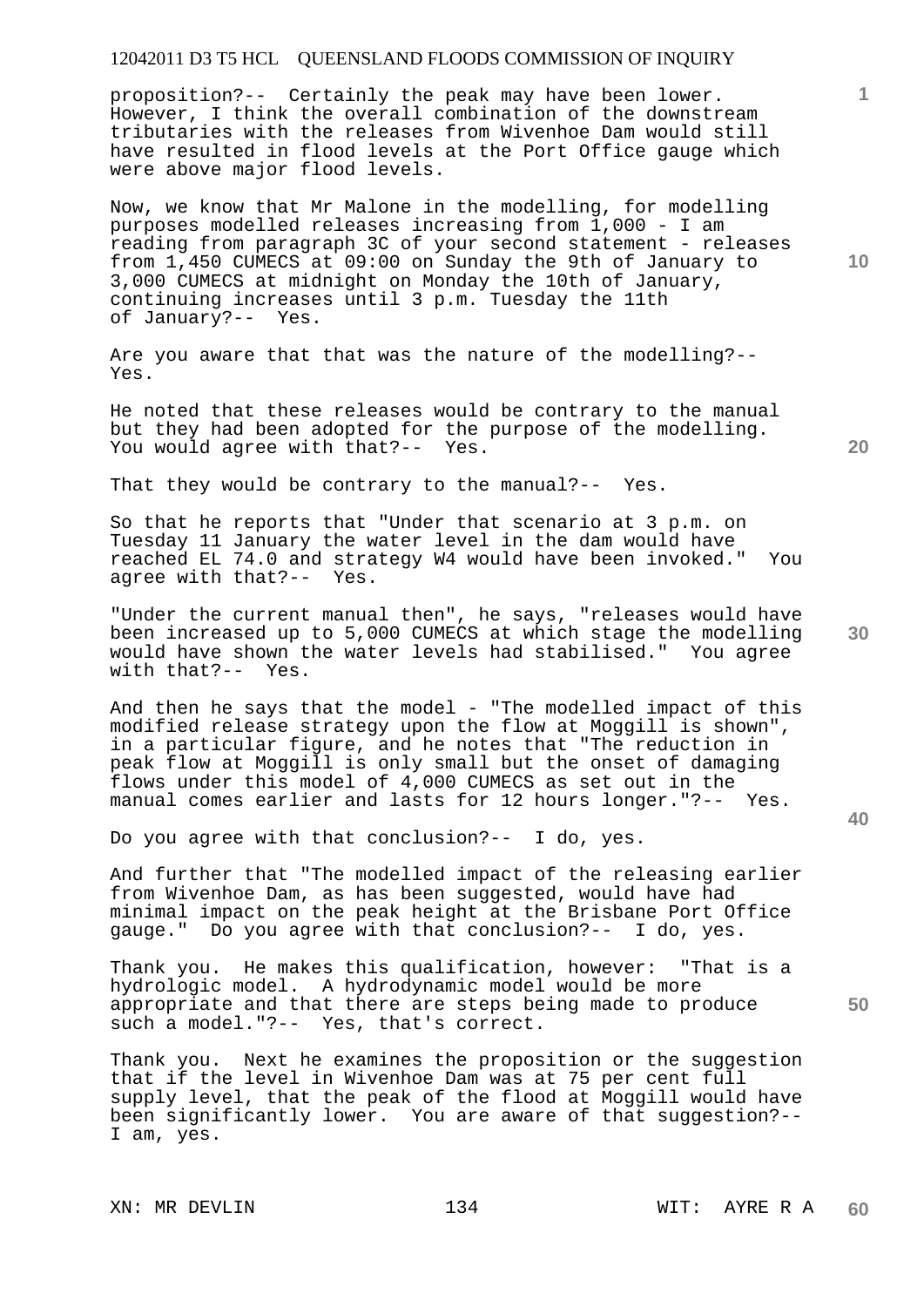proposition?-- Certainly the peak may have been lower. However, I think the overall combination of the downstream tributaries with the releases from Wivenhoe Dam would still have resulted in flood levels at the Port Office gauge which were above major flood levels.

Now, we know that Mr Malone in the modelling, for modelling purposes modelled releases increasing from 1,000 - I am reading from paragraph 3C of your second statement - releases from 1,450 CUMECS at 09:00 on Sunday the 9th of January to 3,000 CUMECS at midnight on Monday the 10th of January, continuing increases until 3 p.m. Tuesday the 11th of January?-- Yes.

Are you aware that that was the nature of the modelling?-- Yes.

He noted that these releases would be contrary to the manual but they had been adopted for the purpose of the modelling. You would agree with that?-- Yes.

That they would be contrary to the manual?-- Yes.

So that he reports that "Under that scenario at 3 p.m. on Tuesday 11 January the water level in the dam would have reached EL 74.0 and strategy W4 would have been invoked." You agree with that?-- Yes.

"Under the current manual then", he says, "releases would have been increased up to 5,000 CUMECS at which stage the modelling would have shown the water levels had stabilised." You agree with that?-- Yes.

And then he says that the model - "The modelled impact of this modified release strategy upon the flow at Moggill is shown", in a particular figure, and he notes that "The reduction in peak flow at Moggill is only small but the onset of damaging flows under this model of 4,000 CUMECS as set out in the manual comes earlier and lasts for 12 hours longer."?-- Yes.

Do you agree with that conclusion?-- I do, yes.

And further that "The modelled impact of the releasing earlier from Wivenhoe Dam, as has been suggested, would have had minimal impact on the peak height at the Brisbane Port Office gauge." Do you agree with that conclusion?-- I do, yes.

Thank you. He makes this qualification, however: "That is a hydrologic model. A hydrodynamic model would be more appropriate and that there are steps being made to produce such a model."?-- Yes, that's correct.

Thank you. Next he examines the proposition or the suggestion that if the level in Wivenhoe Dam was at 75 per cent full supply level, that the peak of the flood at Moggill would have been significantly lower. You are aware of that suggestion?-- I am, yes.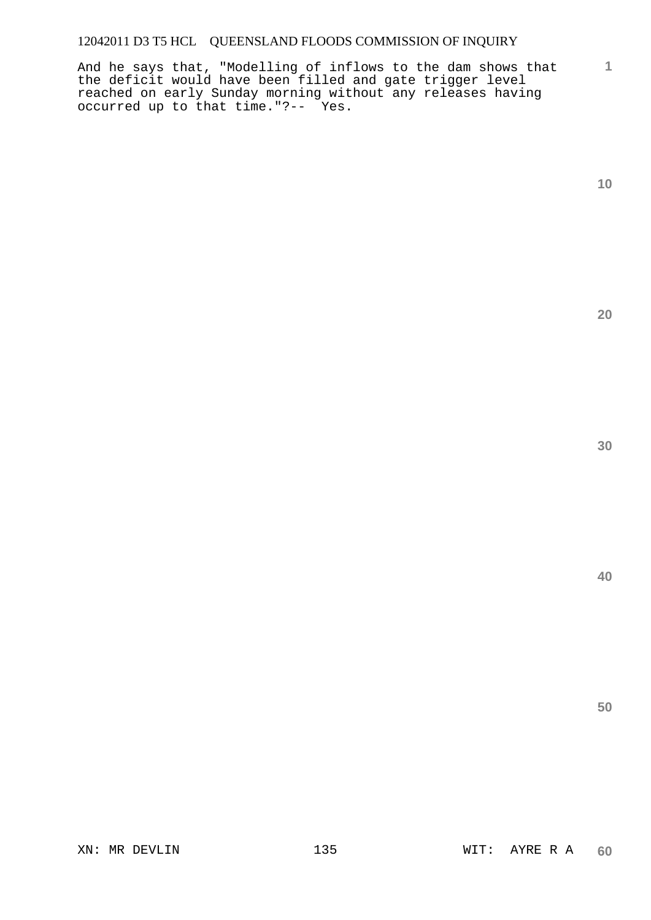And he says that, "Modelling of inflows to the dam shows that the deficit would have been filled and gate trigger level reached on early Sunday morning without any releases having occurred up to that time."?-- Yes.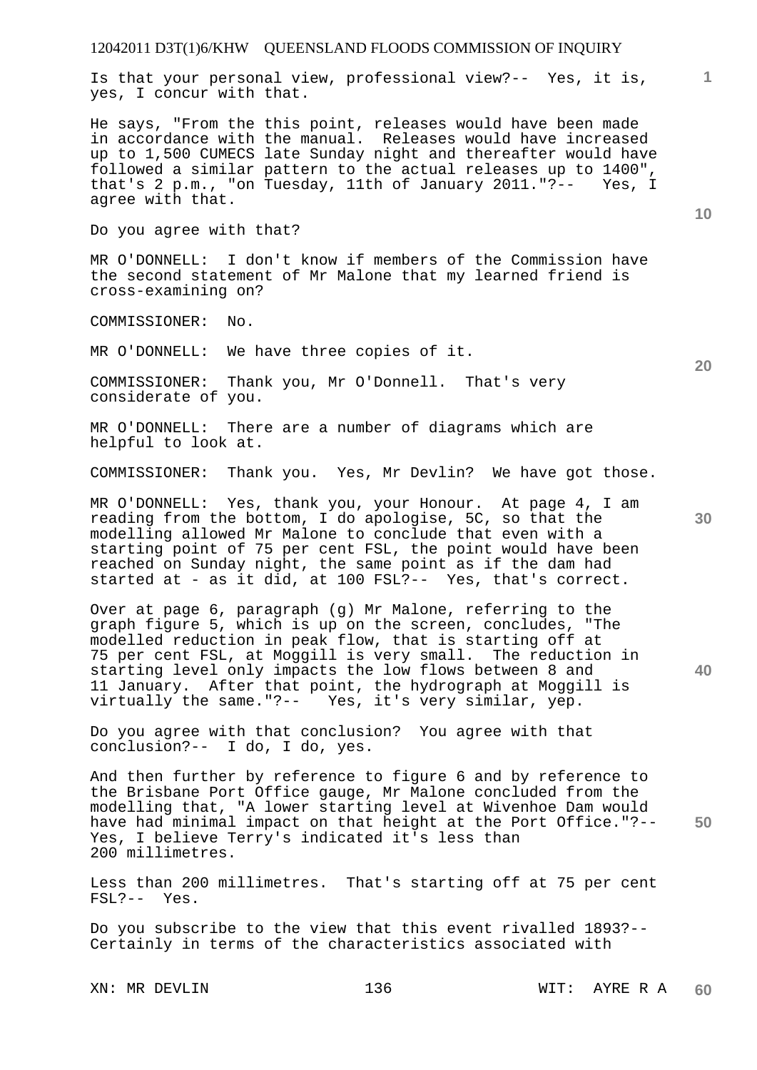Is that your personal view, professional view?-- Yes, it is, yes, I concur with that.

He says, "From the this point, releases would have been made in accordance with the manual. Releases would have increased up to 1,500 CUMECS late Sunday night and thereafter would have followed a similar pattern to the actual releases up to 1400", that's 2 p.m., "on Tuesday, 11th of January 2011."?-- Yes, I agree with that.

Do you agree with that?

MR O'DONNELL: I don't know if members of the Commission have the second statement of Mr Malone that my learned friend is cross-examining on?

COMMISSIONER: No.

MR O'DONNELL: We have three copies of it.

COMMISSIONER: Thank you, Mr O'Donnell. That's very considerate of you.

MR O'DONNELL: There are a number of diagrams which are helpful to look at.

COMMISSIONER: Thank you. Yes, Mr Devlin? We have got those.

MR O'DONNELL: Yes, thank you, your Honour. At page 4, I am reading from the bottom, I do apologise, 5C, so that the modelling allowed Mr Malone to conclude that even with a starting point of 75 per cent FSL, the point would have been reached on Sunday night, the same point as if the dam had started at - as it did, at 100 FSL?-- Yes, that's correct.

Over at page 6, paragraph (g) Mr Malone, referring to the graph figure 5, which is up on the screen, concludes, "The modelled reduction in peak flow, that is starting off at 75 per cent FSL, at Moggill is very small. The reduction in starting level only impacts the low flows between 8 and 11 January. After that point, the hydrograph at Moggill is virtually the same."?-- Yes, it's very similar, yep.

Do you agree with that conclusion? You agree with that conclusion?-- I do, I do, yes.

And then further by reference to figure 6 and by reference to the Brisbane Port Office gauge, Mr Malone concluded from the modelling that, "A lower starting level at Wivenhoe Dam would have had minimal impact on that height at the Port Office."?-- Yes, I believe Terry's indicated it's less than 200 millimetres.

Less than 200 millimetres. That's starting off at 75 per cent FSL?-- Yes.

Do you subscribe to the view that this event rivalled 1893?-- Certainly in terms of the characteristics associated with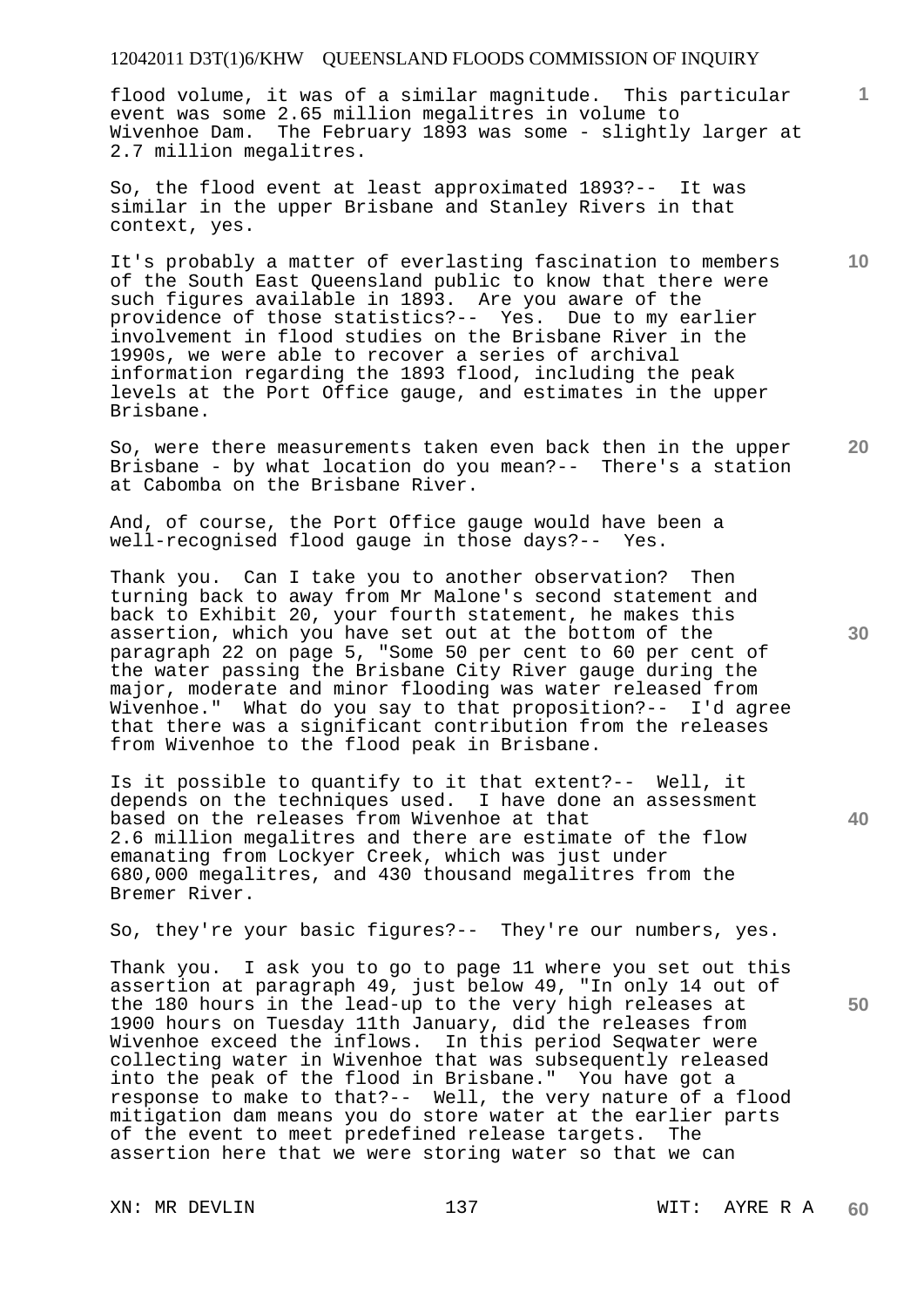flood volume, it was of a similar magnitude. This particular event was some 2.65 million megalitres in volume to Wivenhoe Dam. The February 1893 was some - slightly larger at 2.7 million megalitres.

So, the flood event at least approximated 1893?-- It was similar in the upper Brisbane and Stanley Rivers in that context, yes.

It's probably a matter of everlasting fascination to members of the South East Queensland public to know that there were such figures available in 1893. Are you aware of the providence of those statistics?-- Yes. Due to my earlier involvement in flood studies on the Brisbane River in the 1990s, we were able to recover a series of archival information regarding the 1893 flood, including the peak levels at the Port Office gauge, and estimates in the upper Brisbane.

So, were there measurements taken even back then in the upper Brisbane - by what location do you mean?-- There's a station at Cabomba on the Brisbane River.

And, of course, the Port Office gauge would have been a well-recognised flood gauge in those days?-- Yes.

Thank you. Can I take you to another observation? Then turning back to away from Mr Malone's second statement and back to Exhibit 20, your fourth statement, he makes this assertion, which you have set out at the bottom of the paragraph 22 on page 5, "Some 50 per cent to 60 per cent of the water passing the Brisbane City River gauge during the major, moderate and minor flooding was water released from Wivenhoe." What do you say to that proposition?-- I'd agree that there was a significant contribution from the releases from Wivenhoe to the flood peak in Brisbane.

Is it possible to quantify to it that extent?-- Well, it depends on the techniques used. I have done an assessment based on the releases from Wivenhoe at that 2.6 million megalitres and there are estimate of the flow emanating from Lockyer Creek, which was just under 680,000 megalitres, and 430 thousand megalitres from the Bremer River.

So, they're your basic figures?-- They're our numbers, yes.

Thank you. I ask you to go to page 11 where you set out this assertion at paragraph 49, just below 49, "In only 14 out of the 180 hours in the lead-up to the very high releases at 1900 hours on Tuesday 11th January, did the releases from Wivenhoe exceed the inflows. In this period Seqwater were collecting water in Wivenhoe that was subsequently released into the peak of the flood in Brisbane." You have got a response to make to that?-- Well, the very nature of a flood mitigation dam means you do store water at the earlier parts of the event to meet predefined release targets. The assertion here that we were storing water so that we can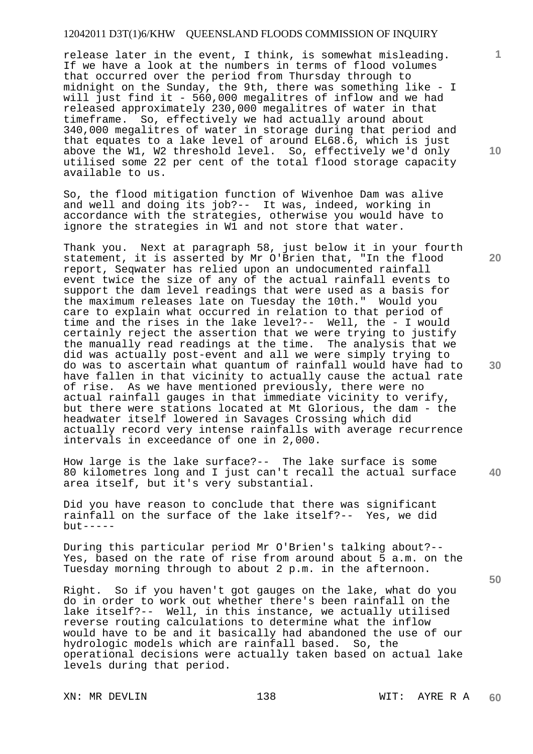release later in the event, I think, is somewhat misleading. If we have a look at the numbers in terms of flood volumes that occurred over the period from Thursday through to midnight on the Sunday, the 9th, there was something like - I will just find it - 560,000 megalitres of inflow and we had released approximately 230,000 megalitres of water in that timeframe. So, effectively we had actually around about 340,000 megalitres of water in storage during that period and that equates to a lake level of around EL68.6, which is just above the W1, W2 threshold level. So, effectively we'd only utilised some 22 per cent of the total flood storage capacity available to us.

So, the flood mitigation function of Wivenhoe Dam was alive and well and doing its job?-- It was, indeed, working in accordance with the strategies, otherwise you would have to ignore the strategies in W1 and not store that water.

Thank you. Next at paragraph 58, just below it in your fourth statement, it is asserted by Mr O'Brien that, "In the flood report, Seqwater has relied upon an undocumented rainfall event twice the size of any of the actual rainfall events to support the dam level readings that were used as a basis for the maximum releases late on Tuesday the 10th." Would you care to explain what occurred in relation to that period of time and the rises in the lake level?-- Well, the - I would certainly reject the assertion that we were trying to justify the manually read readings at the time. The analysis that we did was actually post-event and all we were simply trying to do was to ascertain what quantum of rainfall would have had to have fallen in that vicinity to actually cause the actual rate of rise. As we have mentioned previously, there were no actual rainfall gauges in that immediate vicinity to verify, but there were stations located at Mt Glorious, the dam - the headwater itself lowered in Savages Crossing which did actually record very intense rainfalls with average recurrence intervals in exceedance of one in 2,000.

How large is the lake surface?-- The lake surface is some 80 kilometres long and I just can't recall the actual surface area itself, but it's very substantial.

Did you have reason to conclude that there was significant rainfall on the surface of the lake itself?-- Yes, we did but-----

During this particular period Mr O'Brien's talking about?-- Yes, based on the rate of rise from around about 5 a.m. on the Tuesday morning through to about 2 p.m. in the afternoon.

Right. So if you haven't got gauges on the lake, what do you do in order to work out whether there's been rainfall on the lake itself?-- Well, in this instance, we actually utilised reverse routing calculations to determine what the inflow would have to be and it basically had abandoned the use of our hydrologic models which are rainfall based. So, the operational decisions were actually taken based on actual lake levels during that period.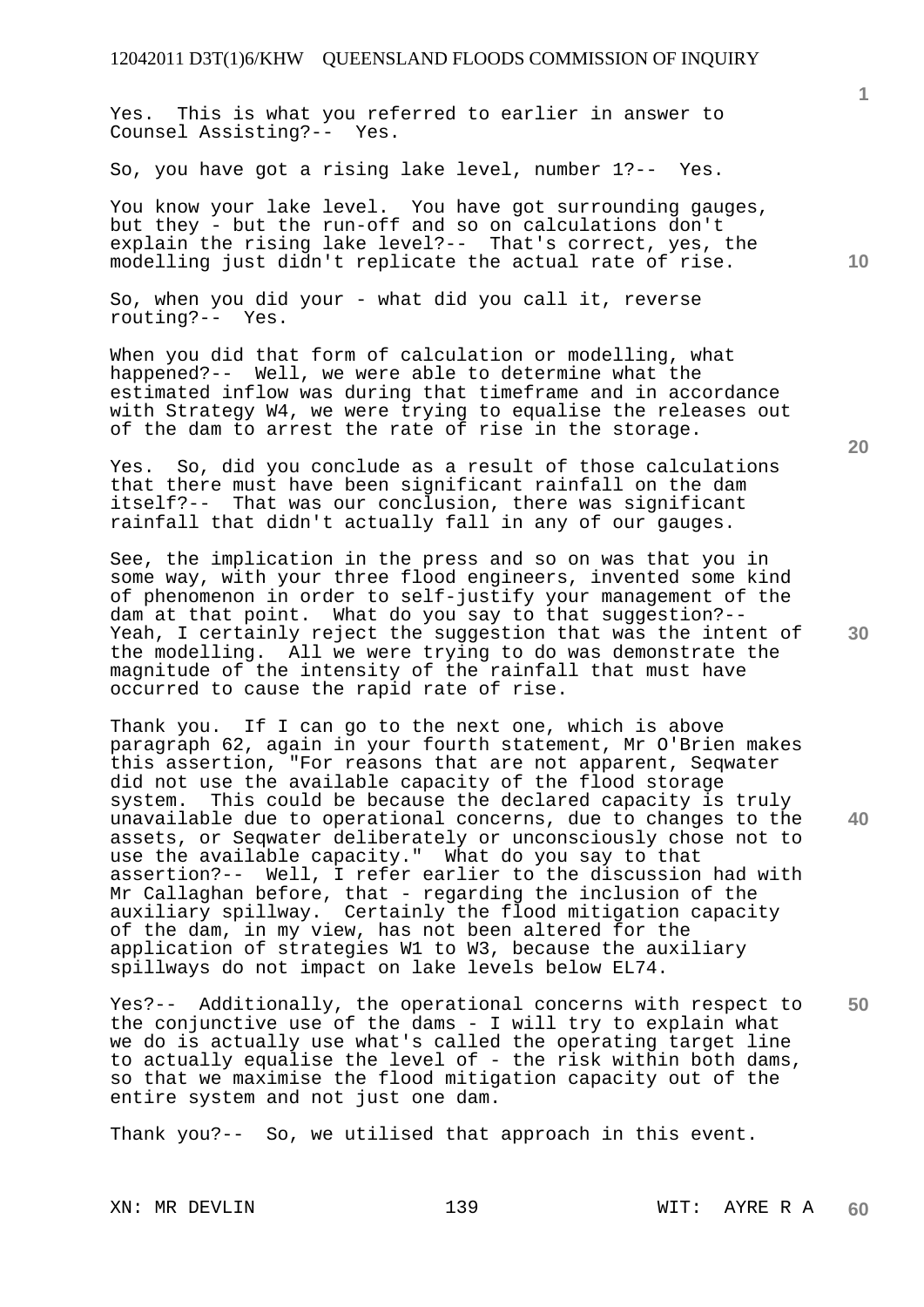Yes. This is what you referred to earlier in answer to Counsel Assisting?-- Yes.

So, you have got a rising lake level, number 1?-- Yes.

You know your lake level. You have got surrounding gauges, but they - but the run-off and so on calculations don't explain the rising lake level?-- That's correct, yes, the modelling just didn't replicate the actual rate of rise.

So, when you did your - what did you call it, reverse routing?-- Yes.

When you did that form of calculation or modelling, what happened?-- Well, we were able to determine what the estimated inflow was during that timeframe and in accordance with Strategy W4, we were trying to equalise the releases out of the dam to arrest the rate of rise in the storage.

Yes. So, did you conclude as a result of those calculations that there must have been significant rainfall on the dam itself?-- That was our conclusion, there was significant rainfall that didn't actually fall in any of our gauges.

See, the implication in the press and so on was that you in some way, with your three flood engineers, invented some kind of phenomenon in order to self-justify your management of the dam at that point. What do you say to that suggestion?-- Yeah, I certainly reject the suggestion that was the intent of the modelling. All we were trying to do was demonstrate the magnitude of the intensity of the rainfall that must have occurred to cause the rapid rate of rise.

Thank you. If I can go to the next one, which is above paragraph 62, again in your fourth statement, Mr O'Brien makes this assertion, "For reasons that are not apparent, Seqwater did not use the available capacity of the flood storage system. This could be because the declared capacity is truly unavailable due to operational concerns, due to changes to the assets, or Seqwater deliberately or unconsciously chose not to use the available capacity." What do you say to that assertion?-- Well, I refer earlier to the discussion had with Mr Callaghan before, that - regarding the inclusion of the auxiliary spillway. Certainly the flood mitigation capacity of the dam, in my view, has not been altered for the application of strategies W1 to W3, because the auxiliary spillways do not impact on lake levels below EL74.

Yes?-- Additionally, the operational concerns with respect to the conjunctive use of the dams - I will try to explain what we do is actually use what's called the operating target line to actually equalise the level of - the risk within both dams, so that we maximise the flood mitigation capacity out of the entire system and not just one dam.

Thank you?-- So, we utilised that approach in this event.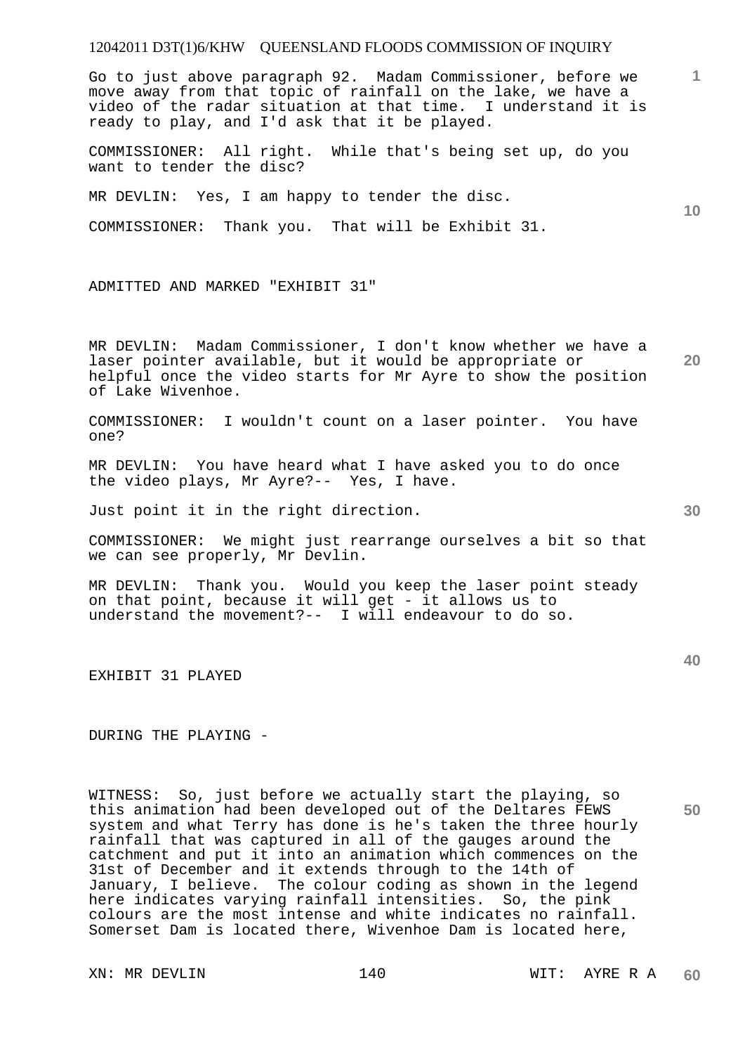Go to just above paragraph 92. Madam Commissioner, before we move away from that topic of rainfall on the lake, we have a video of the radar situation at that time. I understand it is ready to play, and I'd ask that it be played.

COMMISSIONER: All right. While that's being set up, do you want to tender the disc?

MR DEVLIN: Yes, I am happy to tender the disc.

COMMISSIONER: Thank you. That will be Exhibit 31.

ADMITTED AND MARKED "EXHIBIT 31"

MR DEVLIN: Madam Commissioner, I don't know whether we have a laser pointer available, but it would be appropriate or helpful once the video starts for Mr Ayre to show the position of Lake Wivenhoe.

COMMISSIONER: I wouldn't count on a laser pointer. You have one?

MR DEVLIN: You have heard what I have asked you to do once the video plays, Mr Ayre?-- Yes, I have.

Just point it in the right direction.

COMMISSIONER: We might just rearrange ourselves a bit so that we can see properly, Mr Devlin.

MR DEVLIN: Thank you. Would you keep the laser point steady on that point, because it will get - it allows us to understand the movement?-- I will endeavour to do so.

EXHIBIT 31 PLAYED

DURING THE PLAYING -

WITNESS: So, just before we actually start the playing, so this animation had been developed out of the Deltares FEWS system and what Terry has done is he's taken the three hourly rainfall that was captured in all of the gauges around the catchment and put it into an animation which commences on the 31st of December and it extends through to the 14th of January, I believe. The colour coding as shown in the legend here indicates varying rainfall intensities. So, the pink colours are the most intense and white indicates no rainfall. Somerset Dam is located there, Wivenhoe Dam is located here,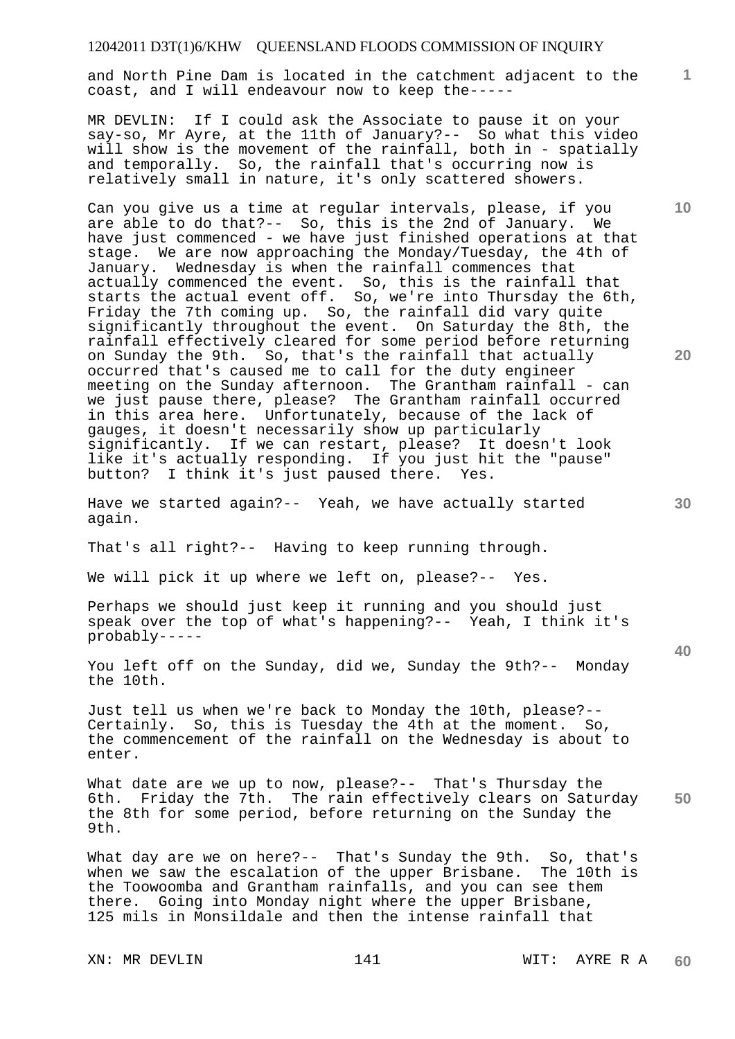and North Pine Dam is located in the catchment adjacent to the coast, and I will endeavour now to keep the-----

MR DEVLIN: If I could ask the Associate to pause it on your say-so, Mr Ayre, at the 11th of January?-- So what this video will show is the movement of the rainfall, both in - spatially and temporally. So, the rainfall that's occurring now is relatively small in nature, it's only scattered showers.

Can you give us a time at regular intervals, please, if you are able to do that?-- So, this is the 2nd of January. We have just commenced - we have just finished operations at that stage. We are now approaching the Monday/Tuesday, the 4th of January. Wednesday is when the rainfall commences that actually commenced the event. So, this is the rainfall that starts the actual event off. So, we're into Thursday the 6th, Friday the 7th coming up. So, the rainfall did vary quite significantly throughout the event. On Saturday the 8th, the rainfall effectively cleared for some period before returning on Sunday the 9th. So, that's the rainfall that actually occurred that's caused me to call for the duty engineer meeting on the Sunday afternoon. The Grantham rainfall - can we just pause there, please? The Grantham rainfall occurred in this area here. Unfortunately, because of the lack of gauges, it doesn't necessarily show up particularly significantly. If we can restart, please? It doesn't look like it's actually responding. If you just hit the "pause" button? I think it's just paused there. Yes.

Have we started again?-- Yeah, we have actually started again.

That's all right?-- Having to keep running through.

We will pick it up where we left on, please?-- Yes.

Perhaps we should just keep it running and you should just speak over the top of what's happening?-- Yeah, I think it's probably-----

You left off on the Sunday, did we, Sunday the 9th?-- Monday the 10th.

Just tell us when we're back to Monday the 10th, please?-- Certainly. So, this is Tuesday the 4th at the moment. So, the commencement of the rainfall on the Wednesday is about to enter.

What date are we up to now, please?-- That's Thursday the 6th. Friday the 7th. The rain effectively clears on Saturday the 8th for some period, before returning on the Sunday the 9th.

What day are we on here?-- That's Sunday the 9th. So, that's when we saw the escalation of the upper Brisbane. The 10th is the Toowoomba and Grantham rainfalls, and you can see them there. Going into Monday night where the upper Brisbane, 125 mils in Monsildale and then the intense rainfall that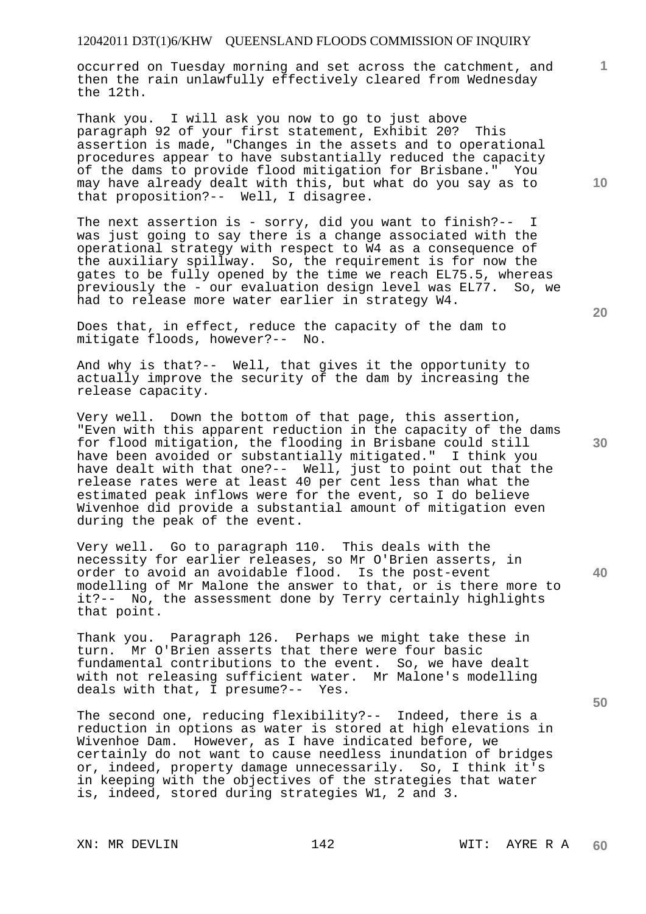occurred on Tuesday morning and set across the catchment, and then the rain unlawfully effectively cleared from Wednesday the 12th.

Thank you. I will ask you now to go to just above paragraph 92 of your first statement, Exhibit 20? This assertion is made, "Changes in the assets and to operational procedures appear to have substantially reduced the capacity of the dams to provide flood mitigation for Brisbane." You may have already dealt with this, but what do you say as to that proposition?-- Well, I disagree.

The next assertion is - sorry, did you want to finish?-- I was just going to say there is a change associated with the operational strategy with respect to W4 as a consequence of the auxiliary spillway. So, the requirement is for now the gates to be fully opened by the time we reach EL75.5, whereas previously the - our evaluation design level was EL77. So, we had to release more water earlier in strategy W4.

Does that, in effect, reduce the capacity of the dam to mitigate floods, however?-- No.

And why is that?-- Well, that gives it the opportunity to actually improve the security of the dam by increasing the release capacity.

Very well. Down the bottom of that page, this assertion, "Even with this apparent reduction in the capacity of the dams for flood mitigation, the flooding in Brisbane could still have been avoided or substantially mitigated." I think you have dealt with that one?-- Well, just to point out that the release rates were at least 40 per cent less than what the estimated peak inflows were for the event, so I do believe Wivenhoe did provide a substantial amount of mitigation even during the peak of the event.

Very well. Go to paragraph 110. This deals with the necessity for earlier releases, so Mr O'Brien asserts, in order to avoid an avoidable flood. Is the post-event modelling of Mr Malone the answer to that, or is there more to it?-- No, the assessment done by Terry certainly highlights that point.

Thank you. Paragraph 126. Perhaps we might take these in turn. Mr O'Brien asserts that there were four basic fundamental contributions to the event. So, we have dealt with not releasing sufficient water. Mr Malone's modelling deals with that, I presume?-- Yes.

The second one, reducing flexibility?-- Indeed, there is a reduction in options as water is stored at high elevations in Wivenhoe Dam. However, as I have indicated before, we certainly do not want to cause needless inundation of bridges or, indeed, property damage unnecessarily. So, I think it's in keeping with the objectives of the strategies that water is, indeed, stored during strategies W1, 2 and 3.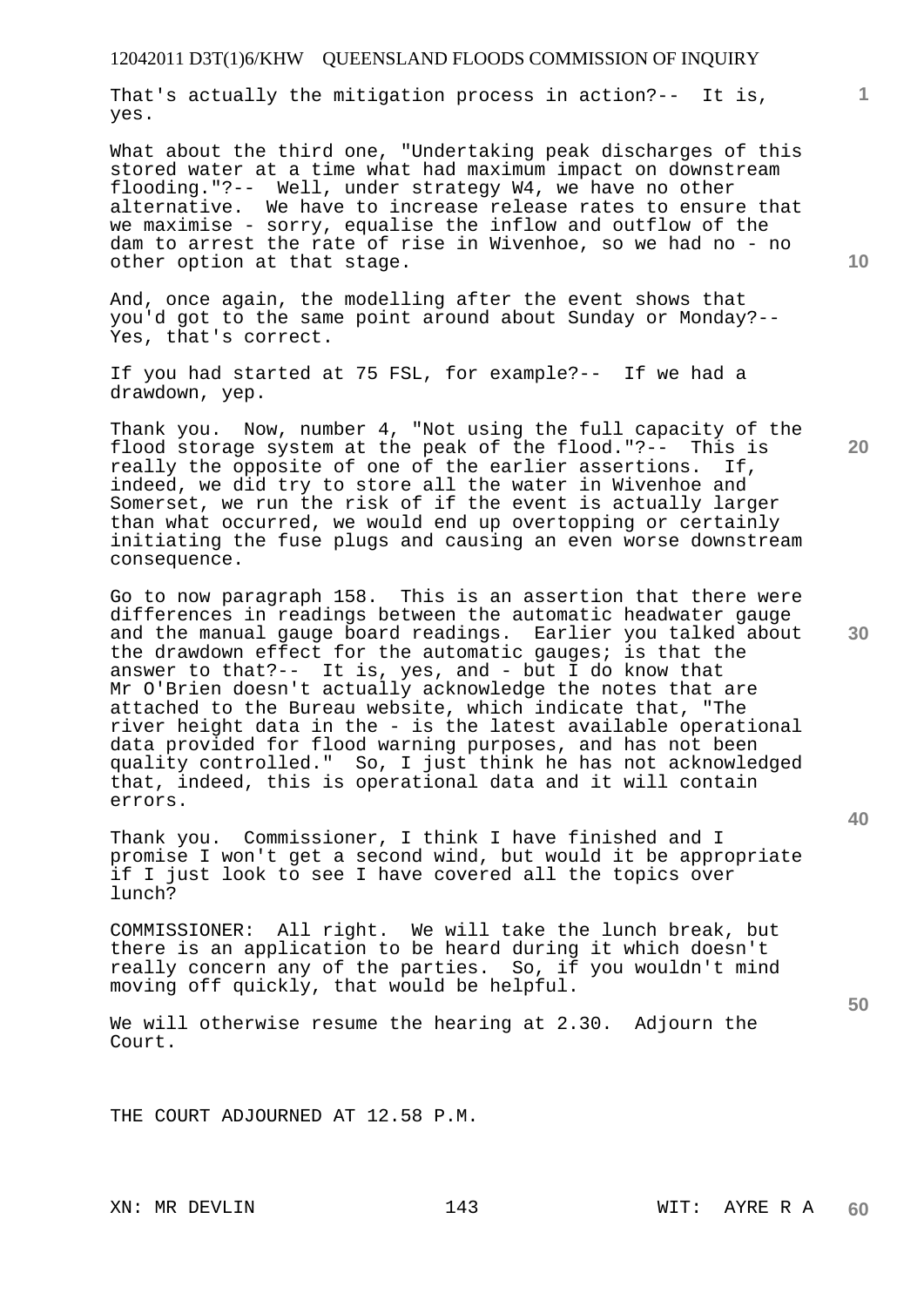That's actually the mitigation process in action?-- It is, yes.

What about the third one, "Undertaking peak discharges of this stored water at a time what had maximum impact on downstream flooding."?-- Well, under strategy W4, we have no other alternative. We have to increase release rates to ensure that we maximise - sorry, equalise the inflow and outflow of the dam to arrest the rate of rise in Wivenhoe, so we had no - no other option at that stage.

And, once again, the modelling after the event shows that you'd got to the same point around about Sunday or Monday?-- Yes, that's correct.

If you had started at 75 FSL, for example?-- If we had a drawdown, yep.

Thank you. Now, number 4, "Not using the full capacity of the flood storage system at the peak of the flood."?-- This is really the opposite of one of the earlier assertions. If, indeed, we did try to store all the water in Wivenhoe and Somerset, we run the risk of if the event is actually larger than what occurred, we would end up overtopping or certainly initiating the fuse plugs and causing an even worse downstream consequence.

Go to now paragraph 158. This is an assertion that there were differences in readings between the automatic headwater gauge and the manual gauge board readings. Earlier you talked about the drawdown effect for the automatic gauges; is that the answer to that?-- It is, yes, and - but I do know that Mr O'Brien doesn't actually acknowledge the notes that are attached to the Bureau website, which indicate that, "The river height data in the - is the latest available operational data provided for flood warning purposes, and has not been quality controlled." So, I just think he has not acknowledged that, indeed, this is operational data and it will contain errors.

Thank you. Commissioner, I think I have finished and I promise I won't get a second wind, but would it be appropriate if I just look to see I have covered all the topics over lunch?

COMMISSIONER: All right. We will take the lunch break, but there is an application to be heard during it which doesn't really concern any of the parties. So, if you wouldn't mind moving off quickly, that would be helpful.

We will otherwise resume the hearing at 2.30. Adjourn the Court.

THE COURT ADJOURNED AT 12.58 P.M.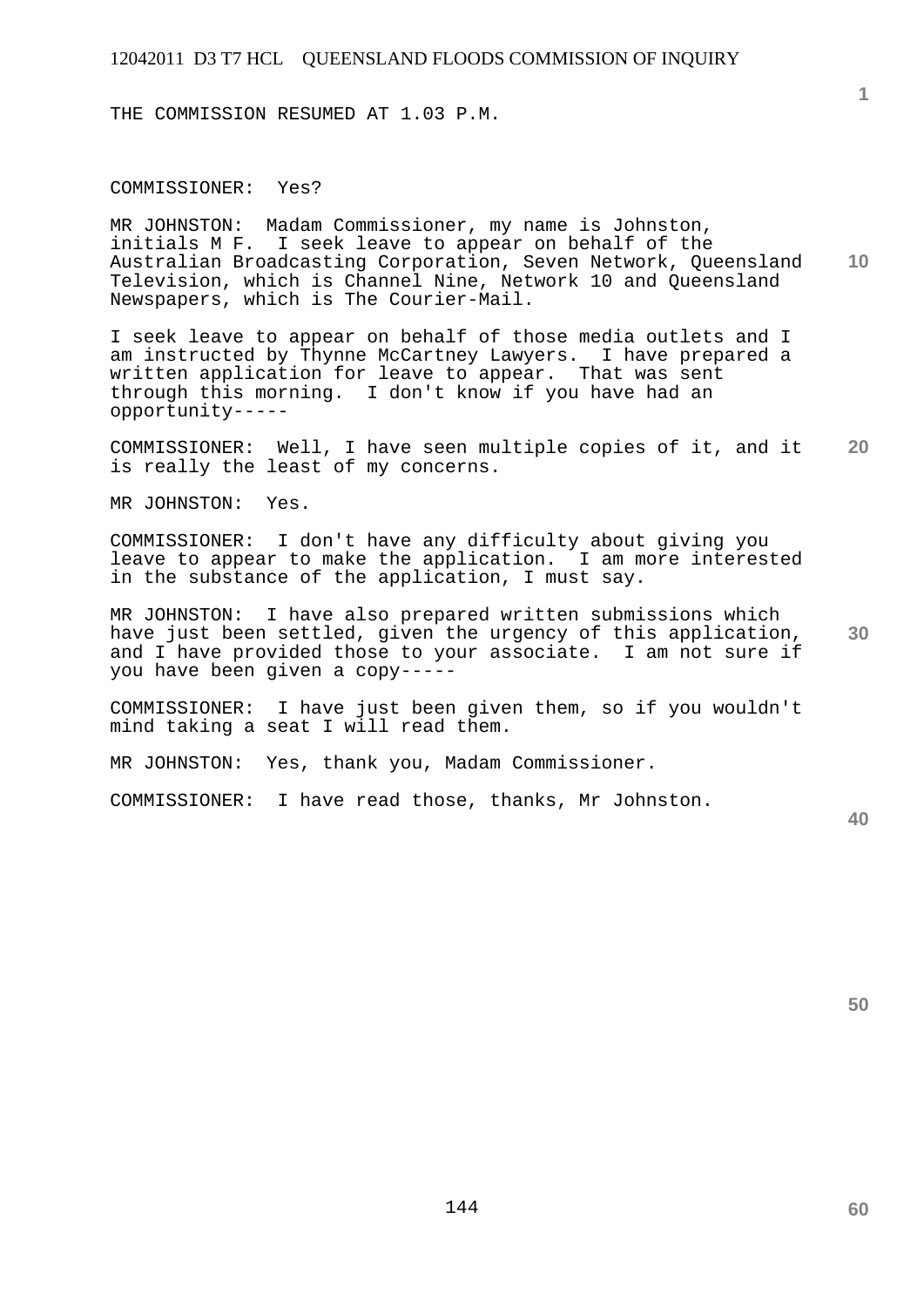THE COMMISSION RESUMED AT 1.03 P.M.

COMMISSIONER: Yes?

MR JOHNSTON: Madam Commissioner, my name is Johnston, initials M F. I seek leave to appear on behalf of the Australian Broadcasting Corporation, Seven Network, Queensland Television, which is Channel Nine, Network 10 and Queensland Newspapers, which is The Courier-Mail.

I seek leave to appear on behalf of those media outlets and I am instructed by Thynne McCartney Lawyers. I have prepared a written application for leave to appear. That was sent through this morning. I don't know if you have had an opportunity-----

COMMISSIONER: Well, I have seen multiple copies of it, and it is really the least of my concerns.

MR JOHNSTON: Yes.

COMMISSIONER: I don't have any difficulty about giving you leave to appear to make the application. I am more interested in the substance of the application, I must say.

MR JOHNSTON: I have also prepared written submissions which have just been settled, given the urgency of this application, and I have provided those to your associate. I am not sure if you have been given a copy-----

COMMISSIONER: I have just been given them, so if you wouldn't mind taking a seat I will read them.

MR JOHNSTON: Yes, thank you, Madam Commissioner.

COMMISSIONER: I have read those, thanks, Mr Johnston.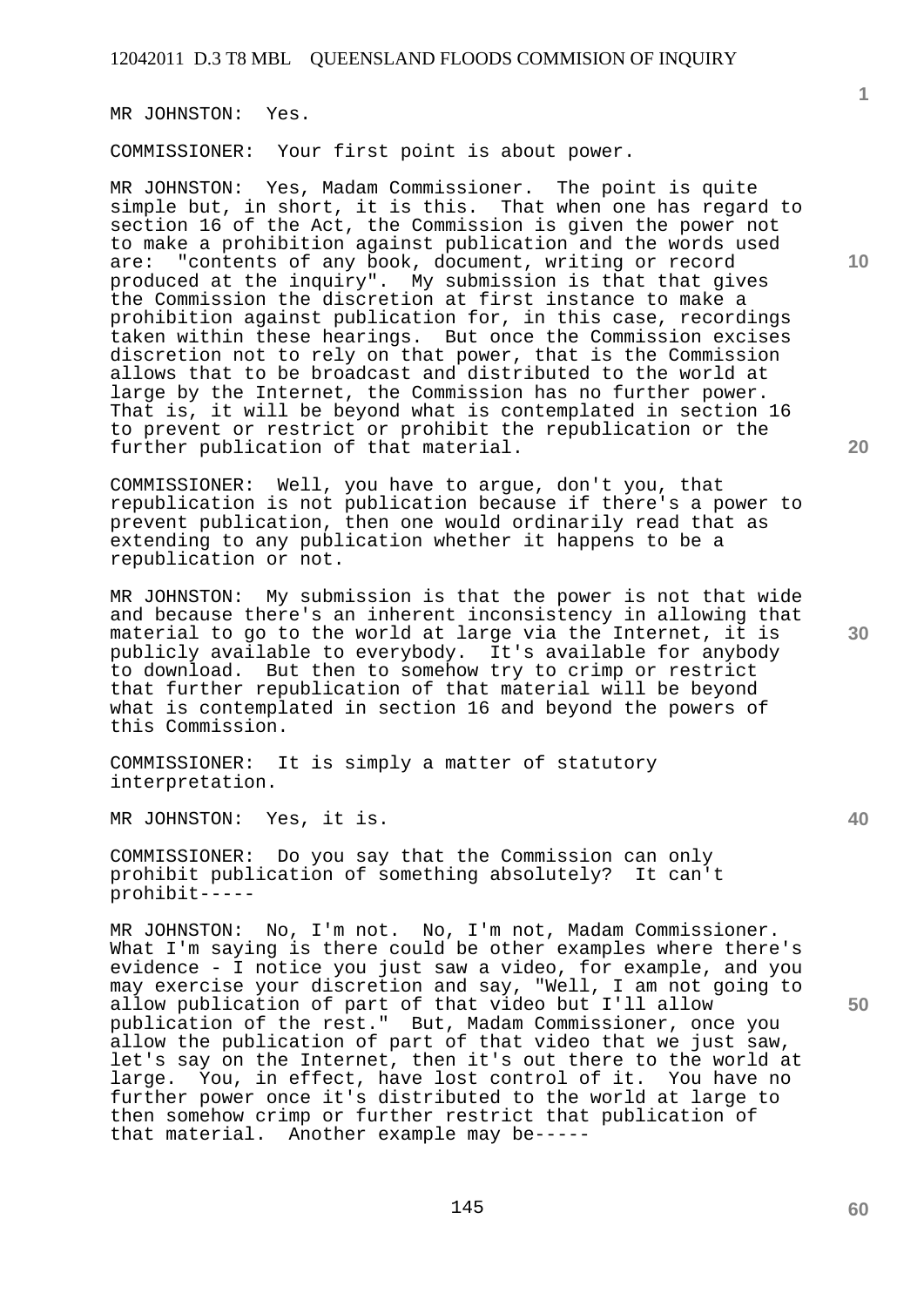MR JOHNSTON: Yes.

COMMISSIONER: Your first point is about power.

MR JOHNSTON: Yes, Madam Commissioner. The point is quite simple but, in short, it is this. That when one has regard to section 16 of the Act, the Commission is given the power not to make a prohibition against publication and the words used are: "contents of any book, document, writing or record produced at the inquiry". My submission is that that gives the Commission the discretion at first instance to make a prohibition against publication for, in this case, recordings taken within these hearings. But once the Commission excises discretion not to rely on that power, that is the Commission allows that to be broadcast and distributed to the world at large by the Internet, the Commission has no further power. That is, it will be beyond what is contemplated in section 16 to prevent or restrict or prohibit the republication or the further publication of that material.

COMMISSIONER: Well, you have to argue, don't you, that republication is not publication because if there's a power to prevent publication, then one would ordinarily read that as extending to any publication whether it happens to be a republication or not.

MR JOHNSTON: My submission is that the power is not that wide and because there's an inherent inconsistency in allowing that material to go to the world at large via the Internet, it is publicly available to everybody. It's available for anybody to download. But then to somehow try to crimp or restrict that further republication of that material will be beyond what is contemplated in section 16 and beyond the powers of this Commission.

COMMISSIONER: It is simply a matter of statutory interpretation.

MR JOHNSTON: Yes, it is.

COMMISSIONER: Do you say that the Commission can only prohibit publication of something absolutely? It can't prohibit-----

MR JOHNSTON: No, I'm not. No, I'm not, Madam Commissioner. What I'm saying is there could be other examples where there's evidence - I notice you just saw a video, for example, and you may exercise your discretion and say, "Well, I am not going to allow publication of part of that video but I'll allow publication of the rest." But, Madam Commissioner, once you allow the publication of part of that video that we just saw, let's say on the Internet, then it's out there to the world at large. You, in effect, have lost control of it. You have no further power once it's distributed to the world at large to then somehow crimp or further restrict that publication of that material. Another example may be-----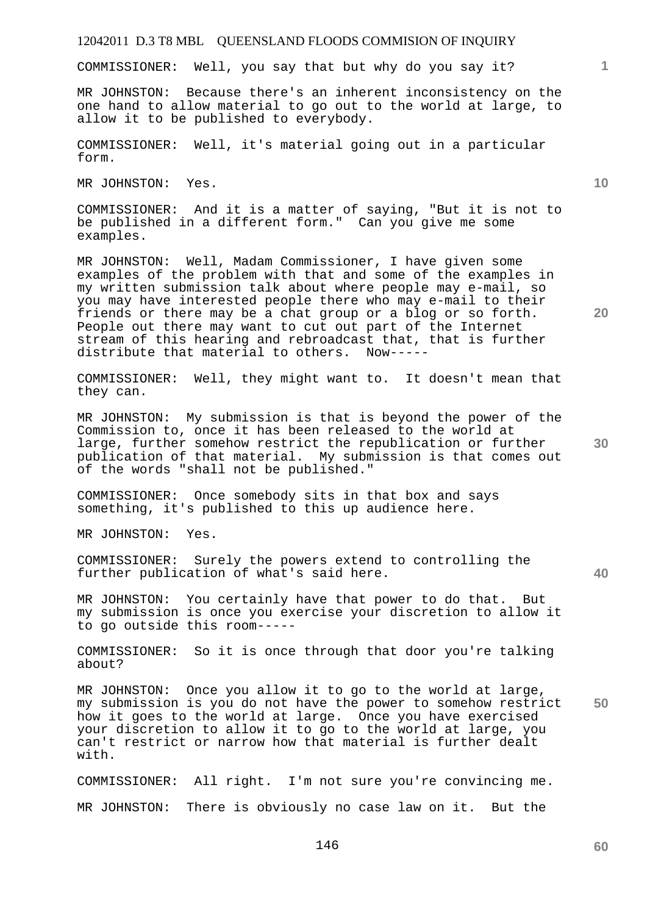COMMISSIONER: Well, you say that but why do you say it?

MR JOHNSTON: Because there's an inherent inconsistency on the one hand to allow material to go out to the world at large, to allow it to be published to everybody.

COMMISSIONER: Well, it's material going out in a particular form.

MR JOHNSTON: Yes.

COMMISSIONER: And it is a matter of saying, "But it is not to be published in a different form." Can you give me some examples.

MR JOHNSTON: Well, Madam Commissioner, I have given some examples of the problem with that and some of the examples in my written submission talk about where people may e-mail, so you may have interested people there who may e-mail to their friends or there may be a chat group or a blog or so forth. People out there may want to cut out part of the Internet stream of this hearing and rebroadcast that, that is further distribute that material to others. Now-----

COMMISSIONER: Well, they might want to. It doesn't mean that they can.

MR JOHNSTON: My submission is that is beyond the power of the Commission to, once it has been released to the world at large, further somehow restrict the republication or further publication of that material. My submission is that comes out of the words "shall not be published."

COMMISSIONER: Once somebody sits in that box and says something, it's published to this up audience here.

MR JOHNSTON: Yes.

COMMISSIONER: Surely the powers extend to controlling the further publication of what's said here.

MR JOHNSTON: You certainly have that power to do that. But my submission is once you exercise your discretion to allow it to go outside this room-----

COMMISSIONER: So it is once through that door you're talking about?

MR JOHNSTON: Once you allow it to go to the world at large, my submission is you do not have the power to somehow restrict how it goes to the world at large. Once you have exercised your discretion to allow it to go to the world at large, you can't restrict or narrow how that material is further dealt with.

COMMISSIONER: All right. I'm not sure you're convincing me.

MR JOHNSTON: There is obviously no case law on it. But the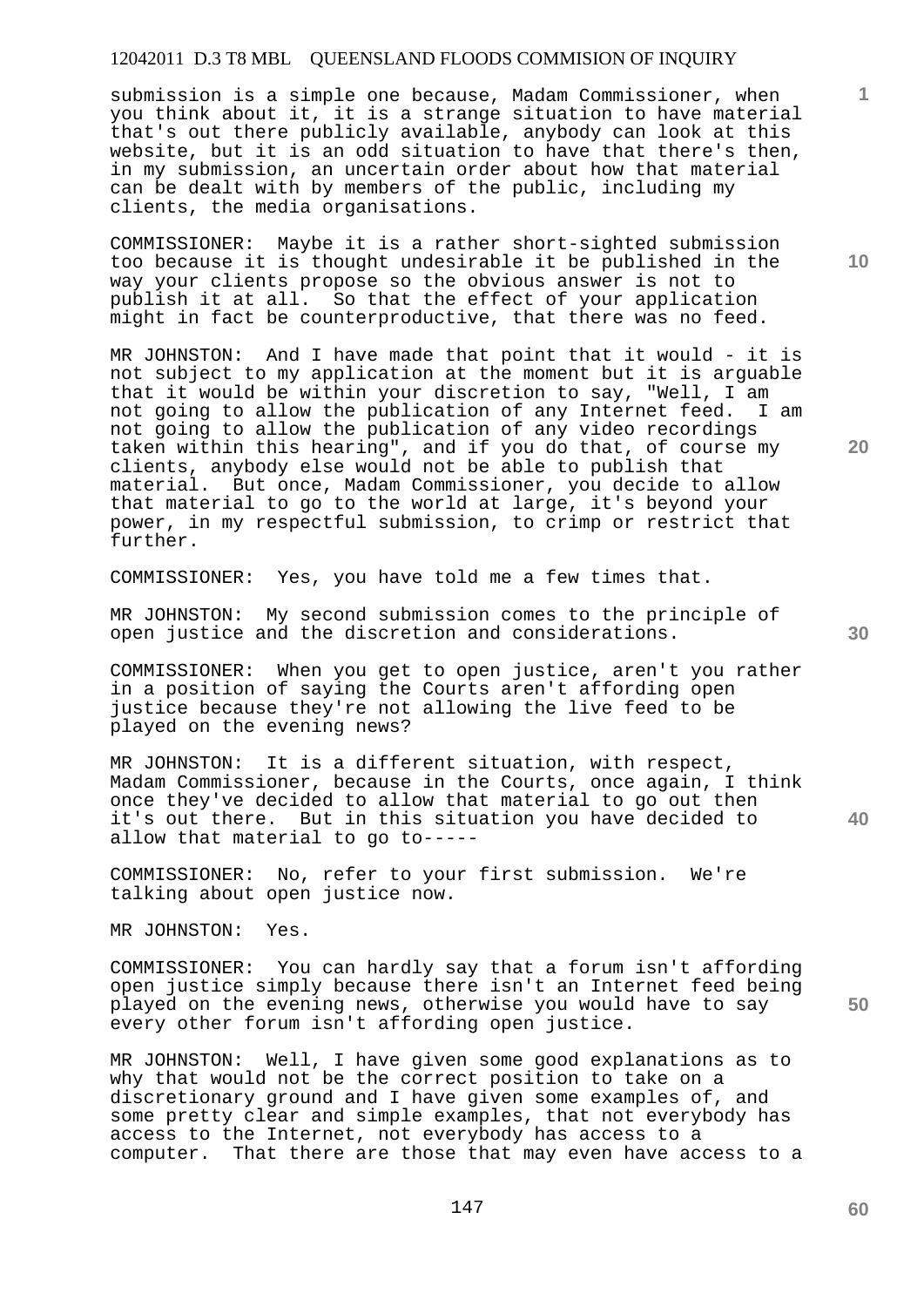submission is a simple one because, Madam Commissioner, when you think about it, it is a strange situation to have material that's out there publicly available, anybody can look at this website, but it is an odd situation to have that there's then, in my submission, an uncertain order about how that material can be dealt with by members of the public, including my clients, the media organisations.

COMMISSIONER: Maybe it is a rather short-sighted submission too because it is thought undesirable it be published in the way your clients propose so the obvious answer is not to publish it at all. So that the effect of your application might in fact be counterproductive, that there was no feed.

MR JOHNSTON: And I have made that point that it would - it is not subject to my application at the moment but it is arguable that it would be within your discretion to say, "Well, I am not going to allow the publication of any Internet feed. I am not going to allow the publication of any video recordings taken within this hearing", and if you do that, of course my clients, anybody else would not be able to publish that material. But once, Madam Commissioner, you decide to allow that material to go to the world at large, it's beyond your power, in my respectful submission, to crimp or restrict that further.

COMMISSIONER: Yes, you have told me a few times that.

MR JOHNSTON: My second submission comes to the principle of open justice and the discretion and considerations.

COMMISSIONER: When you get to open justice, aren't you rather in a position of saying the Courts aren't affording open justice because they're not allowing the live feed to be played on the evening news?

MR JOHNSTON: It is a different situation, with respect, Madam Commissioner, because in the Courts, once again, I think once they've decided to allow that material to go out then it's out there. But in this situation you have decided to allow that material to go to-----

COMMISSIONER: No, refer to your first submission. We're talking about open justice now.

MR JOHNSTON: Yes.

COMMISSIONER: You can hardly say that a forum isn't affording open justice simply because there isn't an Internet feed being played on the evening news, otherwise you would have to say every other forum isn't affording open justice.

MR JOHNSTON: Well, I have given some good explanations as to why that would not be the correct position to take on a discretionary ground and I have given some examples of, and some pretty clear and simple examples, that not everybody has access to the Internet, not everybody has access to a computer. That there are those that may even have access to a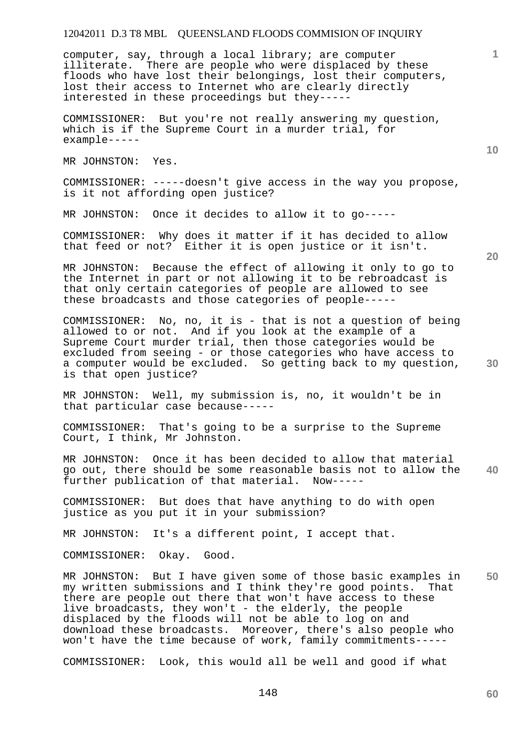computer, say, through a local library; are computer illiterate. There are people who were displaced by these floods who have lost their belongings, lost their computers, lost their access to Internet who are clearly directly interested in these proceedings but they-----

COMMISSIONER: But you're not really answering my question, which is if the Supreme Court in a murder trial, for example-----

MR JOHNSTON: Yes.

COMMISSIONER: -----doesn't give access in the way you propose, is it not affording open justice?

MR JOHNSTON: Once it decides to allow it to go-----

COMMISSIONER: Why does it matter if it has decided to allow that feed or not? Either it is open justice or it isn't.

MR JOHNSTON: Because the effect of allowing it only to go to the Internet in part or not allowing it to be rebroadcast is that only certain categories of people are allowed to see these broadcasts and those categories of people-----

COMMISSIONER: No, no, it is - that is not a question of being allowed to or not. And if you look at the example of a Supreme Court murder trial, then those categories would be excluded from seeing - or those categories who have access to a computer would be excluded. So getting back to my question, is that open justice?

MR JOHNSTON: Well, my submission is, no, it wouldn't be in that particular case because-----

COMMISSIONER: That's going to be a surprise to the Supreme Court, I think, Mr Johnston.

MR JOHNSTON: Once it has been decided to allow that material go out, there should be some reasonable basis not to allow the further publication of that material. Now-----

COMMISSIONER: But does that have anything to do with open justice as you put it in your submission?

MR JOHNSTON: It's a different point, I accept that.

COMMISSIONER: Okay. Good.

MR JOHNSTON: But I have given some of those basic examples in my written submissions and I think they're good points. That there are people out there that won't have access to these live broadcasts, they won't - the elderly, the people displaced by the floods will not be able to log on and download these broadcasts. Moreover, there's also people who won't have the time because of work, family commitments-----

COMMISSIONER: Look, this would all be well and good if what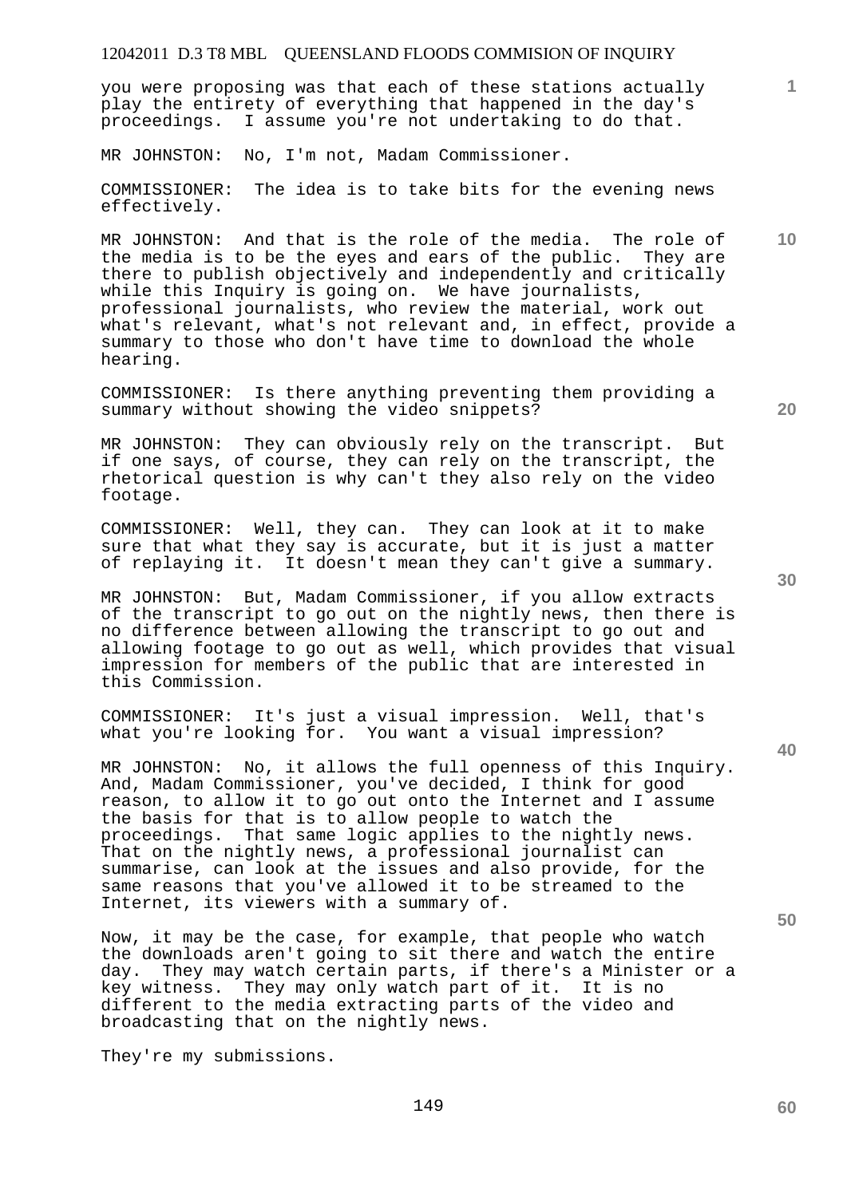you were proposing was that each of these stations actually play the entirety of everything that happened in the day's proceedings. I assume you're not undertaking to do that.

MR JOHNSTON: No, I'm not, Madam Commissioner.

COMMISSIONER: The idea is to take bits for the evening news effectively.

MR JOHNSTON: And that is the role of the media. The role of the media is to be the eyes and ears of the public. They are there to publish objectively and independently and critically while this Inquiry is going on. We have journalists, professional journalists, who review the material, work out what's relevant, what's not relevant and, in effect, provide a summary to those who don't have time to download the whole hearing.

COMMISSIONER: Is there anything preventing them providing a summary without showing the video snippets?

MR JOHNSTON: They can obviously rely on the transcript. But if one says, of course, they can rely on the transcript, the rhetorical question is why can't they also rely on the video footage.

COMMISSIONER: Well, they can. They can look at it to make sure that what they say is accurate, but it is just a matter of replaying it. It doesn't mean they can't give a summary.

MR JOHNSTON: But, Madam Commissioner, if you allow extracts of the transcript to go out on the nightly news, then there is no difference between allowing the transcript to go out and allowing footage to go out as well, which provides that visual impression for members of the public that are interested in this Commission.

COMMISSIONER: It's just a visual impression. Well, that's what you're looking for. You want a visual impression?

MR JOHNSTON: No, it allows the full openness of this Inquiry. And, Madam Commissioner, you've decided, I think for good reason, to allow it to go out onto the Internet and I assume the basis for that is to allow people to watch the proceedings. That same logic applies to the nightly news. That on the nightly news, a professional journalist can summarise, can look at the issues and also provide, for the same reasons that you've allowed it to be streamed to the Internet, its viewers with a summary of.

Now, it may be the case, for example, that people who watch the downloads aren't going to sit there and watch the entire day. They may watch certain parts, if there's a Minister or a key witness. They may only watch part of it. It is no different to the media extracting parts of the video and broadcasting that on the nightly news.

They're my submissions.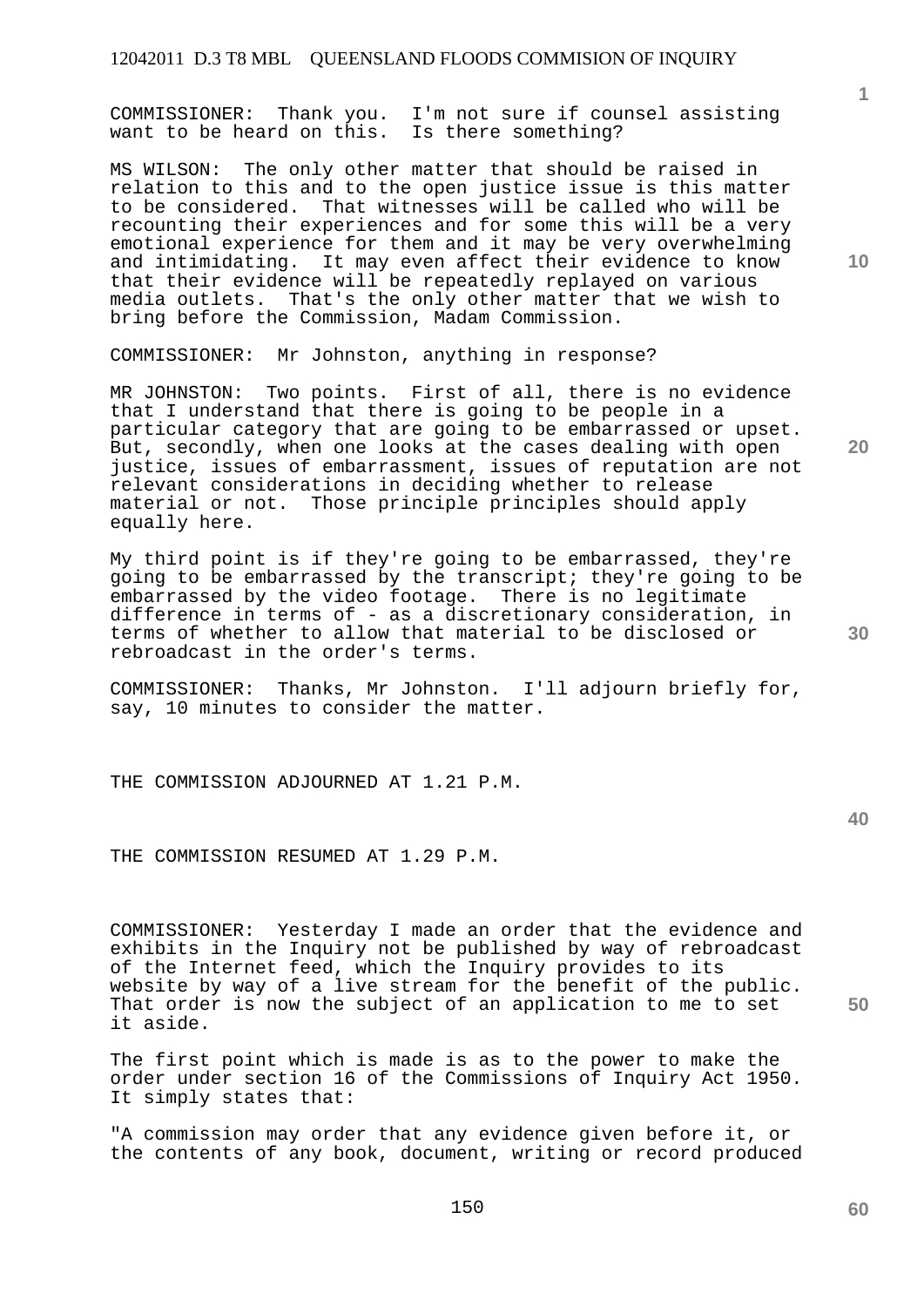COMMISSIONER: Thank you. I'm not sure if counsel assisting want to be heard on this. Is there something?

MS WILSON: The only other matter that should be raised in relation to this and to the open justice issue is this matter to be considered. That witnesses will be called who will be recounting their experiences and for some this will be a very emotional experience for them and it may be very overwhelming and intimidating. It may even affect their evidence to know that their evidence will be repeatedly replayed on various media outlets. That's the only other matter that we wish to bring before the Commission, Madam Commission.

COMMISSIONER: Mr Johnston, anything in response?

MR JOHNSTON: Two points. First of all, there is no evidence that I understand that there is going to be people in a particular category that are going to be embarrassed or upset. But, secondly, when one looks at the cases dealing with open justice, issues of embarrassment, issues of reputation are not relevant considerations in deciding whether to release material or not. Those principle principles should apply equally here.

My third point is if they're going to be embarrassed, they're going to be embarrassed by the transcript; they're going to be embarrassed by the video footage. There is no legitimate difference in terms of - as a discretionary consideration, in terms of whether to allow that material to be disclosed or rebroadcast in the order's terms.

COMMISSIONER: Thanks, Mr Johnston. I'll adjourn briefly for, say, 10 minutes to consider the matter.

THE COMMISSION ADJOURNED AT 1.21 P.M.

THE COMMISSION RESUMED AT 1.29 P.M.

COMMISSIONER: Yesterday I made an order that the evidence and exhibits in the Inquiry not be published by way of rebroadcast of the Internet feed, which the Inquiry provides to its website by way of a live stream for the benefit of the public. That order is now the subject of an application to me to set it aside.

The first point which is made is as to the power to make the order under section 16 of the Commissions of Inquiry Act 1950. It simply states that:

"A commission may order that any evidence given before it, or the contents of any book, document, writing or record produced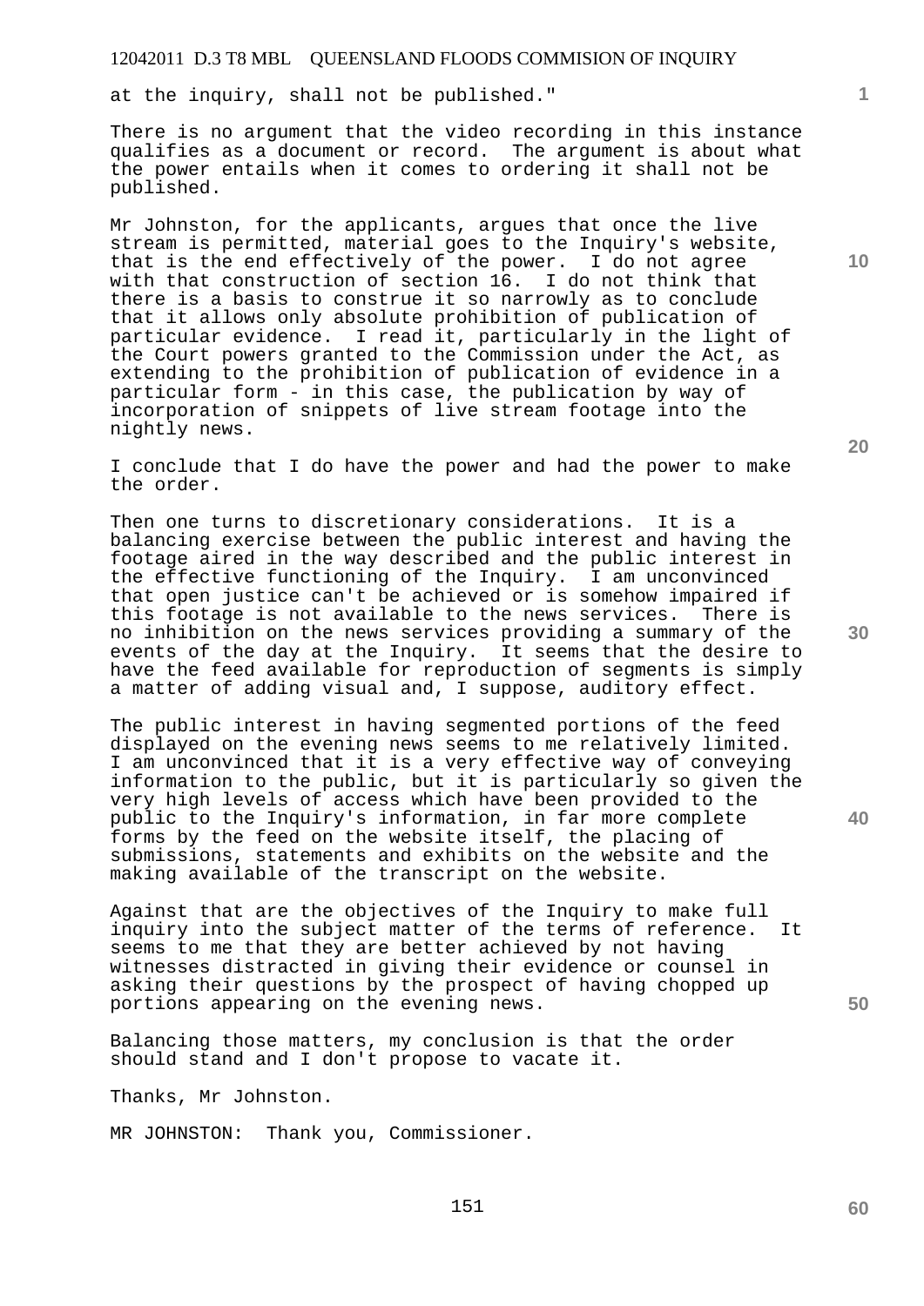at the inquiry, shall not be published."

There is no argument that the video recording in this instance qualifies as a document or record. The argument is about what the power entails when it comes to ordering it shall not be published.

Mr Johnston, for the applicants, argues that once the live stream is permitted, material goes to the Inquiry's website, that is the end effectively of the power. I do not agree with that construction of section 16. I do not think that there is a basis to construe it so narrowly as to conclude that it allows only absolute prohibition of publication of particular evidence. I read it, particularly in the light of the Court powers granted to the Commission under the Act, as extending to the prohibition of publication of evidence in a particular form - in this case, the publication by way of incorporation of snippets of live stream footage into the nightly news.

I conclude that I do have the power and had the power to make the order.

Then one turns to discretionary considerations. It is a balancing exercise between the public interest and having the footage aired in the way described and the public interest in the effective functioning of the Inquiry. I am unconvinced that open justice can't be achieved or is somehow impaired if this footage is not available to the news services. There is no inhibition on the news services providing a summary of the events of the day at the Inquiry. It seems that the desire to have the feed available for reproduction of segments is simply a matter of adding visual and, I suppose, auditory effect.

The public interest in having segmented portions of the feed displayed on the evening news seems to me relatively limited. I am unconvinced that it is a very effective way of conveying information to the public, but it is particularly so given the very high levels of access which have been provided to the public to the Inquiry's information, in far more complete forms by the feed on the website itself, the placing of submissions, statements and exhibits on the website and the making available of the transcript on the website.

Against that are the objectives of the Inquiry to make full inquiry into the subject matter of the terms of reference. It seems to me that they are better achieved by not having witnesses distracted in giving their evidence or counsel in asking their questions by the prospect of having chopped up portions appearing on the evening news.

Balancing those matters, my conclusion is that the order should stand and I don't propose to vacate it.

Thanks, Mr Johnston.

MR JOHNSTON: Thank you, Commissioner.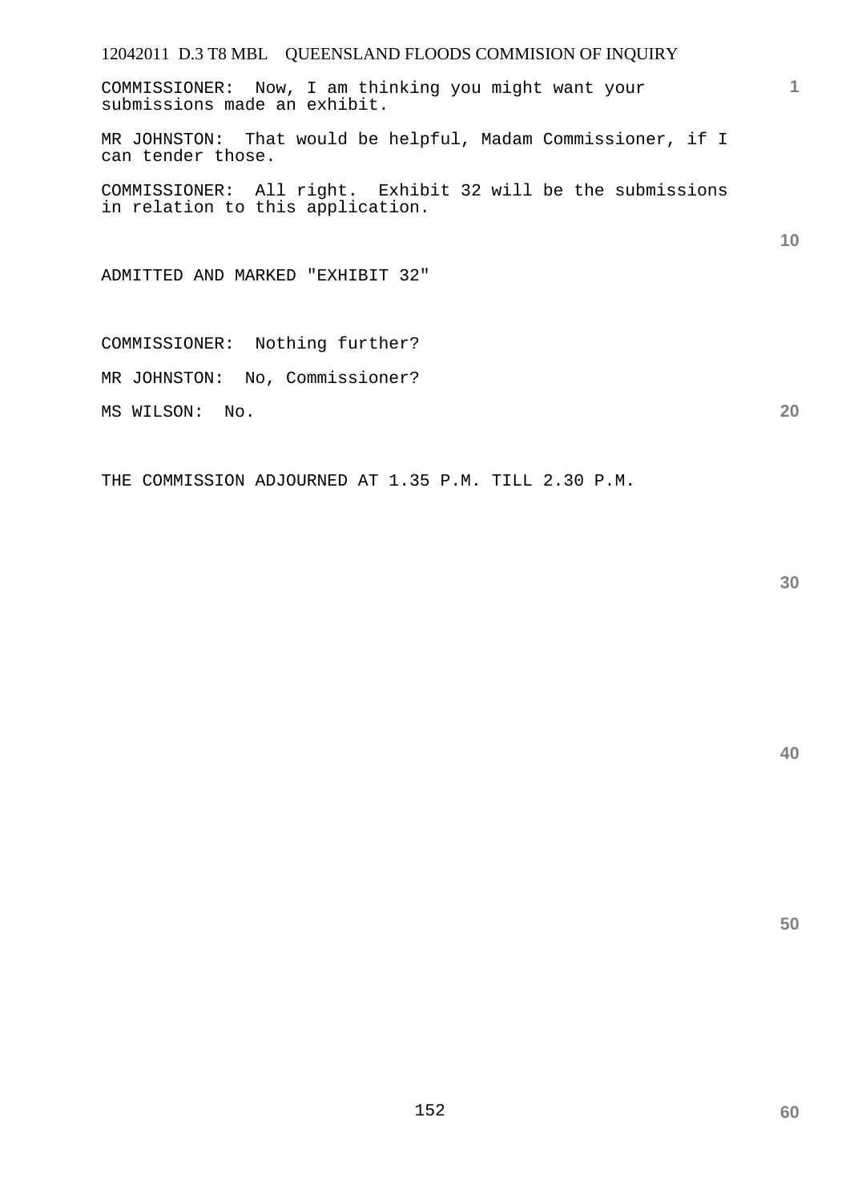COMMISSIONER: Now, I am thinking you might want your submissions made an exhibit.

MR JOHNSTON: That would be helpful, Madam Commissioner, if I can tender those.

COMMISSIONER: All right. Exhibit 32 will be the submissions in relation to this application.

ADMITTED AND MARKED "EXHIBIT 32"

COMMISSIONER: Nothing further?

MR JOHNSTON: No, Commissioner?

MS WILSON: No.

THE COMMISSION ADJOURNED AT 1.35 P.M. TILL 2.30 P.M.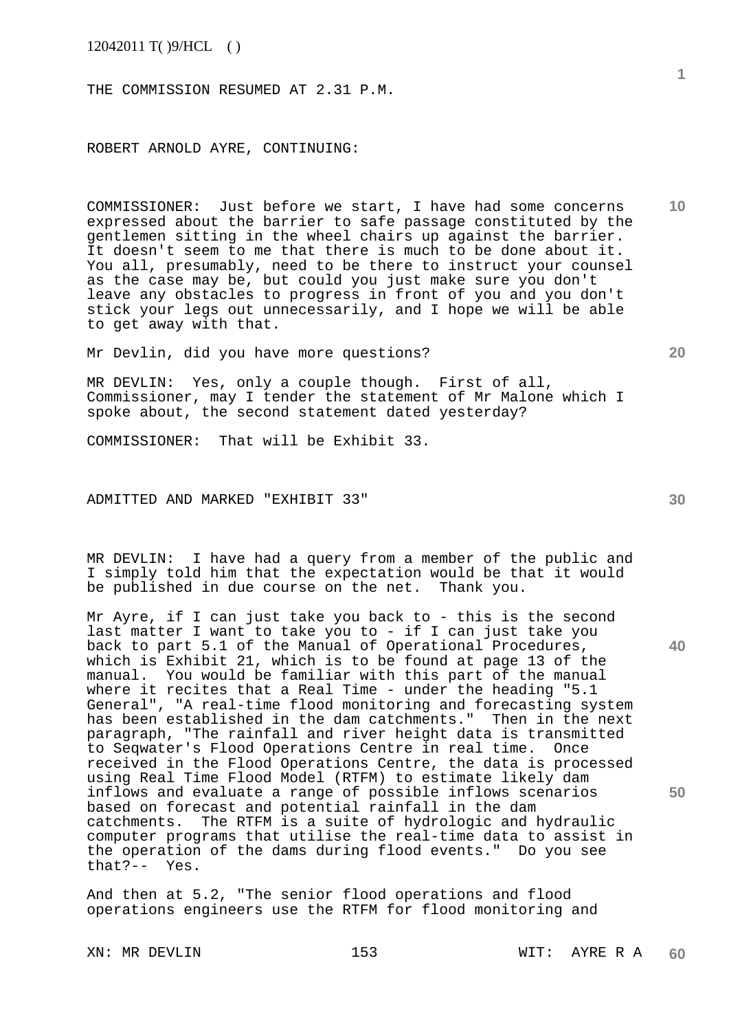THE COMMISSION RESUMED AT 2.31 P.M.

ROBERT ARNOLD AYRE, CONTINUING:

COMMISSIONER: Just before we start, I have had some concerns expressed about the barrier to safe passage constituted by the gentlemen sitting in the wheel chairs up against the barrier. It doesn't seem to me that there is much to be done about it. You all, presumably, need to be there to instruct your counsel as the case may be, but could you just make sure you don't leave any obstacles to progress in front of you and you don't stick your legs out unnecessarily, and I hope we will be able to get away with that.

Mr Devlin, did you have more questions?

MR DEVLIN: Yes, only a couple though. First of all, Commissioner, may I tender the statement of Mr Malone which I spoke about, the second statement dated yesterday?

COMMISSIONER: That will be Exhibit 33.

ADMITTED AND MARKED "EXHIBIT 33"

MR DEVLIN: I have had a query from a member of the public and I simply told him that the expectation would be that it would be published in due course on the net. Thank you.

Mr Ayre, if I can just take you back to - this is the second last matter I want to take you to - if I can just take you back to part 5.1 of the Manual of Operational Procedures, which is Exhibit 21, which is to be found at page 13 of the manual. You would be familiar with this part of the manual where it recites that a Real Time - under the heading "5.1 General", "A real-time flood monitoring and forecasting system has been established in the dam catchments." Then in the next paragraph, "The rainfall and river height data is transmitted to Seqwater's Flood Operations Centre in real time. Once received in the Flood Operations Centre, the data is processed using Real Time Flood Model (RTFM) to estimate likely dam inflows and evaluate a range of possible inflows scenarios based on forecast and potential rainfall in the dam catchments. The RTFM is a suite of hydrologic and hydraulic computer programs that utilise the real-time data to assist in the operation of the dams during flood events." Do you see that?-- Yes.

And then at 5.2, "The senior flood operations and flood operations engineers use the RTFM for flood monitoring and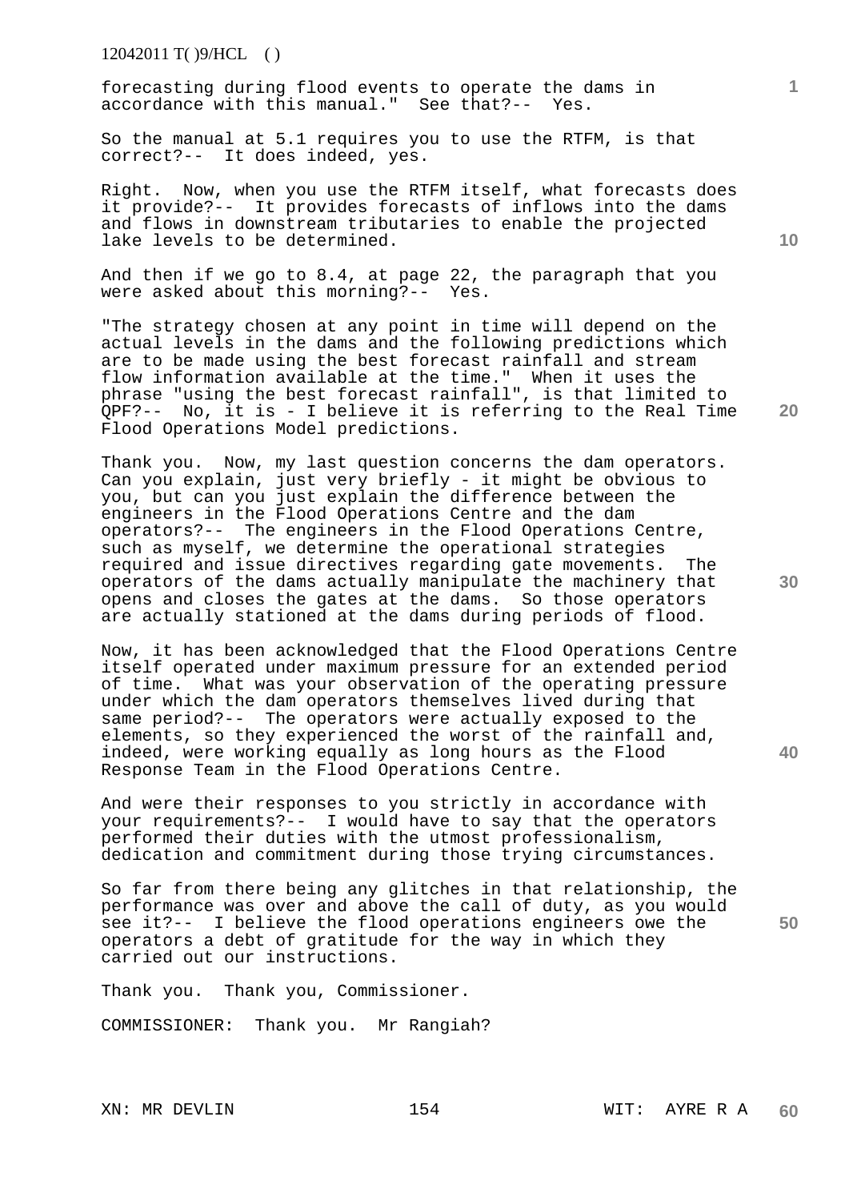forecasting during flood events to operate the dams in accordance with this manual." See that?-- Yes.

So the manual at 5.1 requires you to use the RTFM, is that correct?-- It does indeed, yes.

Right. Now, when you use the RTFM itself, what forecasts does it provide?-- It provides forecasts of inflows into the dams and flows in downstream tributaries to enable the projected lake levels to be determined.

And then if we go to 8.4, at page 22, the paragraph that you were asked about this morning?-- Yes.

"The strategy chosen at any point in time will depend on the actual levels in the dams and the following predictions which are to be made using the best forecast rainfall and stream flow information available at the time." When it uses the phrase "using the best forecast rainfall", is that limited to QPF?-- No, it is - I believe it is referring to the Real Time Flood Operations Model predictions.

Thank you. Now, my last question concerns the dam operators. Can you explain, just very briefly - it might be obvious to you, but can you just explain the difference between the engineers in the Flood Operations Centre and the dam operators?-- The engineers in the Flood Operations Centre, such as myself, we determine the operational strategies required and issue directives regarding gate movements. The operators of the dams actually manipulate the machinery that opens and closes the gates at the dams. So those operators are actually stationed at the dams during periods of flood.

Now, it has been acknowledged that the Flood Operations Centre itself operated under maximum pressure for an extended period of time. What was your observation of the operating pressure under which the dam operators themselves lived during that same period?-- The operators were actually exposed to the elements, so they experienced the worst of the rainfall and, indeed, were working equally as long hours as the Flood Response Team in the Flood Operations Centre.

And were their responses to you strictly in accordance with your requirements?-- I would have to say that the operators performed their duties with the utmost professionalism, dedication and commitment during those trying circumstances.

So far from there being any glitches in that relationship, the performance was over and above the call of duty, as you would see it?-- I believe the flood operations engineers owe the operators a debt of gratitude for the way in which they carried out our instructions.

Thank you. Thank you, Commissioner.

COMMISSIONER: Thank you. Mr Rangiah?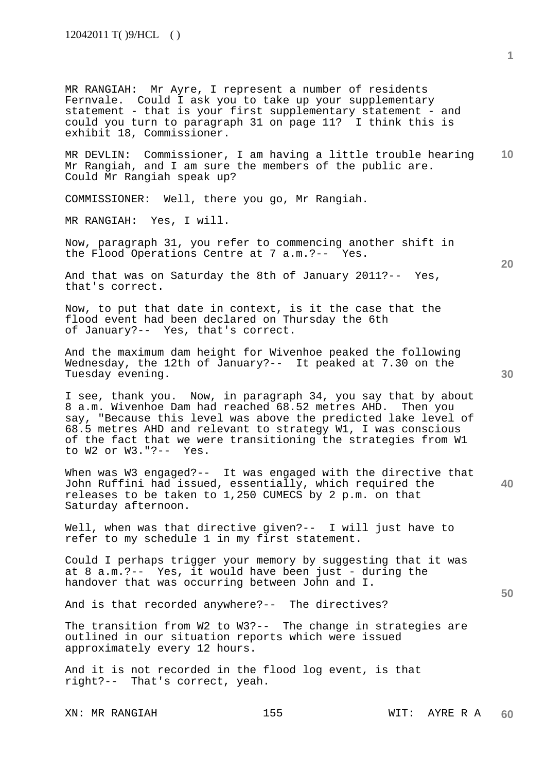MR RANGIAH: Mr Ayre, I represent a number of residents Fernvale. Could I ask you to take up your supplementary statement - that is your first supplementary statement - and could you turn to paragraph 31 on page 11? I think this is exhibit 18, Commissioner.

MR DEVLIN: Commissioner, I am having a little trouble hearing Mr Rangiah, and I am sure the members of the public are. Could Mr Rangiah speak up?

COMMISSIONER: Well, there you go, Mr Rangiah.

MR RANGIAH: Yes, I will.

Now, paragraph 31, you refer to commencing another shift in the Flood Operations Centre at 7 a.m.?-- Yes.

And that was on Saturday the 8th of January 2011?-- Yes, that's correct.

Now, to put that date in context, is it the case that the flood event had been declared on Thursday the 6th of January?-- Yes, that's correct.

And the maximum dam height for Wivenhoe peaked the following Wednesday, the 12th of January?-- It peaked at 7.30 on the Tuesday evening.

I see, thank you. Now, in paragraph 34, you say that by about 8 a.m. Wivenhoe Dam had reached 68.52 metres AHD. Then you say, "Because this level was above the predicted lake level of 68.5 metres AHD and relevant to strategy W1, I was conscious of the fact that we were transitioning the strategies from W1 to W2 or W3."?-- Yes.

When was W3 engaged?-- It was engaged with the directive that John Ruffini had issued, essentially, which required the releases to be taken to 1,250 CUMECS by 2 p.m. on that Saturday afternoon.

Well, when was that directive given?-- I will just have to refer to my schedule 1 in my first statement.

Could I perhaps trigger your memory by suggesting that it was at 8 a.m.?-- Yes, it would have been just - during the handover that was occurring between John and I.

And is that recorded anywhere?-- The directives?

The transition from W2 to W3?-- The change in strategies are outlined in our situation reports which were issued approximately every 12 hours.

And it is not recorded in the flood log event, is that right?-- That's correct, yeah.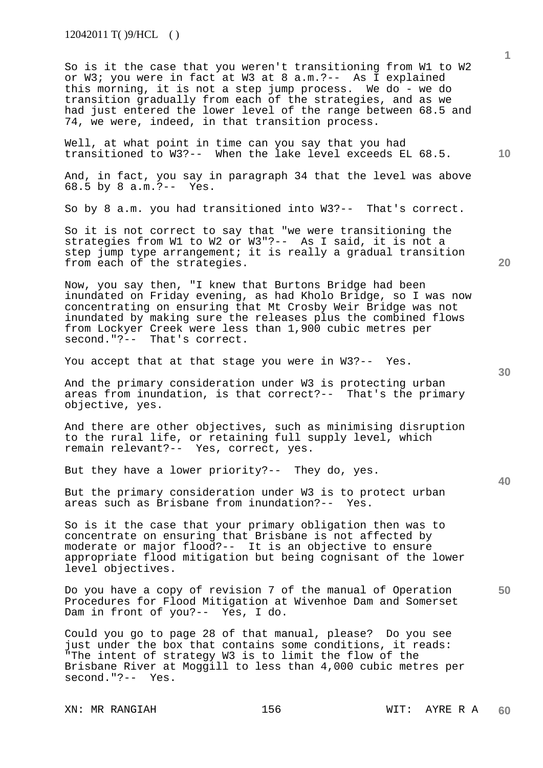So is it the case that you weren't transitioning from W1 to W2 or W3; you were in fact at W3 at 8 a.m.?-- As I explained this morning, it is not a step jump process. We do - we do transition gradually from each of the strategies, and as we had just entered the lower level of the range between 68.5 and 74, we were, indeed, in that transition process.

Well, at what point in time can you say that you had transitioned to W3?-- When the lake level exceeds EL 68.5.

And, in fact, you say in paragraph 34 that the level was above 68.5 by 8 a.m.?-- Yes.

So by 8 a.m. you had transitioned into W3?-- That's correct.

So it is not correct to say that "we were transitioning the strategies from W1 to W2 or W3"?-- As I said, it is not a step jump type arrangement; it is really a gradual transition from each of the strategies.

Now, you say then, "I knew that Burtons Bridge had been inundated on Friday evening, as had Kholo Bridge, so I was now concentrating on ensuring that Mt Crosby Weir Bridge was not inundated by making sure the releases plus the combined flows from Lockyer Creek were less than 1,900 cubic metres per second."?-- That's correct.

You accept that at that stage you were in W3?-- Yes.

And the primary consideration under W3 is protecting urban areas from inundation, is that correct?-- That's the primary objective, yes.

And there are other objectives, such as minimising disruption to the rural life, or retaining full supply level, which remain relevant?-- Yes, correct, yes.

But they have a lower priority?-- They do, yes.

But the primary consideration under W3 is to protect urban areas such as Brisbane from inundation?-- Yes.

So is it the case that your primary obligation then was to concentrate on ensuring that Brisbane is not affected by moderate or major flood?-- It is an objective to ensure appropriate flood mitigation but being cognisant of the lower level objectives.

Do you have a copy of revision 7 of the manual of Operation Procedures for Flood Mitigation at Wivenhoe Dam and Somerset Dam in front of you?-- Yes, I do.

Could you go to page 28 of that manual, please? Do you see just under the box that contains some conditions, it reads: "The intent of strategy W3 is to limit the flow of the Brisbane River at Moggill to less than 4,000 cubic metres per second."?-- Yes.

XN: MR RANGIAH 156 WIT: AYRE R A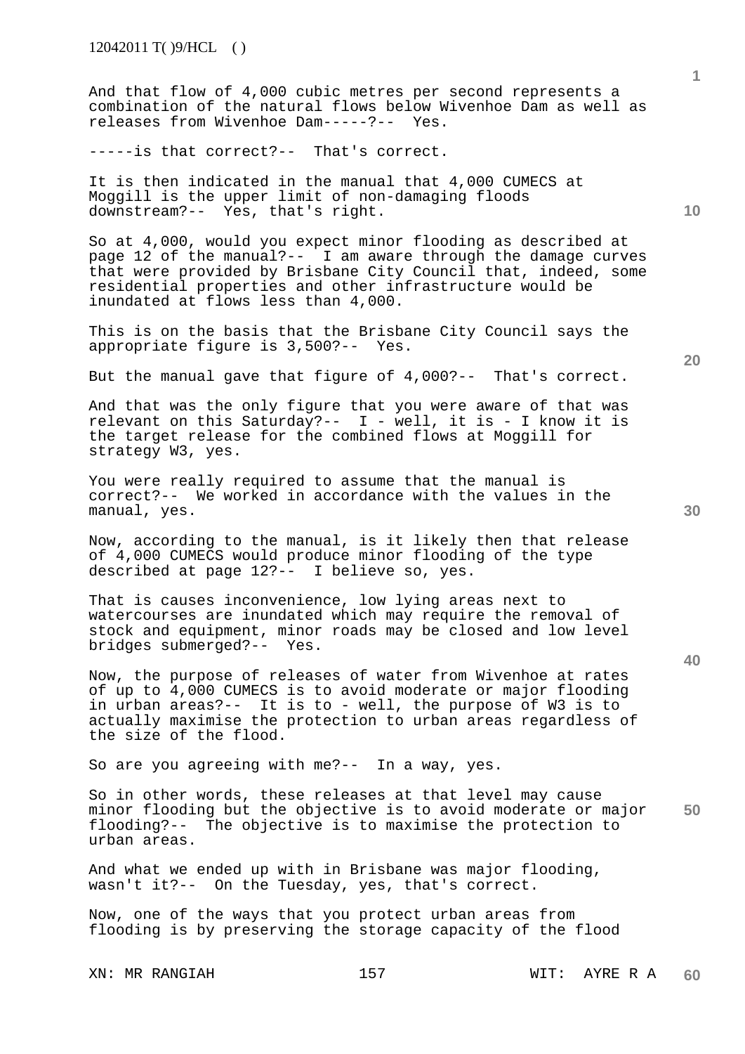And that flow of 4,000 cubic metres per second represents a combination of the natural flows below Wivenhoe Dam as well as releases from Wivenhoe Dam-----?-- Yes.

-----is that correct?-- That's correct.

It is then indicated in the manual that 4,000 CUMECS at Moggill is the upper limit of non-damaging floods downstream?-- Yes, that's right.

So at 4,000, would you expect minor flooding as described at page 12 of the manual?-- I am aware through the damage curves that were provided by Brisbane City Council that, indeed, some residential properties and other infrastructure would be inundated at flows less than 4,000.

This is on the basis that the Brisbane City Council says the appropriate figure is 3,500?-- Yes.

But the manual gave that figure of 4,000?-- That's correct.

And that was the only figure that you were aware of that was relevant on this Saturday?-- I - well, it is - I know it is the target release for the combined flows at Moggill for strategy W3, yes.

You were really required to assume that the manual is correct?-- We worked in accordance with the values in the manual, yes.

Now, according to the manual, is it likely then that release of 4,000 CUMECS would produce minor flooding of the type described at page 12?-- I believe so, yes.

That is causes inconvenience, low lying areas next to watercourses are inundated which may require the removal of stock and equipment, minor roads may be closed and low level bridges submerged?-- Yes.

Now, the purpose of releases of water from Wivenhoe at rates of up to 4,000 CUMECS is to avoid moderate or major flooding in urban areas?-- It is to - well, the purpose of W3 is to actually maximise the protection to urban areas regardless of the size of the flood.

So are you agreeing with me?-- In a way, yes.

So in other words, these releases at that level may cause minor flooding but the objective is to avoid moderate or major flooding?-- The objective is to maximise the protection to urban areas.

And what we ended up with in Brisbane was major flooding, wasn't it?-- On the Tuesday, yes, that's correct.

Now, one of the ways that you protect urban areas from flooding is by preserving the storage capacity of the flood

XN: MR RANGIAH WIT: AYRE R A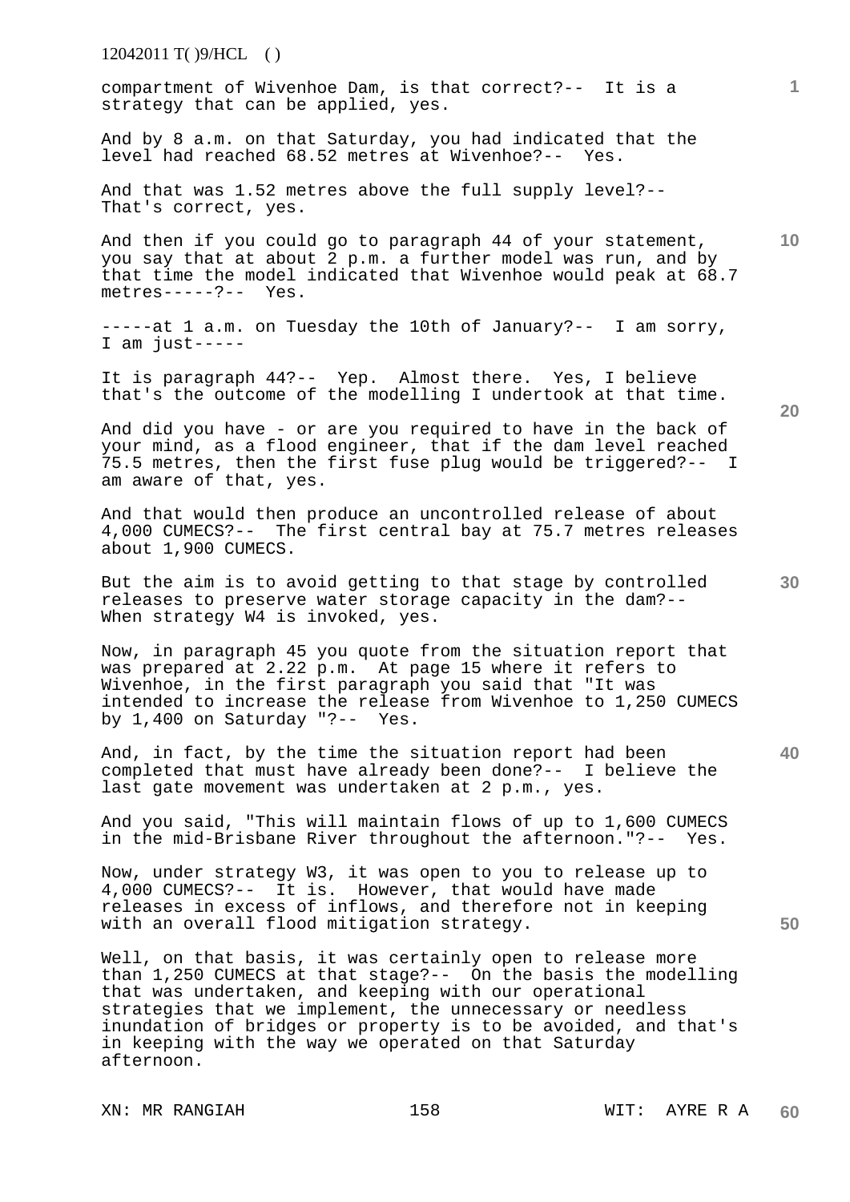compartment of Wivenhoe Dam, is that correct?-- It is a strategy that can be applied, yes.

And by 8 a.m. on that Saturday, you had indicated that the level had reached 68.52 metres at Wivenhoe?-- Yes.

And that was 1.52 metres above the full supply level?-- That's correct, yes.

And then if you could go to paragraph 44 of your statement, you say that at about 2 p.m. a further model was run, and by that time the model indicated that Wivenhoe would peak at 68.7 metres-----?-- Yes.

-----at 1 a.m. on Tuesday the 10th of January?-- I am sorry, I am just-----

It is paragraph 44?-- Yep. Almost there. Yes, I believe that's the outcome of the modelling I undertook at that time.

And did you have - or are you required to have in the back of your mind, as a flood engineer, that if the dam level reached 75.5 metres, then the first fuse plug would be triggered?-- I am aware of that, yes.

And that would then produce an uncontrolled release of about 4,000 CUMECS?-- The first central bay at 75.7 metres releases about 1,900 CUMECS.

But the aim is to avoid getting to that stage by controlled releases to preserve water storage capacity in the dam?-- When strategy W4 is invoked, yes.

Now, in paragraph 45 you quote from the situation report that was prepared at 2.22 p.m. At page 15 where it refers to Wivenhoe, in the first paragraph you said that "It was intended to increase the release from Wivenhoe to 1,250 CUMECS by 1,400 on Saturday "?-- Yes.

And, in fact, by the time the situation report had been completed that must have already been done?-- I believe the last gate movement was undertaken at 2 p.m., yes.

And you said, "This will maintain flows of up to 1,600 CUMECS in the mid-Brisbane River throughout the afternoon."?-- Yes.

Now, under strategy W3, it was open to you to release up to 4,000 CUMECS?-- It is. However, that would have made releases in excess of inflows, and therefore not in keeping with an overall flood mitigation strategy.

Well, on that basis, it was certainly open to release more than 1,250 CUMECS at that stage?-- On the basis the modelling that was undertaken, and keeping with our operational strategies that we implement, the unnecessary or needless inundation of bridges or property is to be avoided, and that's in keeping with the way we operated on that Saturday afternoon.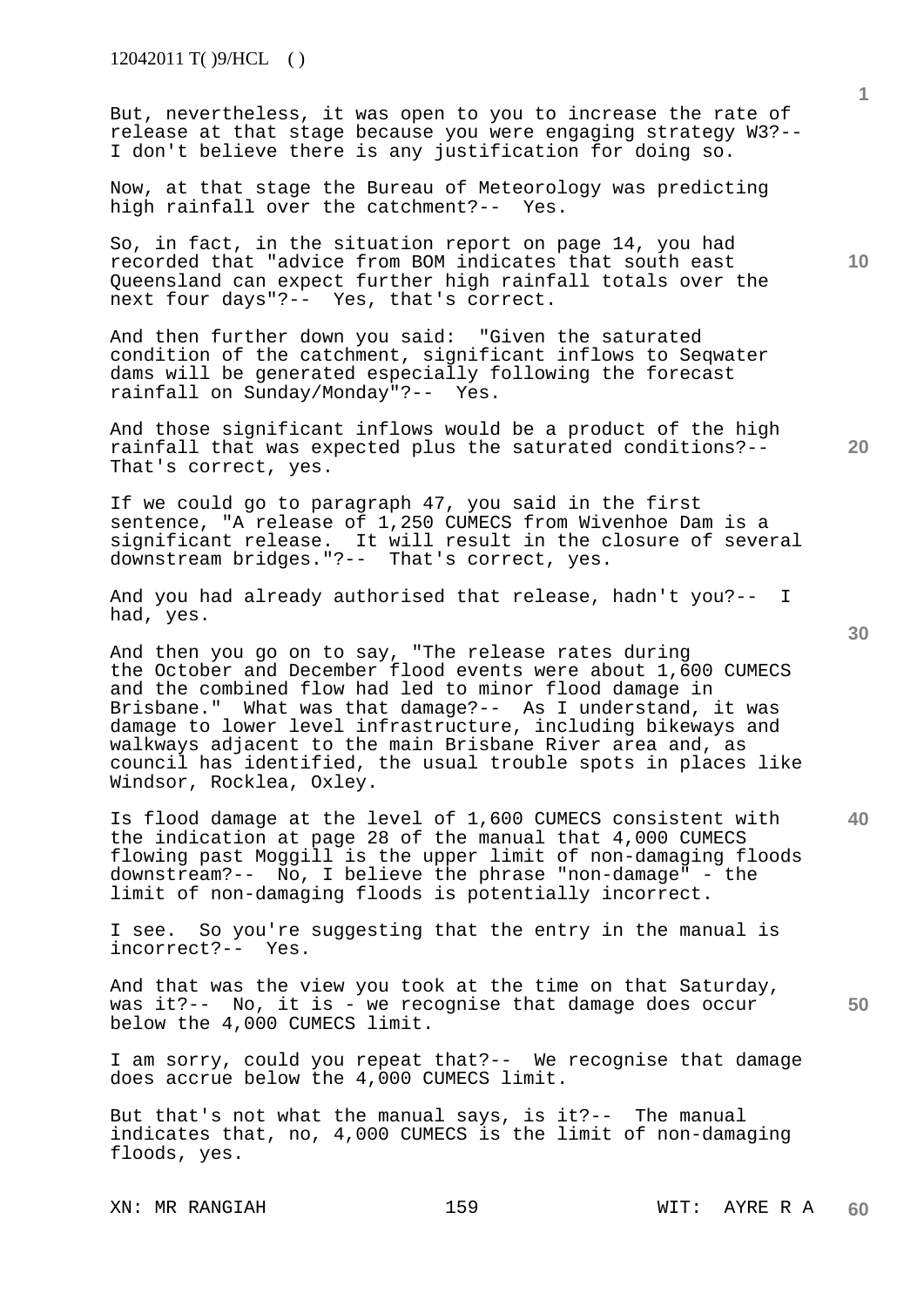But, nevertheless, it was open to you to increase the rate of release at that stage because you were engaging strategy W3?-- I don't believe there is any justification for doing so.

Now, at that stage the Bureau of Meteorology was predicting high rainfall over the catchment?-- Yes.

So, in fact, in the situation report on page 14, you had recorded that "advice from BOM indicates that south east Queensland can expect further high rainfall totals over the next four days"?-- Yes, that's correct.

And then further down you said: "Given the saturated condition of the catchment, significant inflows to Seqwater dams will be generated especially following the forecast rainfall on Sunday/Monday"?-- Yes.

And those significant inflows would be a product of the high rainfall that was expected plus the saturated conditions?-- That's correct, yes.

If we could go to paragraph 47, you said in the first sentence, "A release of 1,250 CUMECS from Wivenhoe Dam is a significant release. It will result in the closure of several downstream bridges."?-- That's correct, yes.

And you had already authorised that release, hadn't you?-- I had, yes.

And then you go on to say, "The release rates during the October and December flood events were about 1,600 CUMECS and the combined flow had led to minor flood damage in Brisbane." What was that damage?-- As I understand, it was damage to lower level infrastructure, including bikeways and walkways adjacent to the main Brisbane River area and, as council has identified, the usual trouble spots in places like Windsor, Rocklea, Oxley.

Is flood damage at the level of 1,600 CUMECS consistent with the indication at page 28 of the manual that 4,000 CUMECS flowing past Moggill is the upper limit of non-damaging floods downstream?-- No, I believe the phrase "non-damage" - the limit of non-damaging floods is potentially incorrect.

I see. So you're suggesting that the entry in the manual is incorrect?-- Yes.

And that was the view you took at the time on that Saturday, was it?-- No, it is - we recognise that damage does occur below the 4,000 CUMECS limit.

I am sorry, could you repeat that?-- We recognise that damage does accrue below the 4,000 CUMECS limit.

But that's not what the manual says, is it?-- The manual indicates that, no, 4,000 CUMECS is the limit of non-damaging floods, yes.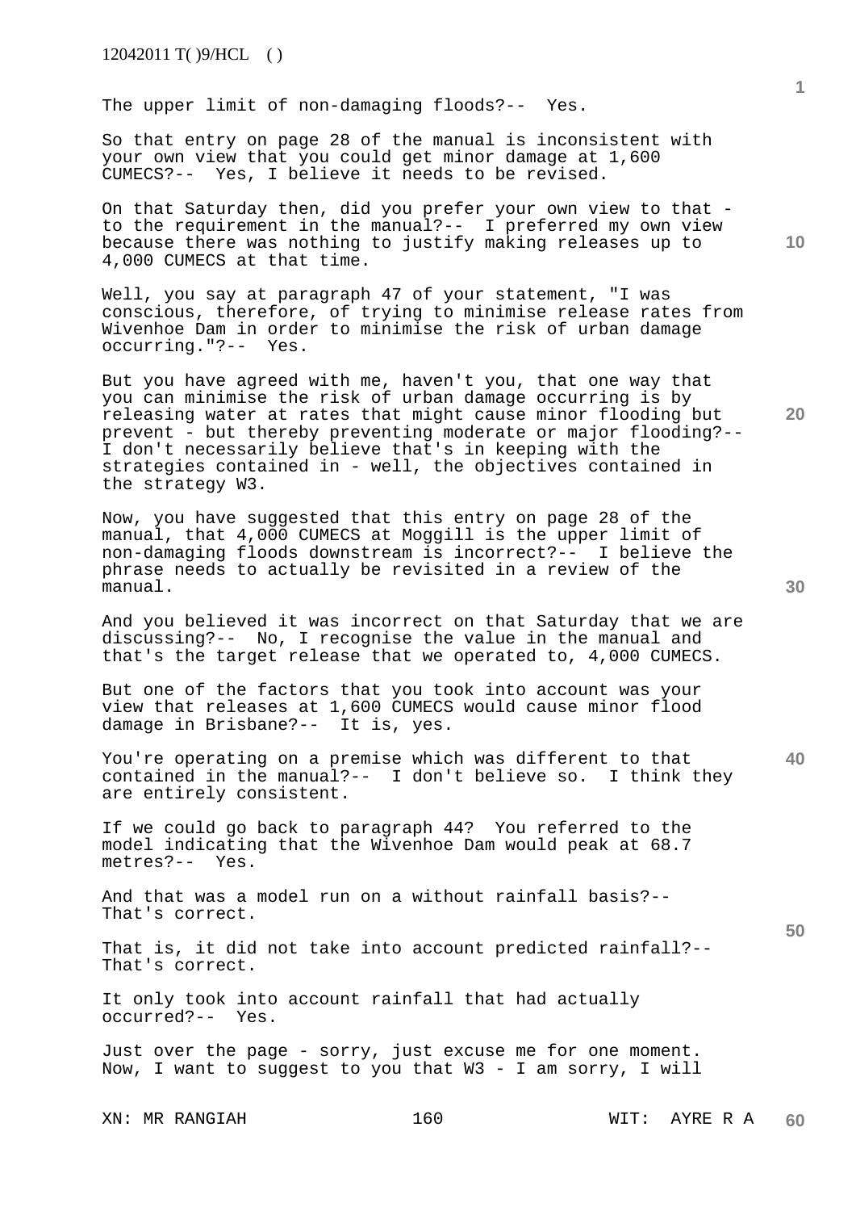The upper limit of non-damaging floods?-- Yes.

So that entry on page 28 of the manual is inconsistent with your own view that you could get minor damage at 1,600 CUMECS?-- Yes, I believe it needs to be revised.

On that Saturday then, did you prefer your own view to that - to the requirement in the manual?-- I preferred my own view because there was nothing to justify making releases up to 4,000 CUMECS at that time.

Well, you say at paragraph 47 of your statement, "I was conscious, therefore, of trying to minimise release rates from Wivenhoe Dam in order to minimise the risk of urban damage occurring."?-- Yes.

But you have agreed with me, haven't you, that one way that you can minimise the risk of urban damage occurring is by releasing water at rates that might cause minor flooding but prevent - but thereby preventing moderate or major flooding?-- I don't necessarily believe that's in keeping with the strategies contained in - well, the objectives contained in the strategy W3.

Now, you have suggested that this entry on page 28 of the manual, that 4,000 CUMECS at Moggill is the upper limit of non-damaging floods downstream is incorrect?-- I believe the phrase needs to actually be revisited in a review of the manual.

And you believed it was incorrect on that Saturday that we are discussing?-- No, I recognise the value in the manual and that's the target release that we operated to, 4,000 CUMECS.

But one of the factors that you took into account was your view that releases at 1,600 CUMECS would cause minor flood damage in Brisbane?-- It is, yes.

You're operating on a premise which was different to that contained in the manual?-- I don't believe so. I think they are entirely consistent.

If we could go back to paragraph 44? You referred to the model indicating that the Wivenhoe Dam would peak at 68.7 metres?-- Yes.

And that was a model run on a without rainfall basis?-- That's correct.

That is, it did not take into account predicted rainfall?-- That's correct.

It only took into account rainfall that had actually occurred?-- Yes.

Just over the page - sorry, just excuse me for one moment. Now, I want to suggest to you that W3 - I am sorry, I will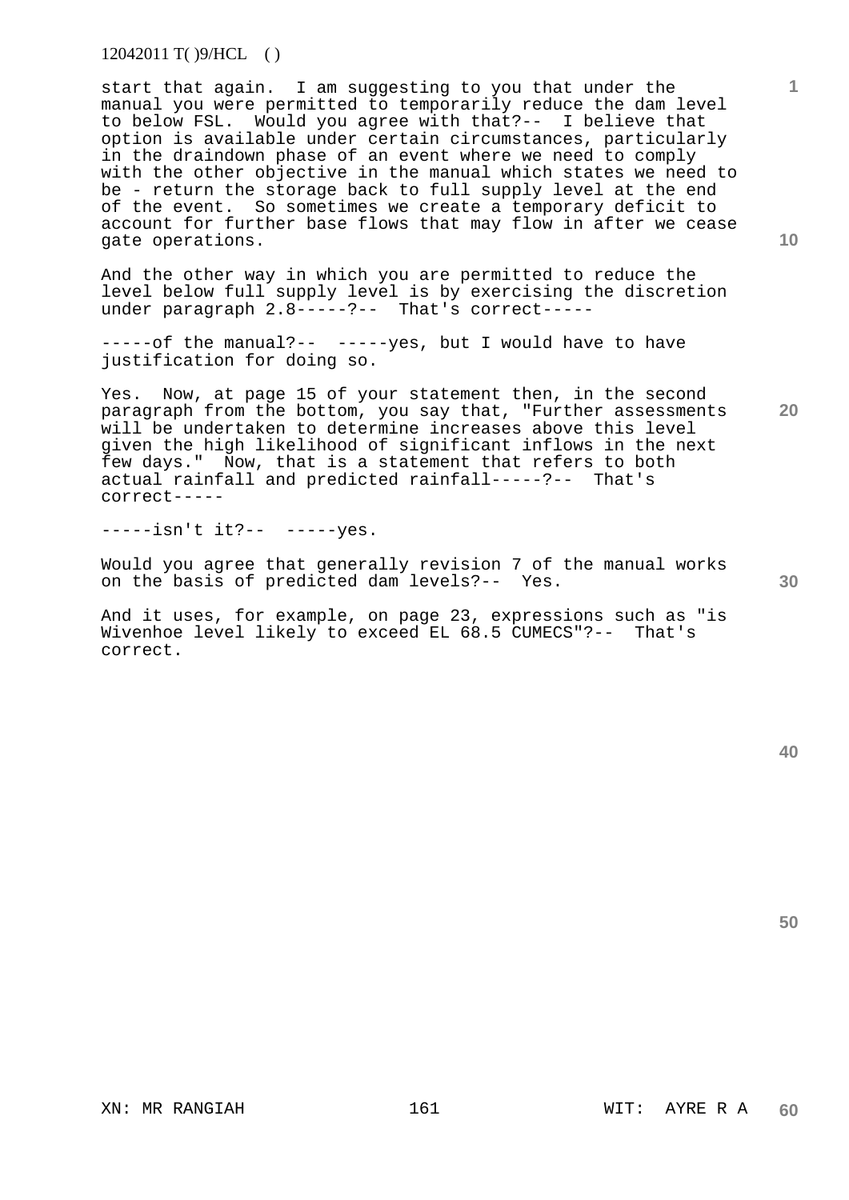start that again. I am suggesting to you that under the manual you were permitted to temporarily reduce the dam level to below FSL. Would you agree with that?-- I believe that option is available under certain circumstances, particularly in the draindown phase of an event where we need to comply with the other objective in the manual which states we need to be - return the storage back to full supply level at the end of the event. So sometimes we create a temporary deficit to account for further base flows that may flow in after we cease gate operations.

And the other way in which you are permitted to reduce the level below full supply level is by exercising the discretion under paragraph 2.8-----?-- That's correct-----

-----of the manual?-- -----yes, but I would have to have justification for doing so.

Yes. Now, at page 15 of your statement then, in the second paragraph from the bottom, you say that, "Further assessments will be undertaken to determine increases above this level given the high likelihood of significant inflows in the next few days." Now, that is a statement that refers to both actual rainfall and predicted rainfall-----?-- That's correct-----

-----isn't it?-- -----yes.

Would you agree that generally revision 7 of the manual works on the basis of predicted dam levels?-- Yes.

And it uses, for example, on page 23, expressions such as "is Wivenhoe level likely to exceed EL 68.5 CUMECS"?-- That's correct.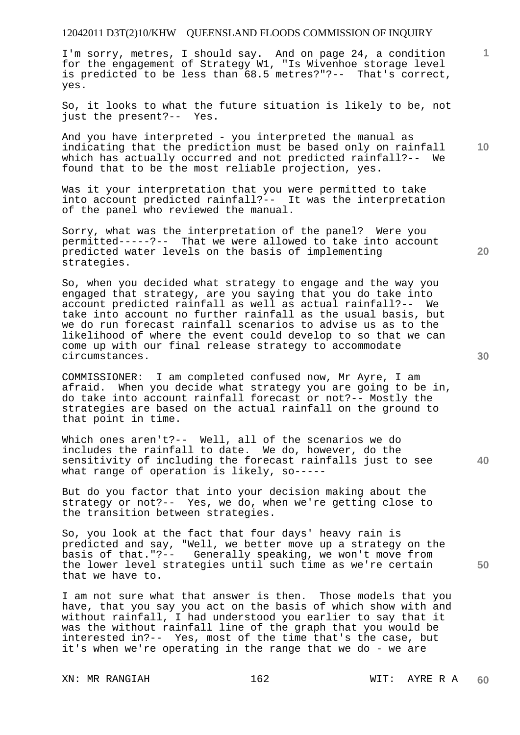I'm sorry, metres, I should say. And on page 24, a condition for the engagement of Strategy W1, "Is Wivenhoe storage level is predicted to be less than 68.5 metres?"?-- That's correct, yes.

So, it looks to what the future situation is likely to be, not just the present?-- Yes.

And you have interpreted - you interpreted the manual as indicating that the prediction must be based only on rainfall which has actually occurred and not predicted rainfall?-- We found that to be the most reliable projection, yes.

Was it your interpretation that you were permitted to take into account predicted rainfall?-- It was the interpretation of the panel who reviewed the manual.

Sorry, what was the interpretation of the panel? Were you permitted-----?-- That we were allowed to take into account predicted water levels on the basis of implementing strategies.

So, when you decided what strategy to engage and the way you engaged that strategy, are you saying that you do take into account predicted rainfall as well as actual rainfall?-- We take into account no further rainfall as the usual basis, but we do run forecast rainfall scenarios to advise us as to the likelihood of where the event could develop to so that we can come up with our final release strategy to accommodate circumstances.

COMMISSIONER: I am completed confused now, Mr Ayre, I am afraid. When you decide what strategy you are going to be in, do take into account rainfall forecast or not?-- Mostly the strategies are based on the actual rainfall on the ground to that point in time.

Which ones aren't?-- Well, all of the scenarios we do includes the rainfall to date. We do, however, do the sensitivity of including the forecast rainfalls just to see what range of operation is likely, so-----

But do you factor that into your decision making about the strategy or not?-- Yes, we do, when we're getting close to the transition between strategies.

So, you look at the fact that four days' heavy rain is predicted and say, "Well, we better move up a strategy on the basis of that."?-- Generally speaking, we won't move from the lower level strategies until such time as we're certain that we have to.

I am not sure what that answer is then. Those models that you have, that you say you act on the basis of which show with and without rainfall, I had understood you earlier to say that it was the without rainfall line of the graph that you would be interested in?-- Yes, most of the time that's the case, but it's when we're operating in the range that we do - we are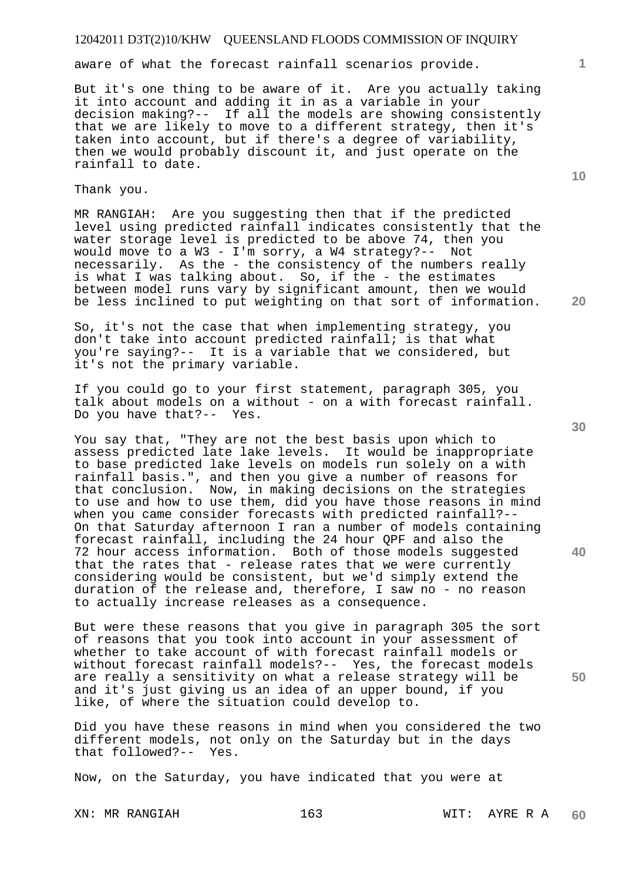aware of what the forecast rainfall scenarios provide.

But it's one thing to be aware of it. Are you actually taking it into account and adding it in as a variable in your decision making?-- If all the models are showing consistently that we are likely to move to a different strategy, then it's taken into account, but if there's a degree of variability, then we would probably discount it, and just operate on the rainfall to date.

Thank you.

MR RANGIAH: Are you suggesting then that if the predicted level using predicted rainfall indicates consistently that the water storage level is predicted to be above 74, then you would move to a W3 - I'm sorry, a W4 strategy?-- Not necessarily. As the - the consistency of the numbers really is what I was talking about. So, if the - the estimates between model runs vary by significant amount, then we would be less inclined to put weighting on that sort of information.

So, it's not the case that when implementing strategy, you don't take into account predicted rainfall; is that what you're saying?-- It is a variable that we considered, but it's not the primary variable.

If you could go to your first statement, paragraph 305, you talk about models on a without - on a with forecast rainfall. Do you have that?-- Yes.

You say that, "They are not the best basis upon which to assess predicted late lake levels. It would be inappropriate to base predicted lake levels on models run solely on a with rainfall basis.", and then you give a number of reasons for that conclusion. Now, in making decisions on the strategies to use and how to use them, did you have those reasons in mind when you came consider forecasts with predicted rainfall?-- On that Saturday afternoon I ran a number of models containing forecast rainfall, including the 24 hour QPF and also the 72 hour access information. Both of those models suggested that the rates that - release rates that we were currently considering would be consistent, but we'd simply extend the duration of the release and, therefore, I saw no - no reason to actually increase releases as a consequence.

But were these reasons that you give in paragraph 305 the sort of reasons that you took into account in your assessment of whether to take account of with forecast rainfall models or without forecast rainfall models?-- Yes, the forecast models are really a sensitivity on what a release strategy will be and it's just giving us an idea of an upper bound, if you like, of where the situation could develop to.

Did you have these reasons in mind when you considered the two different models, not only on the Saturday but in the days that followed?-- Yes.

Now, on the Saturday, you have indicated that you were at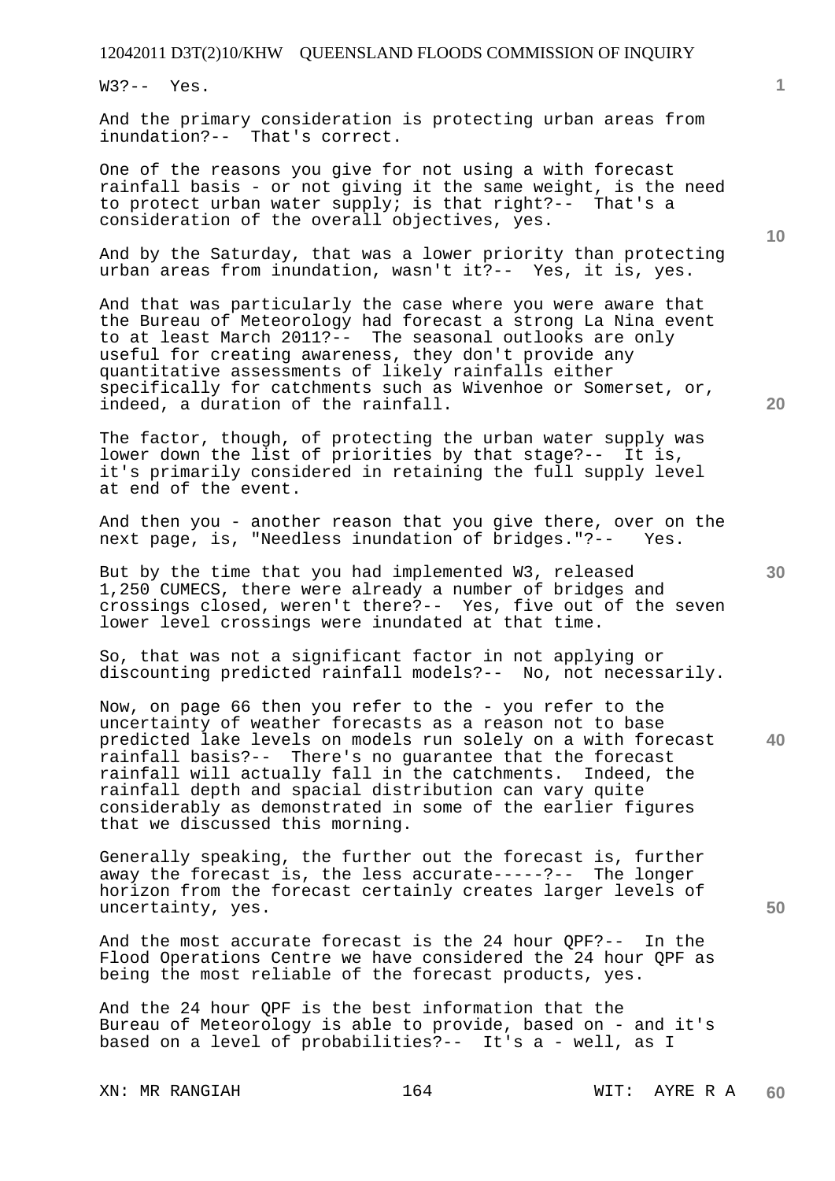W3?-- Yes.

And the primary consideration is protecting urban areas from inundation?-- That's correct.

One of the reasons you give for not using a with forecast rainfall basis - or not giving it the same weight, is the need to protect urban water supply; is that right?-- That's a consideration of the overall objectives, yes.

And by the Saturday, that was a lower priority than protecting urban areas from inundation, wasn't it?-- Yes, it is, yes.

And that was particularly the case where you were aware that the Bureau of Meteorology had forecast a strong La Nina event to at least March 2011?-- The seasonal outlooks are only useful for creating awareness, they don't provide any quantitative assessments of likely rainfalls either specifically for catchments such as Wivenhoe or Somerset, or, indeed, a duration of the rainfall.

The factor, though, of protecting the urban water supply was lower down the list of priorities by that stage?-- It is, it's primarily considered in retaining the full supply level at end of the event.

And then you - another reason that you give there, over on the next page, is, "Needless inundation of bridges."?-- Yes.

But by the time that you had implemented W3, released 1,250 CUMECS, there were already a number of bridges and crossings closed, weren't there?-- Yes, five out of the seven lower level crossings were inundated at that time.

So, that was not a significant factor in not applying or discounting predicted rainfall models?-- No, not necessarily.

Now, on page 66 then you refer to the - you refer to the uncertainty of weather forecasts as a reason not to base predicted lake levels on models run solely on a with forecast rainfall basis?-- There's no guarantee that the forecast rainfall will actually fall in the catchments. Indeed, the rainfall depth and spacial distribution can vary quite considerably as demonstrated in some of the earlier figures that we discussed this morning.

Generally speaking, the further out the forecast is, further away the forecast is, the less accurate-----?-- The longer horizon from the forecast certainly creates larger levels of uncertainty, yes.

And the most accurate forecast is the 24 hour QPF?-- In the Flood Operations Centre we have considered the 24 hour QPF as being the most reliable of the forecast products, yes.

And the 24 hour QPF is the best information that the Bureau of Meteorology is able to provide, based on - and it's based on a level of probabilities?-- It's a - well, as I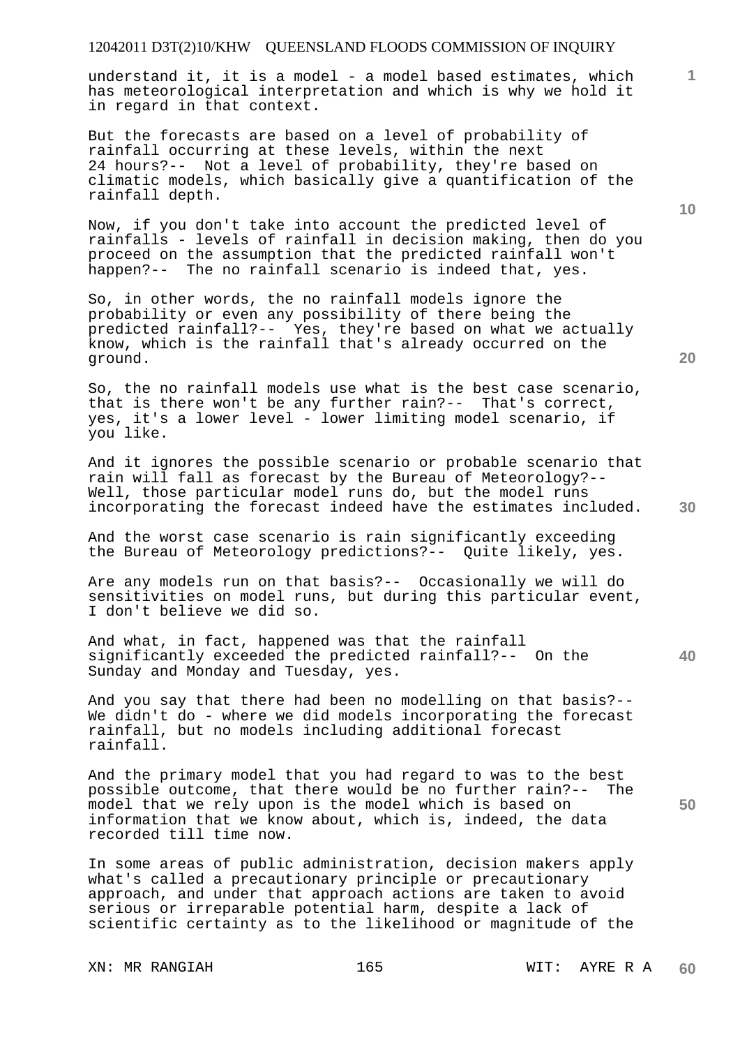understand it, it is a model - a model based estimates, which has meteorological interpretation and which is why we hold it in regard in that context.

But the forecasts are based on a level of probability of rainfall occurring at these levels, within the next 24 hours?-- Not a level of probability, they're based on climatic models, which basically give a quantification of the rainfall depth.

Now, if you don't take into account the predicted level of rainfalls - levels of rainfall in decision making, then do you proceed on the assumption that the predicted rainfall won't happen?-- The no rainfall scenario is indeed that, yes.

So, in other words, the no rainfall models ignore the probability or even any possibility of there being the predicted rainfall?-- Yes, they're based on what we actually know, which is the rainfall that's already occurred on the ground.

So, the no rainfall models use what is the best case scenario, that is there won't be any further rain?-- That's correct, yes, it's a lower level - lower limiting model scenario, if you like.

And it ignores the possible scenario or probable scenario that rain will fall as forecast by the Bureau of Meteorology?-- Well, those particular model runs do, but the model runs incorporating the forecast indeed have the estimates included.

And the worst case scenario is rain significantly exceeding the Bureau of Meteorology predictions?-- Quite likely, yes.

Are any models run on that basis?-- Occasionally we will do sensitivities on model runs, but during this particular event, I don't believe we did so.

And what, in fact, happened was that the rainfall significantly exceeded the predicted rainfall?-- On the Sunday and Monday and Tuesday, yes.

And you say that there had been no modelling on that basis?-- We didn't do - where we did models incorporating the forecast rainfall, but no models including additional forecast rainfall.

And the primary model that you had regard to was to the best possible outcome, that there would be no further rain?-- The model that we rely upon is the model which is based on information that we know about, which is, indeed, the data recorded till time now.

In some areas of public administration, decision makers apply what's called a precautionary principle or precautionary approach, and under that approach actions are taken to avoid serious or irreparable potential harm, despite a lack of scientific certainty as to the likelihood or magnitude of the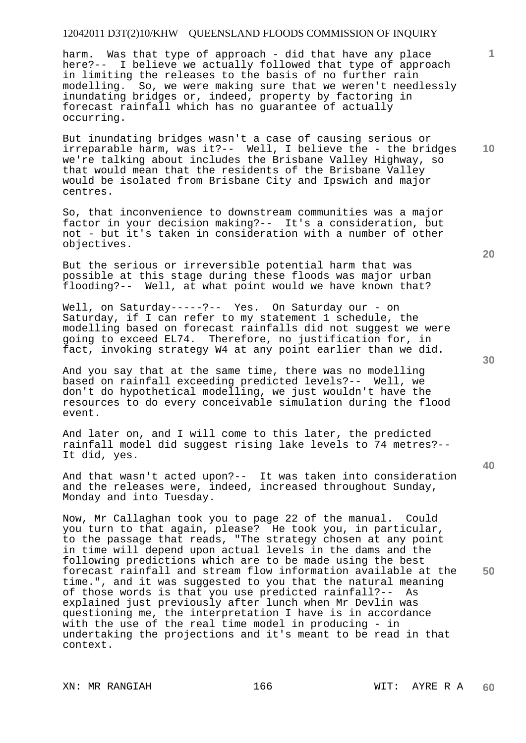harm. Was that type of approach - did that have any place here?-- I believe we actually followed that type of approach in limiting the releases to the basis of no further rain modelling. So, we were making sure that we weren't needlessly inundating bridges or, indeed, property by factoring in forecast rainfall which has no guarantee of actually occurring.

But inundating bridges wasn't a case of causing serious or irreparable harm, was it?-- Well, I believe the - the bridges we're talking about includes the Brisbane Valley Highway, so that would mean that the residents of the Brisbane Valley would be isolated from Brisbane City and Ipswich and major centres.

So, that inconvenience to downstream communities was a major factor in your decision making?-- It's a consideration, but not - but it's taken in consideration with a number of other objectives.

But the serious or irreversible potential harm that was possible at this stage during these floods was major urban flooding?-- Well, at what point would we have known that?

Well, on Saturday-----?-- Yes. On Saturday our - on Saturday, if I can refer to my statement 1 schedule, the modelling based on forecast rainfalls did not suggest we were going to exceed EL74. Therefore, no justification for, in fact, invoking strategy W4 at any point earlier than we did.

And you say that at the same time, there was no modelling based on rainfall exceeding predicted levels?-- Well, we don't do hypothetical modelling, we just wouldn't have the resources to do every conceivable simulation during the flood event.

And later on, and I will come to this later, the predicted rainfall model did suggest rising lake levels to 74 metres?-- It did, yes.

And that wasn't acted upon?-- It was taken into consideration and the releases were, indeed, increased throughout Sunday, Monday and into Tuesday.

Now, Mr Callaghan took you to page 22 of the manual. Could you turn to that again, please? He took you, in particular, to the passage that reads, "The strategy chosen at any point in time will depend upon actual levels in the dams and the following predictions which are to be made using the best forecast rainfall and stream flow information available at the time.", and it was suggested to you that the natural meaning of those words is that you use predicted rainfall?-- As explained just previously after lunch when Mr Devlin was questioning me, the interpretation I have is in accordance with the use of the real time model in producing - in undertaking the projections and it's meant to be read in that context.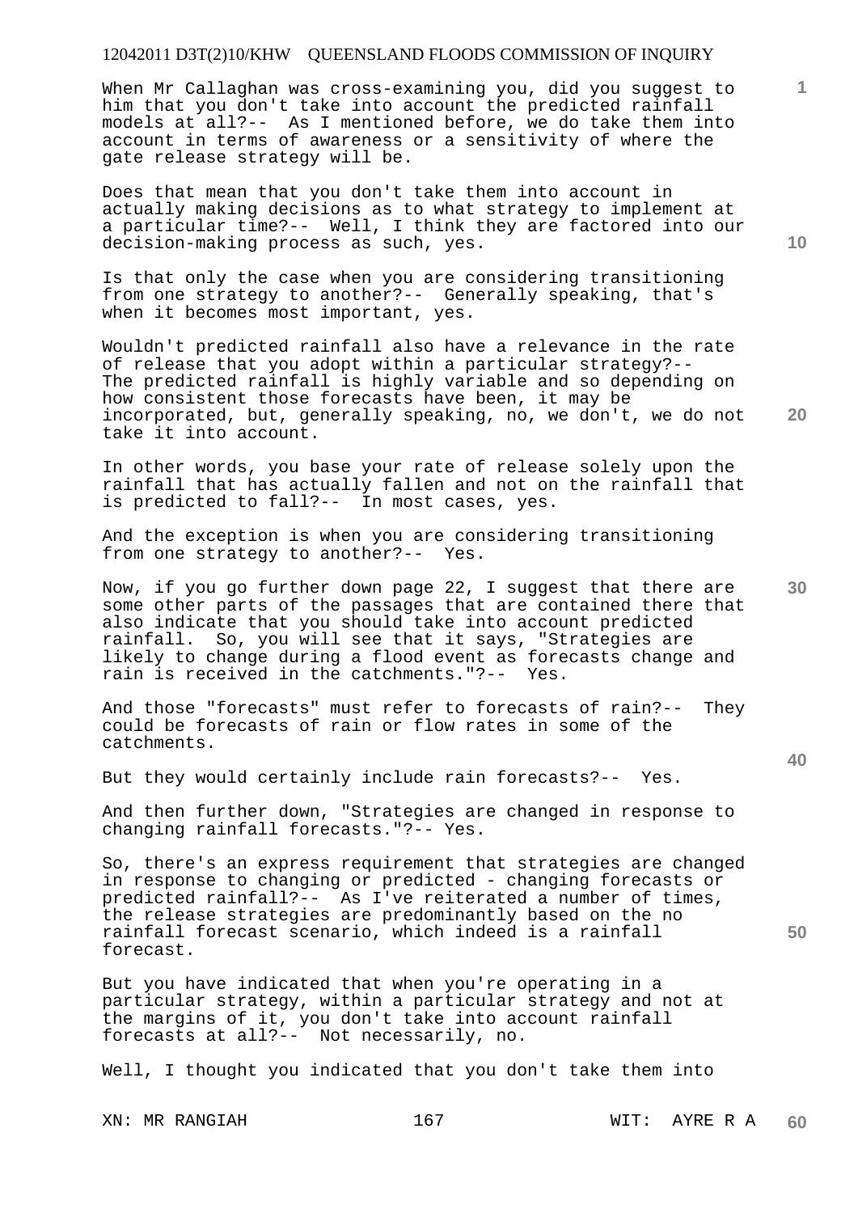When Mr Callaghan was cross-examining you, did you suggest to him that you don't take into account the predicted rainfall models at all?-- As I mentioned before, we do take them into account in terms of awareness or a sensitivity of where the gate release strategy will be.

Does that mean that you don't take them into account in actually making decisions as to what strategy to implement at a particular time?-- Well, I think they are factored into our decision-making process as such, yes.

Is that only the case when you are considering transitioning from one strategy to another?-- Generally speaking, that's when it becomes most important, yes.

Wouldn't predicted rainfall also have a relevance in the rate of release that you adopt within a particular strategy?-- The predicted rainfall is highly variable and so depending on how consistent those forecasts have been, it may be incorporated, but, generally speaking, no, we don't, we do not take it into account.

In other words, you base your rate of release solely upon the rainfall that has actually fallen and not on the rainfall that is predicted to fall?-- In most cases, yes.

And the exception is when you are considering transitioning from one strategy to another?-- Yes.

Now, if you go further down page 22, I suggest that there are some other parts of the passages that are contained there that also indicate that you should take into account predicted rainfall. So, you will see that it says, "Strategies are likely to change during a flood event as forecasts change and rain is received in the catchments."?-- Yes.

And those "forecasts" must refer to forecasts of rain?-- They could be forecasts of rain or flow rates in some of the catchments.

But they would certainly include rain forecasts?-- Yes.

And then further down, "Strategies are changed in response to changing rainfall forecasts."?-- Yes.

So, there's an express requirement that strategies are changed in response to changing or predicted - changing forecasts or predicted rainfall?-- As I've reiterated a number of times, the release strategies are predominantly based on the no rainfall forecast scenario, which indeed is a rainfall forecast.

But you have indicated that when you're operating in a particular strategy, within a particular strategy and not at the margins of it, you don't take into account rainfall forecasts at all?-- Not necessarily, no.

Well, I thought you indicated that you don't take them into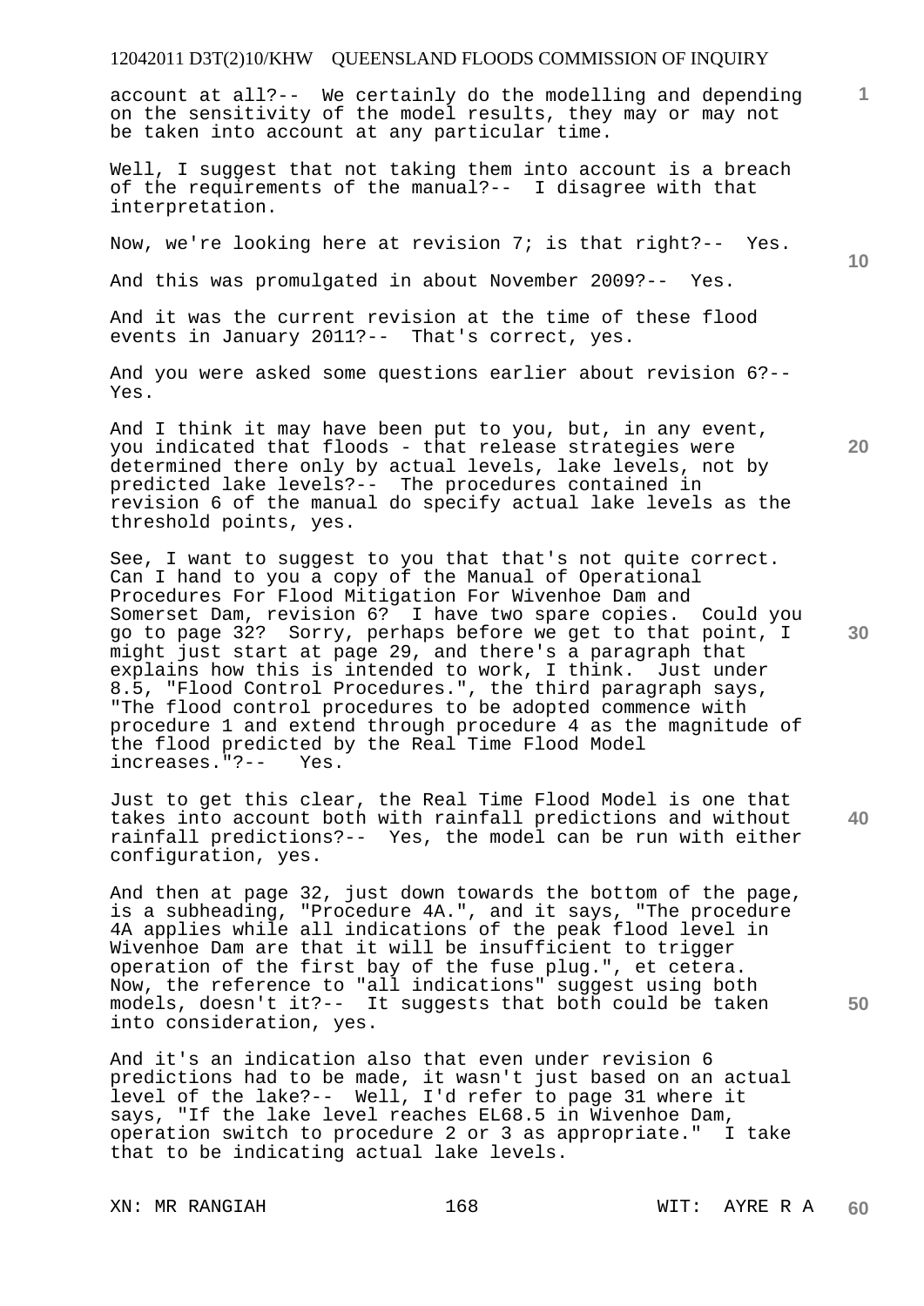account at all?-- We certainly do the modelling and depending on the sensitivity of the model results, they may or may not be taken into account at any particular time.

Well, I suggest that not taking them into account is a breach of the requirements of the manual?-- I disagree with that interpretation.

Now, we're looking here at revision 7; is that right?-- Yes.

And this was promulgated in about November 2009?-- Yes.

And it was the current revision at the time of these flood events in January 2011?-- That's correct, yes.

And you were asked some questions earlier about revision 6?-- Yes.

And I think it may have been put to you, but, in any event, you indicated that floods - that release strategies were determined there only by actual levels, lake levels, not by predicted lake levels?-- The procedures contained in revision 6 of the manual do specify actual lake levels as the threshold points, yes.

See, I want to suggest to you that that's not quite correct. Can I hand to you a copy of the Manual of Operational Procedures For Flood Mitigation For Wivenhoe Dam and Somerset Dam, revision 6? I have two spare copies. Could you go to page 32? Sorry, perhaps before we get to that point, I might just start at page 29, and there's a paragraph that explains how this is intended to work, I think. Just under 8.5, "Flood Control Procedures.", the third paragraph says, "The flood control procedures to be adopted commence with procedure 1 and extend through procedure 4 as the magnitude of the flood predicted by the Real Time Flood Model increases."?-- Yes.

Just to get this clear, the Real Time Flood Model is one that takes into account both with rainfall predictions and without rainfall predictions?-- Yes, the model can be run with either configuration, yes.

And then at page 32, just down towards the bottom of the page, is a subheading, "Procedure 4A.", and it says, "The procedure 4A applies while all indications of the peak flood level in Wivenhoe Dam are that it will be insufficient to trigger operation of the first bay of the fuse plug.", et cetera. Now, the reference to "all indications" suggest using both models, doesn't it?-- It suggests that both could be taken into consideration, yes.

And it's an indication also that even under revision 6 predictions had to be made, it wasn't just based on an actual level of the lake?-- Well, I'd refer to page 31 where it says, "If the lake level reaches EL68.5 in Wivenhoe Dam, operation switch to procedure 2 or 3 as appropriate." I take that to be indicating actual lake levels.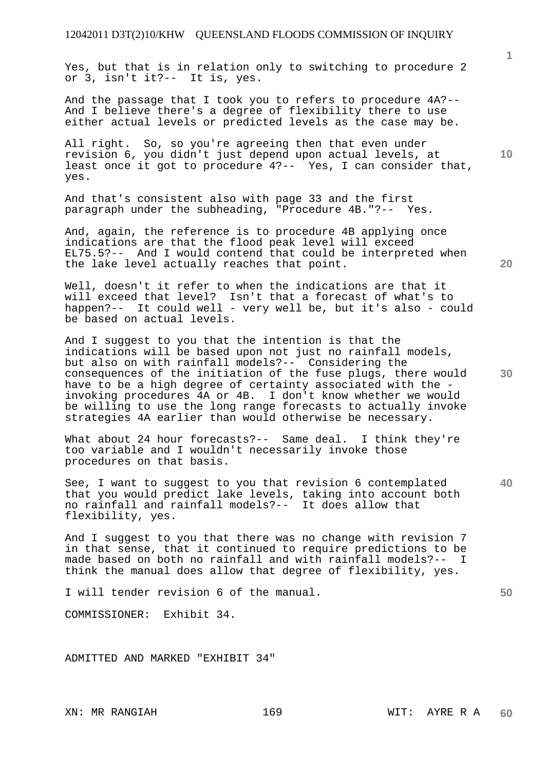Yes, but that is in relation only to switching to procedure 2 or 3, isn't it?-- It is, yes.

And the passage that I took you to refers to procedure 4A?-- And I believe there's a degree of flexibility there to use either actual levels or predicted levels as the case may be.

All right. So, so you're agreeing then that even under revision 6, you didn't just depend upon actual levels, at least once it got to procedure 4?-- Yes, I can consider that, yes.

And that's consistent also with page 33 and the first paragraph under the subheading, "Procedure 4B."?-- Yes.

And, again, the reference is to procedure 4B applying once indications are that the flood peak level will exceed EL75.5?-- And I would contend that could be interpreted when the lake level actually reaches that point.

Well, doesn't it refer to when the indications are that it will exceed that level? Isn't that a forecast of what's to happen?-- It could well - very well be, but it's also - could be based on actual levels.

And I suggest to you that the intention is that the indications will be based upon not just no rainfall models, but also on with rainfall models?-- Considering the consequences of the initiation of the fuse plugs, there would have to be a high degree of certainty associated with the - invoking procedures 4A or 4B. I don't know whether we would be willing to use the long range forecasts to actually invoke strategies 4A earlier than would otherwise be necessary.

What about 24 hour forecasts?-- Same deal. I think they're too variable and I wouldn't necessarily invoke those procedures on that basis.

See, I want to suggest to you that revision 6 contemplated that you would predict lake levels, taking into account both no rainfall and rainfall models?-- It does allow that flexibility, yes.

And I suggest to you that there was no change with revision 7 in that sense, that it continued to require predictions to be made based on both no rainfall and with rainfall models?-- I think the manual does allow that degree of flexibility, yes.

I will tender revision 6 of the manual.

COMMISSIONER: Exhibit 34.

ADMITTED AND MARKED "EXHIBIT 34"

XN: MR RANGIAH WIT: AYRE R A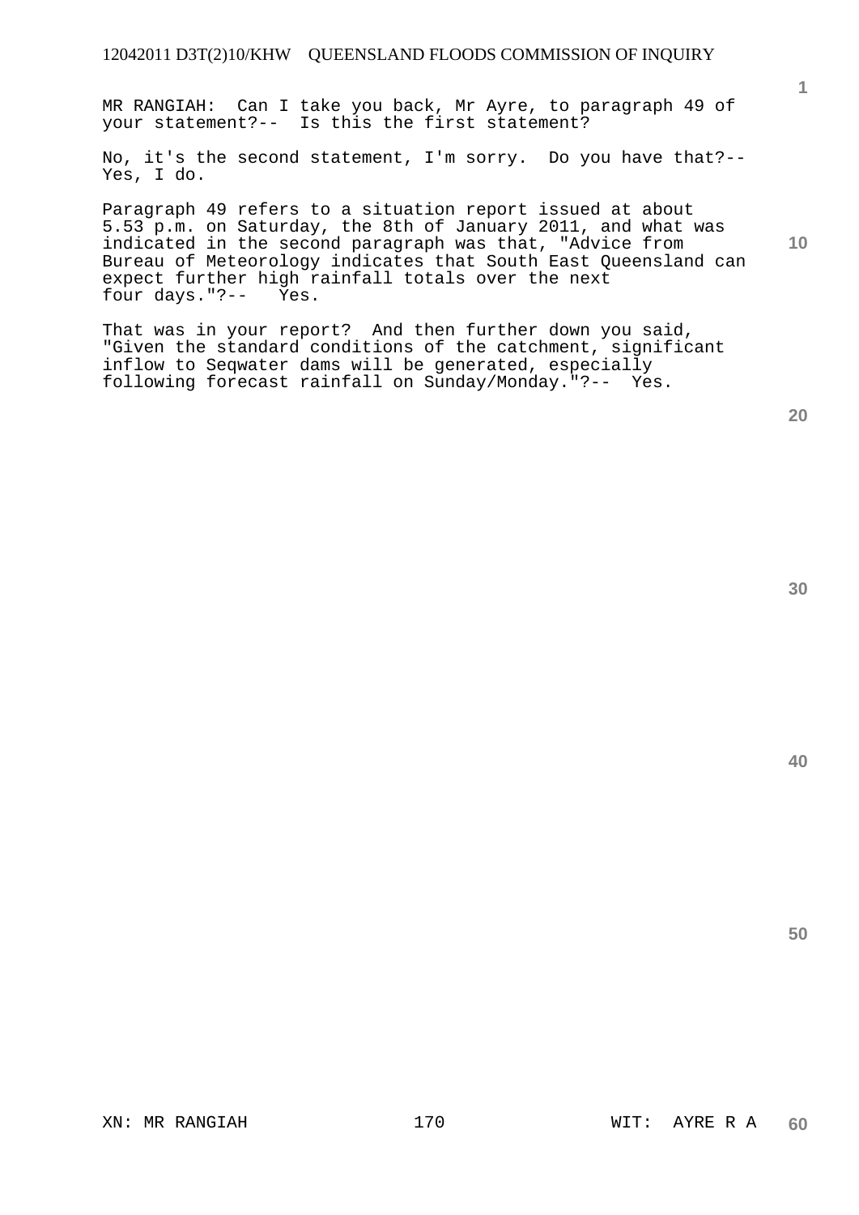MR RANGIAH: Can I take you back, Mr Ayre, to paragraph 49 of your statement?-- Is this the first statement?

No, it's the second statement, I'm sorry. Do you have that?-- Yes, I do.

Paragraph 49 refers to a situation report issued at about 5.53 p.m. on Saturday, the 8th of January 2011, and what was indicated in the second paragraph was that, "Advice from Bureau of Meteorology indicates that South East Queensland can expect further high rainfall totals over the next four days."?-- Yes.

That was in your report? And then further down you said, "Given the standard conditions of the catchment, significant inflow to Seqwater dams will be generated, especially following forecast rainfall on Sunday/Monday."?-- Yes.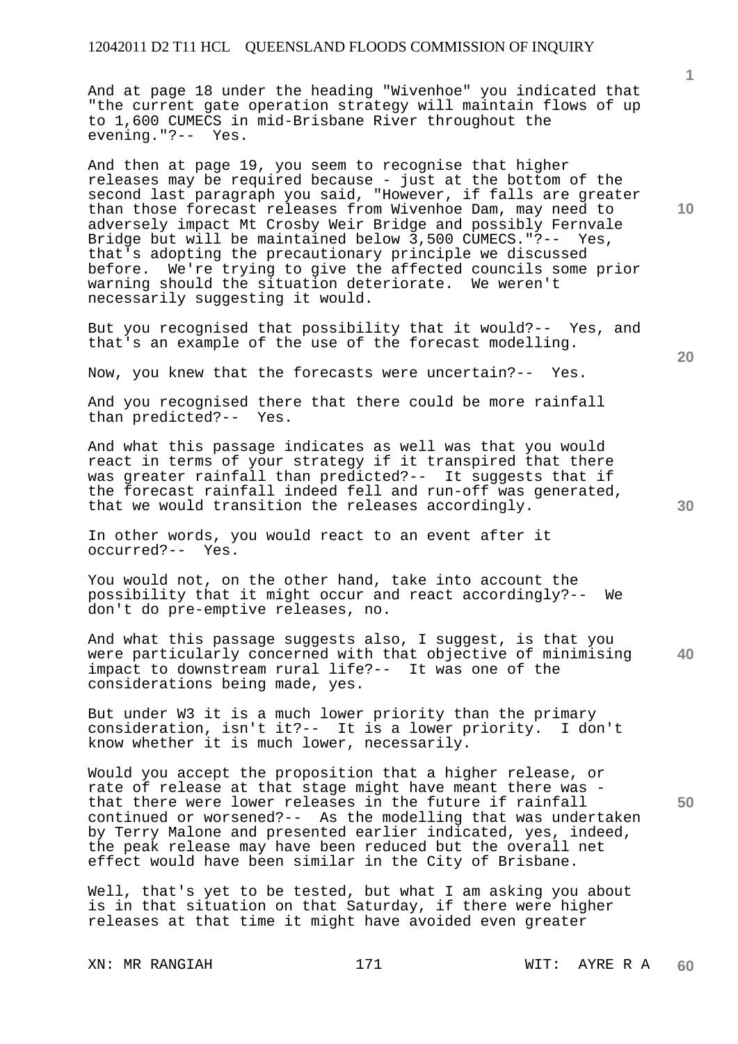And at page 18 under the heading "Wivenhoe" you indicated that "the current gate operation strategy will maintain flows of up to 1,600 CUMECS in mid-Brisbane River throughout the evening."?-- Yes.

And then at page 19, you seem to recognise that higher releases may be required because - just at the bottom of the second last paragraph you said, "However, if falls are greater than those forecast releases from Wivenhoe Dam, may need to adversely impact Mt Crosby Weir Bridge and possibly Fernvale Bridge but will be maintained below 3,500 CUMECS."?-- Yes, that's adopting the precautionary principle we discussed before. We're trying to give the affected councils some prior warning should the situation deteriorate. We weren't necessarily suggesting it would.

But you recognised that possibility that it would?-- Yes, and that's an example of the use of the forecast modelling.

Now, you knew that the forecasts were uncertain?-- Yes.

And you recognised there that there could be more rainfall than predicted?-- Yes.

And what this passage indicates as well was that you would react in terms of your strategy if it transpired that there was greater rainfall than predicted?-- It suggests that if the forecast rainfall indeed fell and run-off was generated, that we would transition the releases accordingly.

In other words, you would react to an event after it occurred?-- Yes.

You would not, on the other hand, take into account the possibility that it might occur and react accordingly?-- We don't do pre-emptive releases, no.

And what this passage suggests also, I suggest, is that you were particularly concerned with that objective of minimising impact to downstream rural life?-- It was one of the considerations being made, yes.

But under W3 it is a much lower priority than the primary consideration, isn't it?-- It is a lower priority. I don't know whether it is much lower, necessarily.

Would you accept the proposition that a higher release, or rate of release at that stage might have meant there was - that there were lower releases in the future if rainfall continued or worsened?-- As the modelling that was undertaken by Terry Malone and presented earlier indicated, yes, indeed, the peak release may have been reduced but the overall net effect would have been similar in the City of Brisbane.

Well, that's yet to be tested, but what I am asking you about is in that situation on that Saturday, if there were higher releases at that time it might have avoided even greater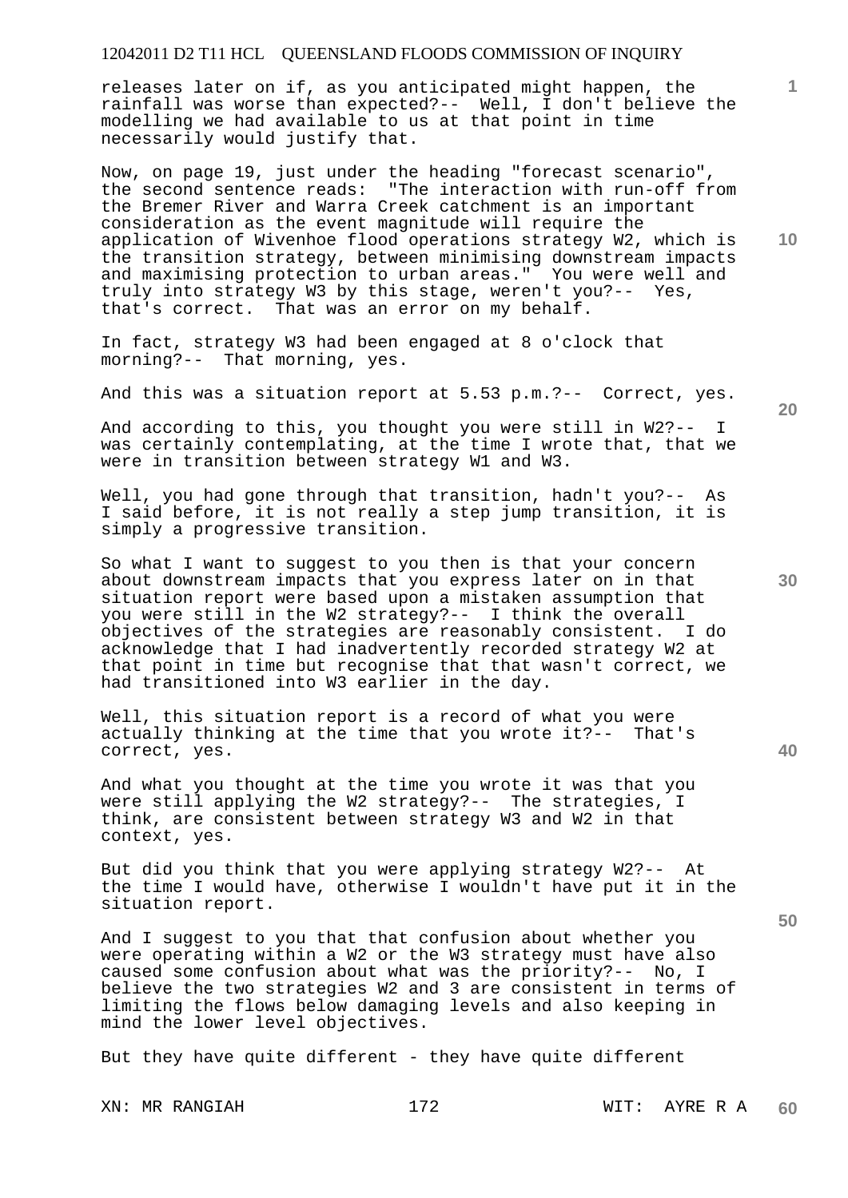releases later on if, as you anticipated might happen, the rainfall was worse than expected?-- Well, I don't believe the modelling we had available to us at that point in time necessarily would justify that.

Now, on page 19, just under the heading "forecast scenario", the second sentence reads: "The interaction with run-off from the Bremer River and Warra Creek catchment is an important consideration as the event magnitude will require the application of Wivenhoe flood operations strategy W2, which is the transition strategy, between minimising downstream impacts and maximising protection to urban areas." You were well and truly into strategy W3 by this stage, weren't you?-- Yes, that's correct. That was an error on my behalf.

In fact, strategy W3 had been engaged at 8 o'clock that morning?-- That morning, yes.

And this was a situation report at 5.53 p.m.?-- Correct, yes.

And according to this, you thought you were still in W2?-- I was certainly contemplating, at the time I wrote that, that we were in transition between strategy W1 and W3.

Well, you had gone through that transition, hadn't you?-- As I said before, it is not really a step jump transition, it is simply a progressive transition.

So what I want to suggest to you then is that your concern about downstream impacts that you express later on in that situation report were based upon a mistaken assumption that you were still in the W2 strategy?-- I think the overall objectives of the strategies are reasonably consistent. I do acknowledge that I had inadvertently recorded strategy W2 at that point in time but recognise that that wasn't correct, we had transitioned into W3 earlier in the day.

Well, this situation report is a record of what you were actually thinking at the time that you wrote it?-- That's correct, yes.

And what you thought at the time you wrote it was that you were still applying the W2 strategy?-- The strategies, I think, are consistent between strategy W3 and W2 in that context, yes.

But did you think that you were applying strategy W2?-- At the time I would have, otherwise I wouldn't have put it in the situation report.

And I suggest to you that that confusion about whether you were operating within a W2 or the W3 strategy must have also caused some confusion about what was the priority?-- No, I believe the two strategies W2 and 3 are consistent in terms of limiting the flows below damaging levels and also keeping in mind the lower level objectives.

But they have quite different - they have quite different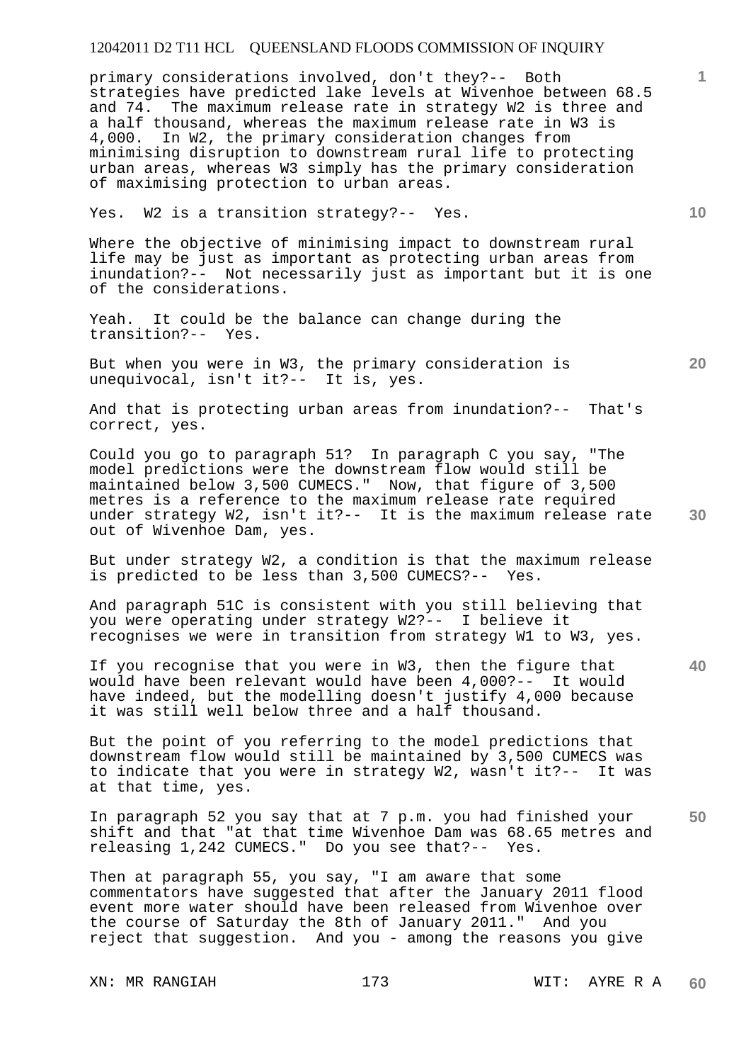primary considerations involved, don't they?-- Both strategies have predicted lake levels at Wivenhoe between 68.5 and 74. The maximum release rate in strategy W2 is three and a half thousand, whereas the maximum release rate in W3 is 4,000. In W2, the primary consideration changes from minimising disruption to downstream rural life to protecting urban areas, whereas W3 simply has the primary consideration of maximising protection to urban areas.

Yes. W2 is a transition strategy?-- Yes.

Where the objective of minimising impact to downstream rural life may be just as important as protecting urban areas from inundation?-- Not necessarily just as important but it is one of the considerations.

Yeah. It could be the balance can change during the transition?-- Yes.

But when you were in W3, the primary consideration is unequivocal, isn't it?-- It is, yes.

And that is protecting urban areas from inundation?-- That's correct, yes.

Could you go to paragraph 51? In paragraph C you say, "The model predictions were the downstream flow would still be maintained below 3,500 CUMECS." Now, that figure of 3,500 metres is a reference to the maximum release rate required under strategy W2, isn't it?-- It is the maximum release rate out of Wivenhoe Dam, yes.

But under strategy W2, a condition is that the maximum release is predicted to be less than 3,500 CUMECS?-- Yes.

And paragraph 51C is consistent with you still believing that you were operating under strategy W2?-- I believe it recognises we were in transition from strategy W1 to W3, yes.

If you recognise that you were in W3, then the figure that would have been relevant would have been 4,000?-- It would have indeed, but the modelling doesn't justify 4,000 because it was still well below three and a half thousand.

But the point of you referring to the model predictions that downstream flow would still be maintained by 3,500 CUMECS was to indicate that you were in strategy W2, wasn't it?-- It was at that time, yes.

In paragraph 52 you say that at 7 p.m. you had finished your shift and that "at that time Wivenhoe Dam was 68.65 metres and releasing 1,242 CUMECS." Do you see that?-- Yes.

Then at paragraph 55, you say, "I am aware that some commentators have suggested that after the January 2011 flood event more water should have been released from Wivenhoe over the course of Saturday the 8th of January 2011." And you reject that suggestion. And you - among the reasons you give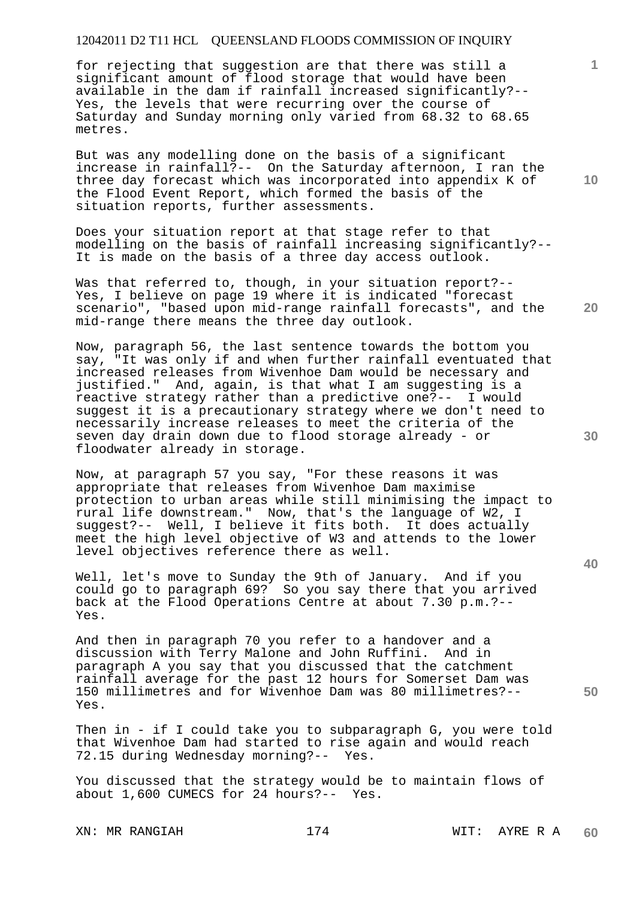for rejecting that suggestion are that there was still a significant amount of flood storage that would have been available in the dam if rainfall increased significantly?-- Yes, the levels that were recurring over the course of Saturday and Sunday morning only varied from 68.32 to 68.65 metres.

But was any modelling done on the basis of a significant increase in rainfall?-- On the Saturday afternoon, I ran the three day forecast which was incorporated into appendix K of the Flood Event Report, which formed the basis of the situation reports, further assessments.

Does your situation report at that stage refer to that modelling on the basis of rainfall increasing significantly?-- It is made on the basis of a three day access outlook.

Was that referred to, though, in your situation report?-- Yes, I believe on page 19 where it is indicated "forecast scenario", "based upon mid-range rainfall forecasts", and the mid-range there means the three day outlook.

Now, paragraph 56, the last sentence towards the bottom you say, "It was only if and when further rainfall eventuated that increased releases from Wivenhoe Dam would be necessary and justified." And, again, is that what I am suggesting is a reactive strategy rather than a predictive one?-- I would suggest it is a precautionary strategy where we don't need to necessarily increase releases to meet the criteria of the seven day drain down due to flood storage already - or floodwater already in storage.

Now, at paragraph 57 you say, "For these reasons it was appropriate that releases from Wivenhoe Dam maximise protection to urban areas while still minimising the impact to rural life downstream." Now, that's the language of W2, I suggest?-- Well, I believe it fits both. It does actually meet the high level objective of W3 and attends to the lower level objectives reference there as well.

Well, let's move to Sunday the 9th of January. And if you could go to paragraph 69? So you say there that you arrived back at the Flood Operations Centre at about 7.30 p.m.?-- Yes.

And then in paragraph 70 you refer to a handover and a discussion with Terry Malone and John Ruffini. And in paragraph A you say that you discussed that the catchment rainfall average for the past 12 hours for Somerset Dam was 150 millimetres and for Wivenhoe Dam was 80 millimetres?-- Yes.

Then in - if I could take you to subparagraph G, you were told that Wivenhoe Dam had started to rise again and would reach 72.15 during Wednesday morning?-- Yes.

You discussed that the strategy would be to maintain flows of about 1,600 CUMECS for 24 hours?-- Yes.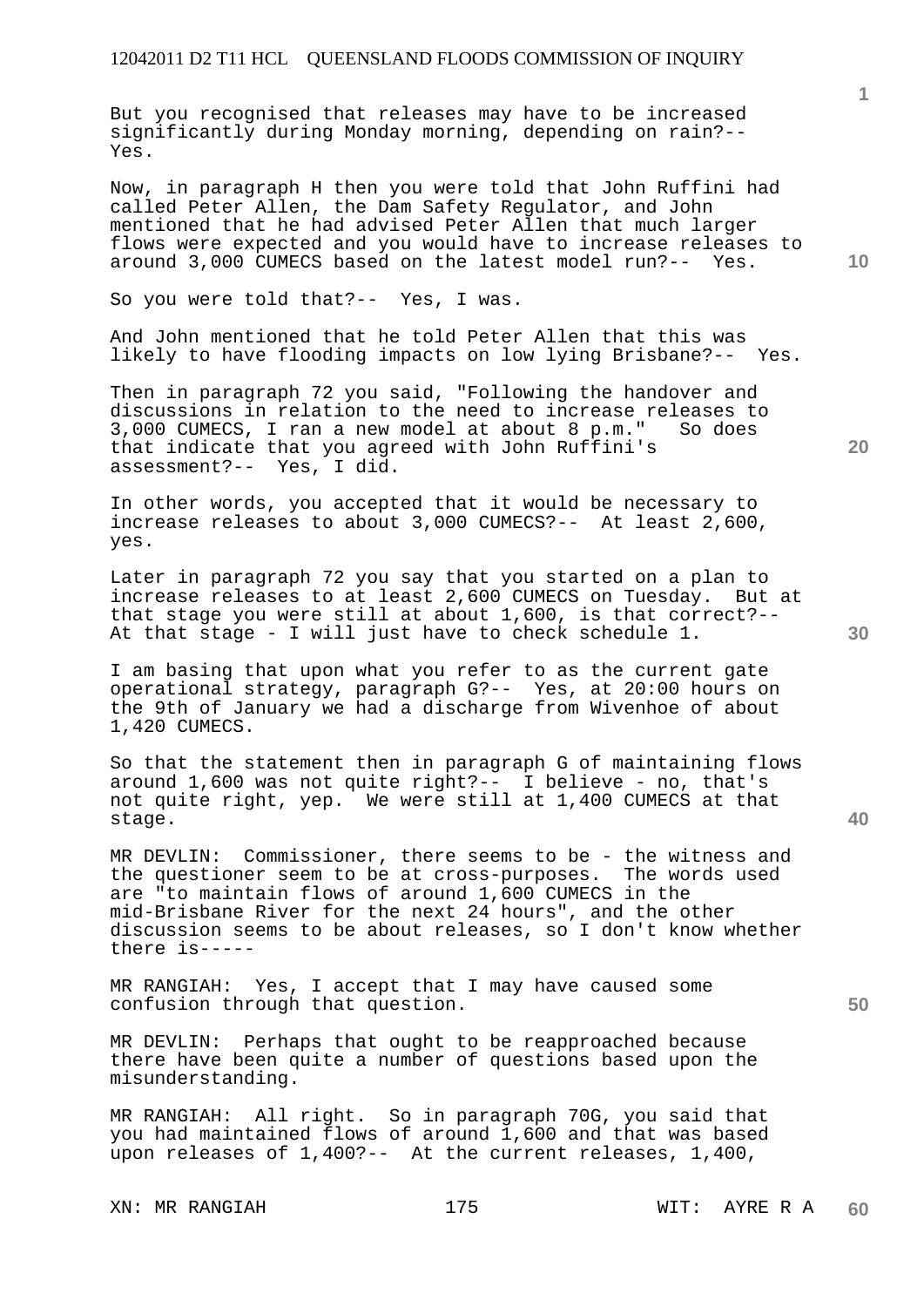But you recognised that releases may have to be increased significantly during Monday morning, depending on rain?-- Yes.

Now, in paragraph H then you were told that John Ruffini had called Peter Allen, the Dam Safety Regulator, and John mentioned that he had advised Peter Allen that much larger flows were expected and you would have to increase releases to around 3,000 CUMECS based on the latest model run?-- Yes.

So you were told that?-- Yes, I was.

And John mentioned that he told Peter Allen that this was likely to have flooding impacts on low lying Brisbane?-- Yes.

Then in paragraph 72 you said, "Following the handover and discussions in relation to the need to increase releases to 3,000 CUMECS, I ran a new model at about 8 p.m." So does that indicate that you agreed with John Ruffini's assessment?-- Yes, I did.

In other words, you accepted that it would be necessary to increase releases to about 3,000 CUMECS?-- At least 2,600, yes.

Later in paragraph 72 you say that you started on a plan to increase releases to at least 2,600 CUMECS on Tuesday. But at that stage you were still at about 1,600, is that correct?-- At that stage - I will just have to check schedule 1.

I am basing that upon what you refer to as the current gate operational strategy, paragraph G?-- Yes, at 20:00 hours on the 9th of January we had a discharge from Wivenhoe of about 1,420 CUMECS.

So that the statement then in paragraph G of maintaining flows around 1,600 was not quite right?-- I believe - no, that's not quite right, yep. We were still at 1,400 CUMECS at that stage.

MR DEVLIN: Commissioner, there seems to be - the witness and the questioner seem to be at cross-purposes. The words used are "to maintain flows of around 1,600 CUMECS in the mid-Brisbane River for the next 24 hours", and the other discussion seems to be about releases, so I don't know whether there is-----

MR RANGIAH: Yes, I accept that I may have caused some confusion through that question.

MR DEVLIN: Perhaps that ought to be reapproached because there have been quite a number of questions based upon the misunderstanding.

MR RANGIAH: All right. So in paragraph 70G, you said that you had maintained flows of around 1,600 and that was based upon releases of 1,400?-- At the current releases, 1,400,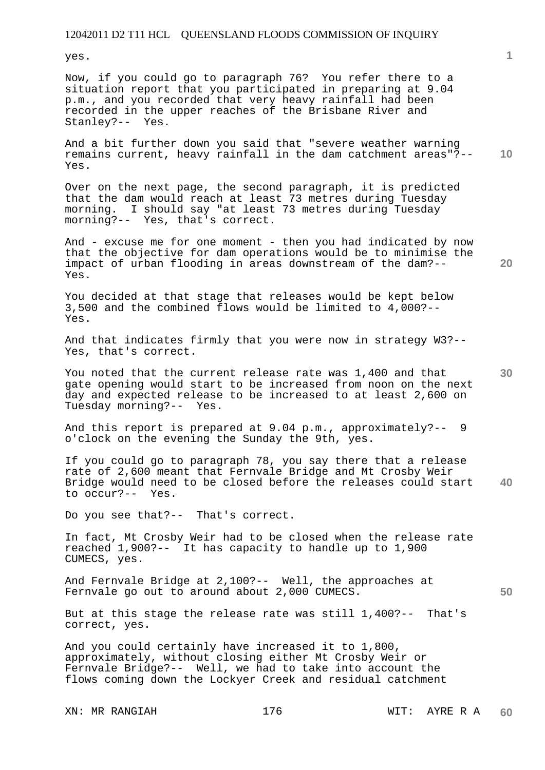yes.

Now, if you could go to paragraph 76? You refer there to a situation report that you participated in preparing at 9.04 p.m., and you recorded that very heavy rainfall had been recorded in the upper reaches of the Brisbane River and Stanley?-- Yes.

And a bit further down you said that "severe weather warning remains current, heavy rainfall in the dam catchment areas"?-- Yes.

Over on the next page, the second paragraph, it is predicted that the dam would reach at least 73 metres during Tuesday morning. I should say "at least 73 metres during Tuesday morning?-- Yes, that's correct.

And - excuse me for one moment - then you had indicated by now that the objective for dam operations would be to minimise the impact of urban flooding in areas downstream of the dam?-- Yes.

You decided at that stage that releases would be kept below 3,500 and the combined flows would be limited to 4,000?-- Yes.

And that indicates firmly that you were now in strategy W3?-- Yes, that's correct.

You noted that the current release rate was 1,400 and that gate opening would start to be increased from noon on the next day and expected release to be increased to at least 2,600 on Tuesday morning?-- Yes.

And this report is prepared at 9.04 p.m., approximately?-- 9 o'clock on the evening the Sunday the 9th, yes.

If you could go to paragraph 78, you say there that a release rate of 2,600 meant that Fernvale Bridge and Mt Crosby Weir Bridge would need to be closed before the releases could start to occur?-- Yes.

Do you see that?-- That's correct.

In fact, Mt Crosby Weir had to be closed when the release rate reached 1,900?-- It has capacity to handle up to 1,900 CUMECS, yes.

And Fernvale Bridge at 2,100?-- Well, the approaches at Fernvale go out to around about 2,000 CUMECS.

But at this stage the release rate was still 1,400?-- That's correct, yes.

And you could certainly have increased it to 1,800, approximately, without closing either Mt Crosby Weir or Fernvale Bridge?-- Well, we had to take into account the flows coming down the Lockyer Creek and residual catchment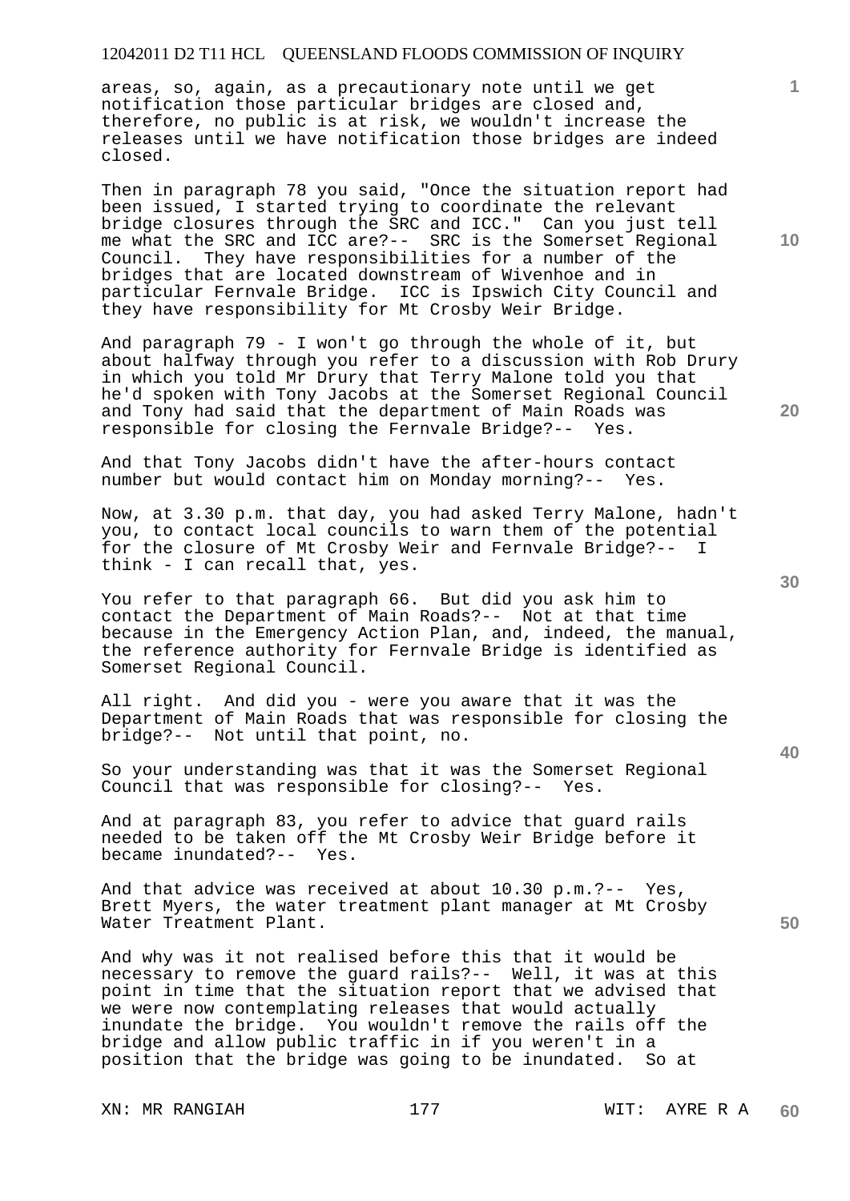areas, so, again, as a precautionary note until we get notification those particular bridges are closed and, therefore, no public is at risk, we wouldn't increase the releases until we have notification those bridges are indeed closed.

Then in paragraph 78 you said, "Once the situation report had been issued, I started trying to coordinate the relevant bridge closures through the SRC and ICC." Can you just tell me what the SRC and ICC are?-- SRC is the Somerset Regional Council. They have responsibilities for a number of the bridges that are located downstream of Wivenhoe and in particular Fernvale Bridge. ICC is Ipswich City Council and they have responsibility for Mt Crosby Weir Bridge.

And paragraph 79 - I won't go through the whole of it, but about halfway through you refer to a discussion with Rob Drury in which you told Mr Drury that Terry Malone told you that he'd spoken with Tony Jacobs at the Somerset Regional Council and Tony had said that the department of Main Roads was responsible for closing the Fernvale Bridge?-- Yes.

And that Tony Jacobs didn't have the after-hours contact number but would contact him on Monday morning?-- Yes.

Now, at 3.30 p.m. that day, you had asked Terry Malone, hadn't you, to contact local councils to warn them of the potential for the closure of Mt Crosby Weir and Fernvale Bridge?-- I think - I can recall that, yes.

You refer to that paragraph 66. But did you ask him to contact the Department of Main Roads?-- Not at that time because in the Emergency Action Plan, and, indeed, the manual, the reference authority for Fernvale Bridge is identified as Somerset Regional Council.

All right. And did you - were you aware that it was the Department of Main Roads that was responsible for closing the bridge?-- Not until that point, no.

So your understanding was that it was the Somerset Regional Council that was responsible for closing?-- Yes.

And at paragraph 83, you refer to advice that guard rails needed to be taken off the Mt Crosby Weir Bridge before it became inundated?-- Yes.

And that advice was received at about 10.30 p.m.?-- Yes, Brett Myers, the water treatment plant manager at Mt Crosby Water Treatment Plant.

And why was it not realised before this that it would be necessary to remove the guard rails?-- Well, it was at this point in time that the situation report that we advised that we were now contemplating releases that would actually inundate the bridge. You wouldn't remove the rails off the bridge and allow public traffic in if you weren't in a position that the bridge was going to be inundated. So at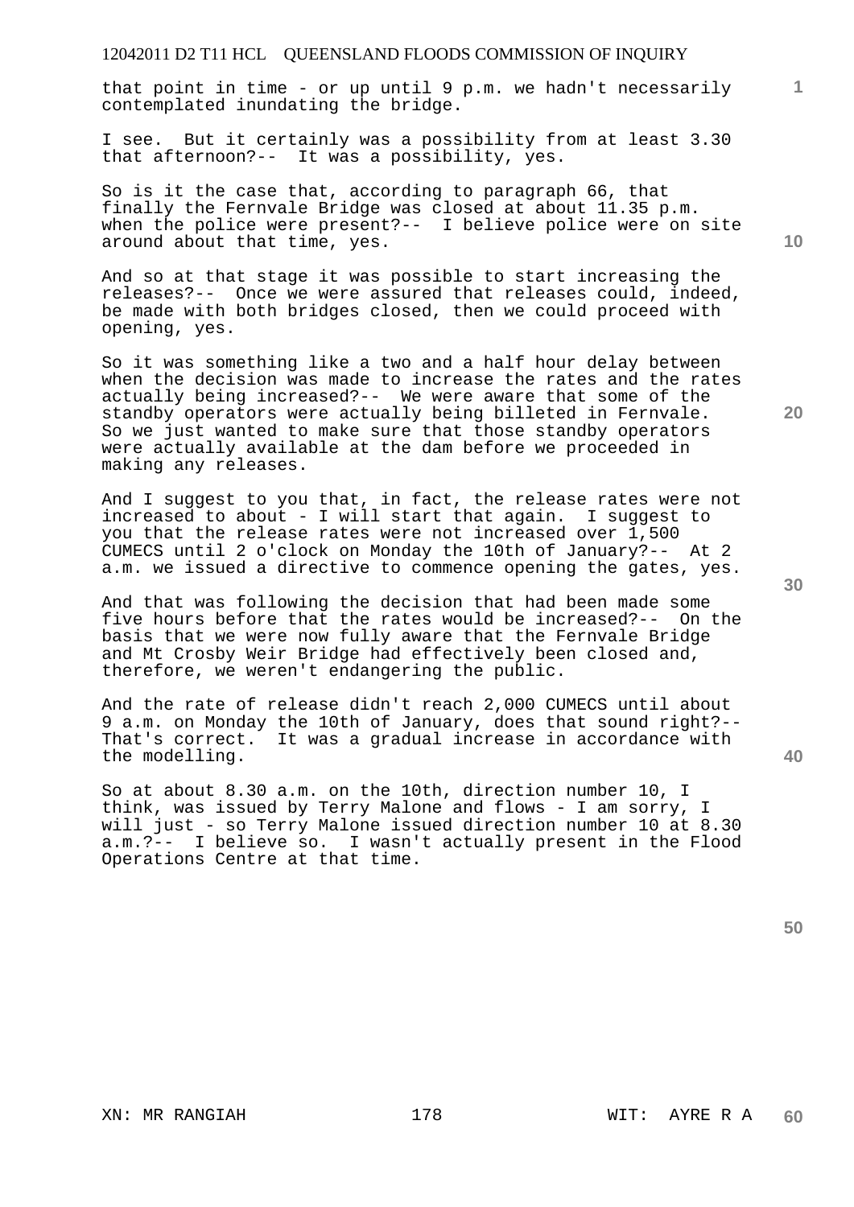that point in time - or up until 9 p.m. we hadn't necessarily contemplated inundating the bridge.

I see. But it certainly was a possibility from at least 3.30 that afternoon?-- It was a possibility, yes.

So is it the case that, according to paragraph 66, that finally the Fernvale Bridge was closed at about 11.35 p.m. when the police were present?-- I believe police were on site around about that time, yes.

And so at that stage it was possible to start increasing the releases?-- Once we were assured that releases could, indeed, be made with both bridges closed, then we could proceed with opening, yes.

So it was something like a two and a half hour delay between when the decision was made to increase the rates and the rates actually being increased?-- We were aware that some of the standby operators were actually being billeted in Fernvale. So we just wanted to make sure that those standby operators were actually available at the dam before we proceeded in making any releases.

And I suggest to you that, in fact, the release rates were not increased to about - I will start that again. I suggest to you that the release rates were not increased over 1,500 CUMECS until 2 o'clock on Monday the 10th of January?-- At 2 a.m. we issued a directive to commence opening the gates, yes.

And that was following the decision that had been made some five hours before that the rates would be increased?-- On the basis that we were now fully aware that the Fernvale Bridge and Mt Crosby Weir Bridge had effectively been closed and, therefore, we weren't endangering the public.

And the rate of release didn't reach 2,000 CUMECS until about 9 a.m. on Monday the 10th of January, does that sound right?-- That's correct. It was a gradual increase in accordance with the modelling.

So at about 8.30 a.m. on the 10th, direction number 10, I think, was issued by Terry Malone and flows - I am sorry, I will just - so Terry Malone issued direction number 10 at 8.30 a.m.?-- I believe so. I wasn't actually present in the Flood Operations Centre at that time.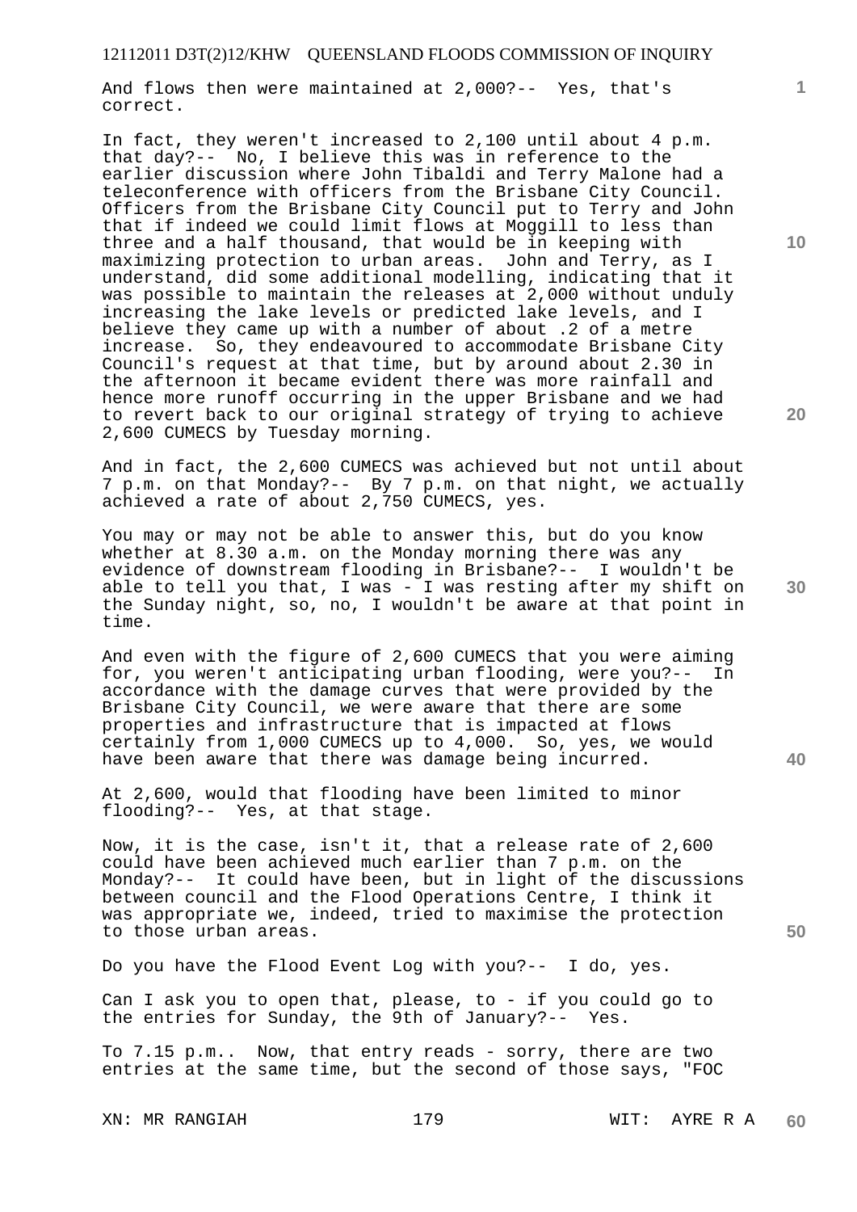And flows then were maintained at 2,000?-- Yes, that's correct.

In fact, they weren't increased to 2,100 until about 4 p.m. that day?-- No, I believe this was in reference to the earlier discussion where John Tibaldi and Terry Malone had a teleconference with officers from the Brisbane City Council. Officers from the Brisbane City Council put to Terry and John that if indeed we could limit flows at Moggill to less than three and a half thousand, that would be in keeping with maximizing protection to urban areas. John and Terry, as I understand, did some additional modelling, indicating that it was possible to maintain the releases at 2,000 without unduly increasing the lake levels or predicted lake levels, and I believe they came up with a number of about .2 of a metre increase. So, they endeavoured to accommodate Brisbane City Council's request at that time, but by around about 2.30 in the afternoon it became evident there was more rainfall and hence more runoff occurring in the upper Brisbane and we had to revert back to our original strategy of trying to achieve 2,600 CUMECS by Tuesday morning.

And in fact, the 2,600 CUMECS was achieved but not until about 7 p.m. on that Monday?-- By 7 p.m. on that night, we actually achieved a rate of about 2,750 CUMECS, yes.

You may or may not be able to answer this, but do you know whether at 8.30 a.m. on the Monday morning there was any evidence of downstream flooding in Brisbane?-- I wouldn't be able to tell you that, I was - I was resting after my shift on the Sunday night, so, no, I wouldn't be aware at that point in time.

And even with the figure of 2,600 CUMECS that you were aiming for, you weren't anticipating urban flooding, were you?-- In accordance with the damage curves that were provided by the Brisbane City Council, we were aware that there are some properties and infrastructure that is impacted at flows certainly from 1,000 CUMECS up to 4,000. So, yes, we would have been aware that there was damage being incurred.

At 2,600, would that flooding have been limited to minor flooding?-- Yes, at that stage.

Now, it is the case, isn't it, that a release rate of 2,600 could have been achieved much earlier than 7 p.m. on the Monday?-- It could have been, but in light of the discussions between council and the Flood Operations Centre, I think it was appropriate we, indeed, tried to maximise the protection to those urban areas.

Do you have the Flood Event Log with you?-- I do, yes.

Can I ask you to open that, please, to - if you could go to the entries for Sunday, the 9th of January?-- Yes.

To 7.15 p.m.. Now, that entry reads - sorry, there are two entries at the same time, but the second of those says, "FOC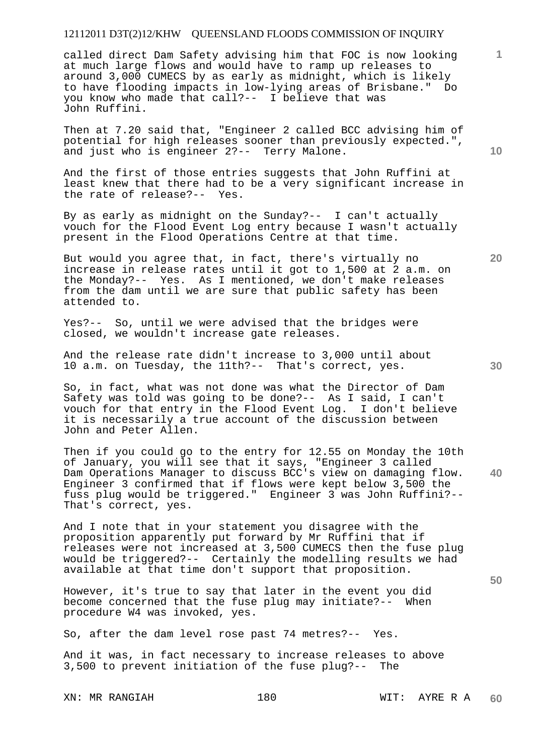called direct Dam Safety advising him that FOC is now looking at much large flows and would have to ramp up releases to around 3,000 CUMECS by as early as midnight, which is likely to have flooding impacts in low-lying areas of Brisbane." Do you know who made that call?-- I believe that was John Ruffini.

Then at 7.20 said that, "Engineer 2 called BCC advising him of potential for high releases sooner than previously expected.", and just who is engineer 2?-- Terry Malone.

And the first of those entries suggests that John Ruffini at least knew that there had to be a very significant increase in the rate of release?-- Yes.

By as early as midnight on the Sunday?-- I can't actually vouch for the Flood Event Log entry because I wasn't actually present in the Flood Operations Centre at that time.

But would you agree that, in fact, there's virtually no increase in release rates until it got to 1,500 at 2 a.m. on the Monday?-- Yes. As I mentioned, we don't make releases from the dam until we are sure that public safety has been attended to.

Yes?-- So, until we were advised that the bridges were closed, we wouldn't increase gate releases.

And the release rate didn't increase to 3,000 until about 10 a.m. on Tuesday, the 11th?-- That's correct, yes.

So, in fact, what was not done was what the Director of Dam Safety was told was going to be done?-- As I said, I can't vouch for that entry in the Flood Event Log. I don't believe it is necessarily a true account of the discussion between John and Peter Allen.

Then if you could go to the entry for 12.55 on Monday the 10th of January, you will see that it says, "Engineer 3 called Dam Operations Manager to discuss BCC's view on damaging flow. Engineer 3 confirmed that if flows were kept below 3,500 the fuss plug would be triggered." Engineer 3 was John Ruffini?-- That's correct, yes.

And I note that in your statement you disagree with the proposition apparently put forward by Mr Ruffini that if releases were not increased at 3,500 CUMECS then the fuse plug would be triggered?-- Certainly the modelling results we had available at that time don't support that proposition.

However, it's true to say that later in the event you did become concerned that the fuse plug may initiate?-- When procedure W4 was invoked, yes.

So, after the dam level rose past 74 metres?-- Yes.

And it was, in fact necessary to increase releases to above 3,500 to prevent initiation of the fuse plug?-- The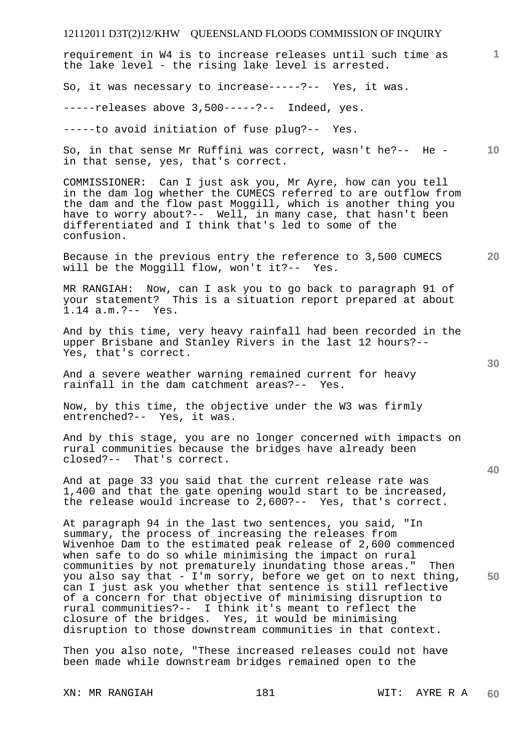requirement in W4 is to increase releases until such time as the lake level - the rising lake level is arrested.

So, it was necessary to increase-----?-- Yes, it was.

-----releases above 3,500-----?-- Indeed, yes.

-----to avoid initiation of fuse plug?-- Yes.

So, in that sense Mr Ruffini was correct, wasn't he?-- He - in that sense, yes, that's correct.

COMMISSIONER: Can I just ask you, Mr Ayre, how can you tell in the dam log whether the CUMECS referred to are outflow from the dam and the flow past Moggill, which is another thing you have to worry about?-- Well, in many case, that hasn't been differentiated and I think that's led to some of the confusion.

Because in the previous entry the reference to 3,500 CUMECS will be the Moggill flow, won't it?-- Yes.

MR RANGIAH: Now, can I ask you to go back to paragraph 91 of your statement? This is a situation report prepared at about 1.14 a.m.?-- Yes.

And by this time, very heavy rainfall had been recorded in the upper Brisbane and Stanley Rivers in the last 12 hours?-- Yes, that's correct.

And a severe weather warning remained current for heavy rainfall in the dam catchment areas?-- Yes.

Now, by this time, the objective under the W3 was firmly entrenched?-- Yes, it was.

And by this stage, you are no longer concerned with impacts on rural communities because the bridges have already been closed?-- That's correct.

And at page 33 you said that the current release rate was 1,400 and that the gate opening would start to be increased, the release would increase to 2,600?-- Yes, that's correct.

At paragraph 94 in the last two sentences, you said, "In summary, the process of increasing the releases from Wivenhoe Dam to the estimated peak release of 2,600 commenced when safe to do so while minimising the impact on rural communities by not prematurely inundating those areas." Then you also say that - I'm sorry, before we get on to next thing, can I just ask you whether that sentence is still reflective of a concern for that objective of minimising disruption to rural communities?-- I think it's meant to reflect the closure of the bridges. Yes, it would be minimising disruption to those downstream communities in that context.

Then you also note, "These increased releases could not have been made while downstream bridges remained open to the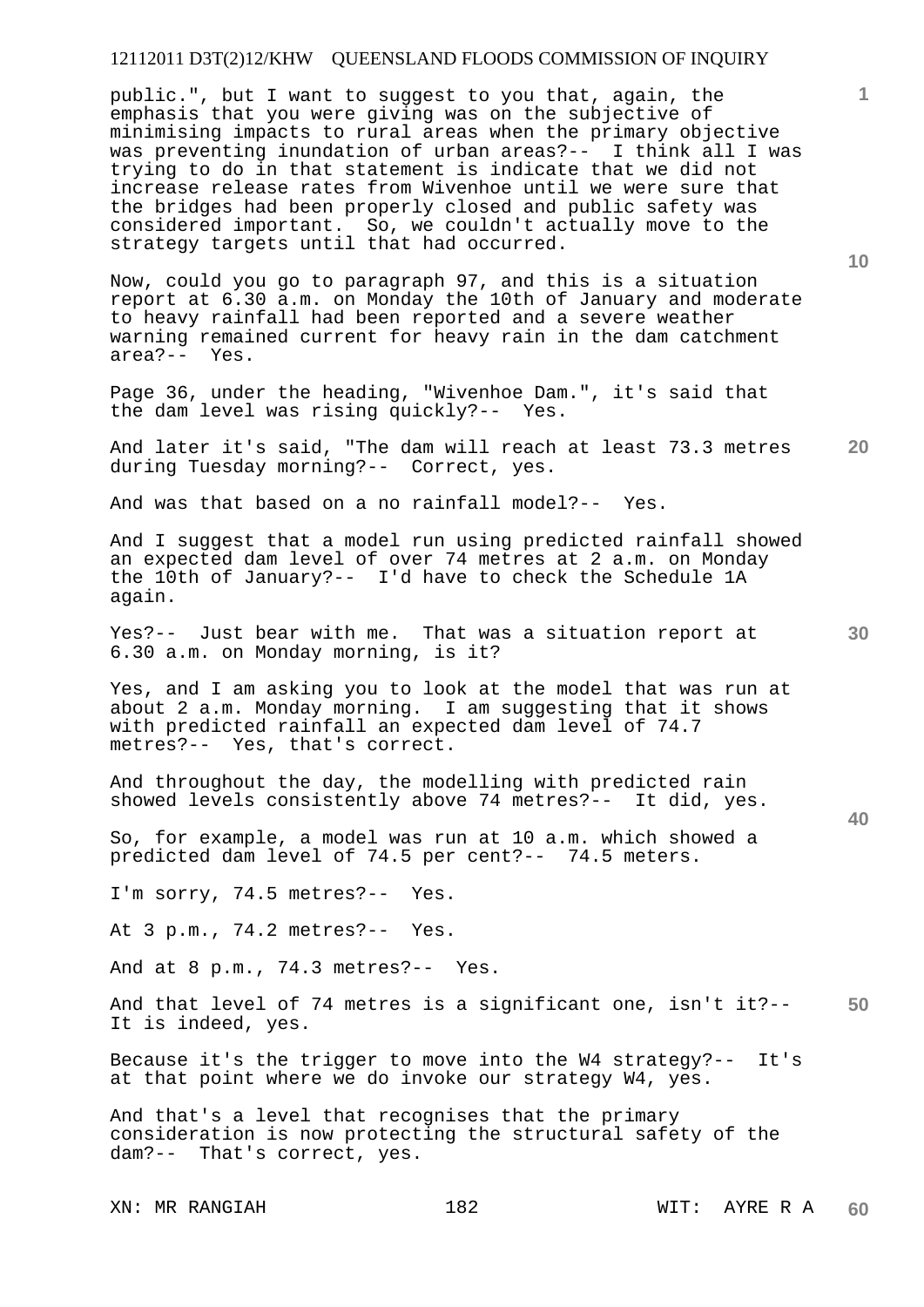public.", but I want to suggest to you that, again, the emphasis that you were giving was on the subjective of minimising impacts to rural areas when the primary objective was preventing inundation of urban areas?-- I think all I was trying to do in that statement is indicate that we did not increase release rates from Wivenhoe until we were sure that the bridges had been properly closed and public safety was considered important. So, we couldn't actually move to the strategy targets until that had occurred.

Now, could you go to paragraph 97, and this is a situation report at 6.30 a.m. on Monday the 10th of January and moderate to heavy rainfall had been reported and a severe weather warning remained current for heavy rain in the dam catchment area?-- Yes.

Page 36, under the heading, "Wivenhoe Dam.", it's said that the dam level was rising quickly?-- Yes.

And later it's said, "The dam will reach at least 73.3 metres during Tuesday morning?-- Correct, yes.

And was that based on a no rainfall model?-- Yes.

And I suggest that a model run using predicted rainfall showed an expected dam level of over 74 metres at 2 a.m. on Monday the 10th of January?-- I'd have to check the Schedule 1A again.

Yes?-- Just bear with me. That was a situation report at 6.30 a.m. on Monday morning, is it?

Yes, and I am asking you to look at the model that was run at about 2 a.m. Monday morning. I am suggesting that it shows with predicted rainfall an expected dam level of 74.7 metres?-- Yes, that's correct.

And throughout the day, the modelling with predicted rain showed levels consistently above 74 metres?-- It did, yes.

So, for example, a model was run at 10 a.m. which showed a predicted dam level of 74.5 per cent?-- 74.5 meters.

I'm sorry, 74.5 metres?-- Yes.

At 3 p.m., 74.2 metres?-- Yes.

And at 8 p.m., 74.3 metres?-- Yes.

And that level of 74 metres is a significant one, isn't it?-- It is indeed, yes.

Because it's the trigger to move into the W4 strategy?-- It's at that point where we do invoke our strategy W4, yes.

And that's a level that recognises that the primary consideration is now protecting the structural safety of the dam?-- That's correct, yes.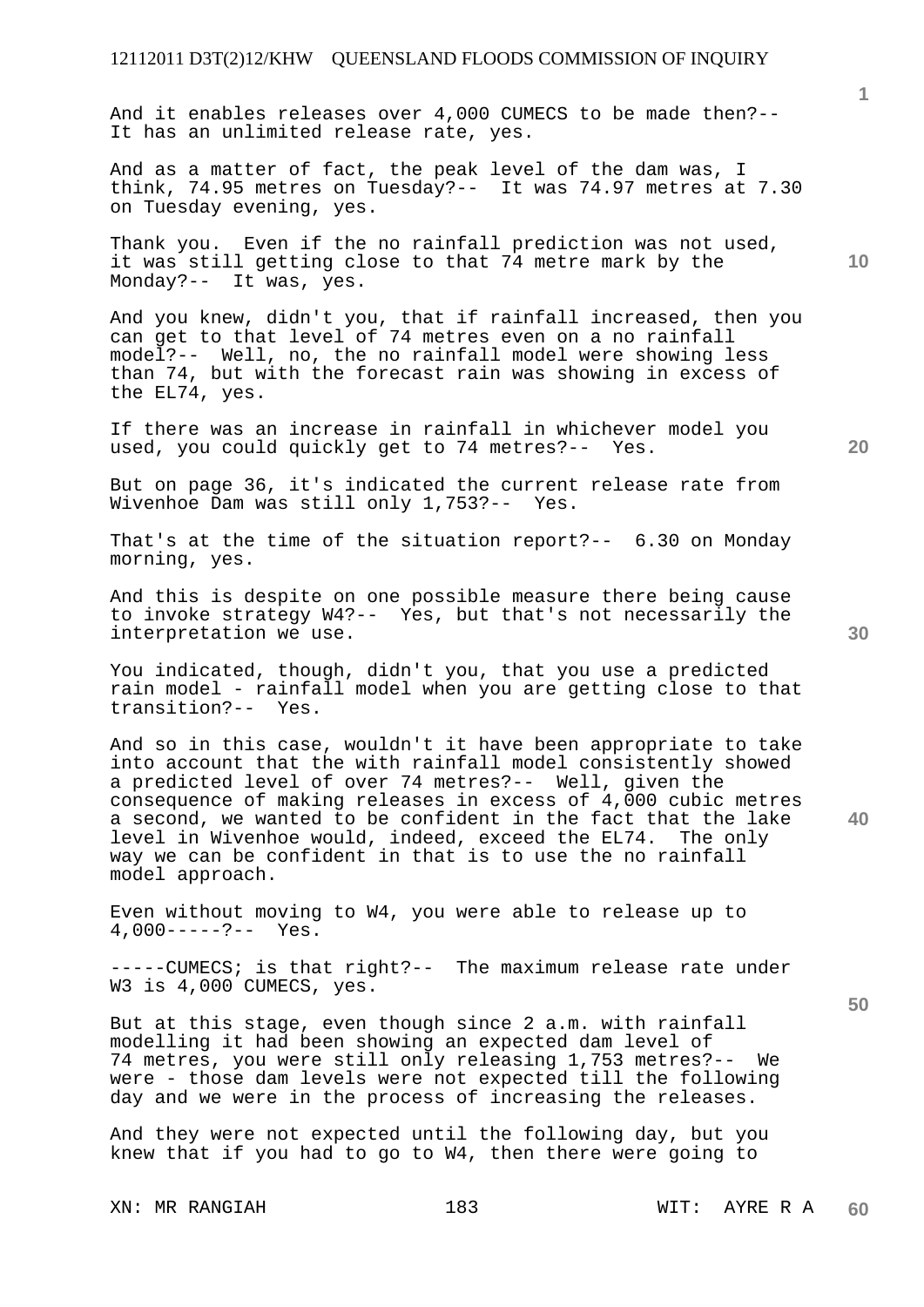And it enables releases over 4,000 CUMECS to be made then?-- It has an unlimited release rate, yes.

And as a matter of fact, the peak level of the dam was, I think, 74.95 metres on Tuesday?-- It was 74.97 metres at 7.30 on Tuesday evening, yes.

Thank you. Even if the no rainfall prediction was not used, it was still getting close to that 74 metre mark by the Monday?-- It was, yes.

And you knew, didn't you, that if rainfall increased, then you can get to that level of 74 metres even on a no rainfall model?-- Well, no, the no rainfall model were showing less than 74, but with the forecast rain was showing in excess of the EL74, yes.

If there was an increase in rainfall in whichever model you used, you could quickly get to 74 metres?-- Yes.

But on page 36, it's indicated the current release rate from Wivenhoe Dam was still only 1,753?-- Yes.

That's at the time of the situation report?-- 6.30 on Monday morning, yes.

And this is despite on one possible measure there being cause to invoke strategy W4?-- Yes, but that's not necessarily the interpretation we use.

You indicated, though, didn't you, that you use a predicted rain model - rainfall model when you are getting close to that transition?-- Yes.

And so in this case, wouldn't it have been appropriate to take into account that the with rainfall model consistently showed a predicted level of over 74 metres?-- Well, given the consequence of making releases in excess of 4,000 cubic metres a second, we wanted to be confident in the fact that the lake level in Wivenhoe would, indeed, exceed the EL74. The only way we can be confident in that is to use the no rainfall model approach.

Even without moving to W4, you were able to release up to 4,000-----?-- Yes.

-----CUMECS; is that right?-- The maximum release rate under W3 is 4,000 CUMECS, yes.

But at this stage, even though since 2 a.m. with rainfall modelling it had been showing an expected dam level of 74 metres, you were still only releasing 1,753 metres?-- We were - those dam levels were not expected till the following day and we were in the process of increasing the releases.

And they were not expected until the following day, but you knew that if you had to go to W4, then there were going to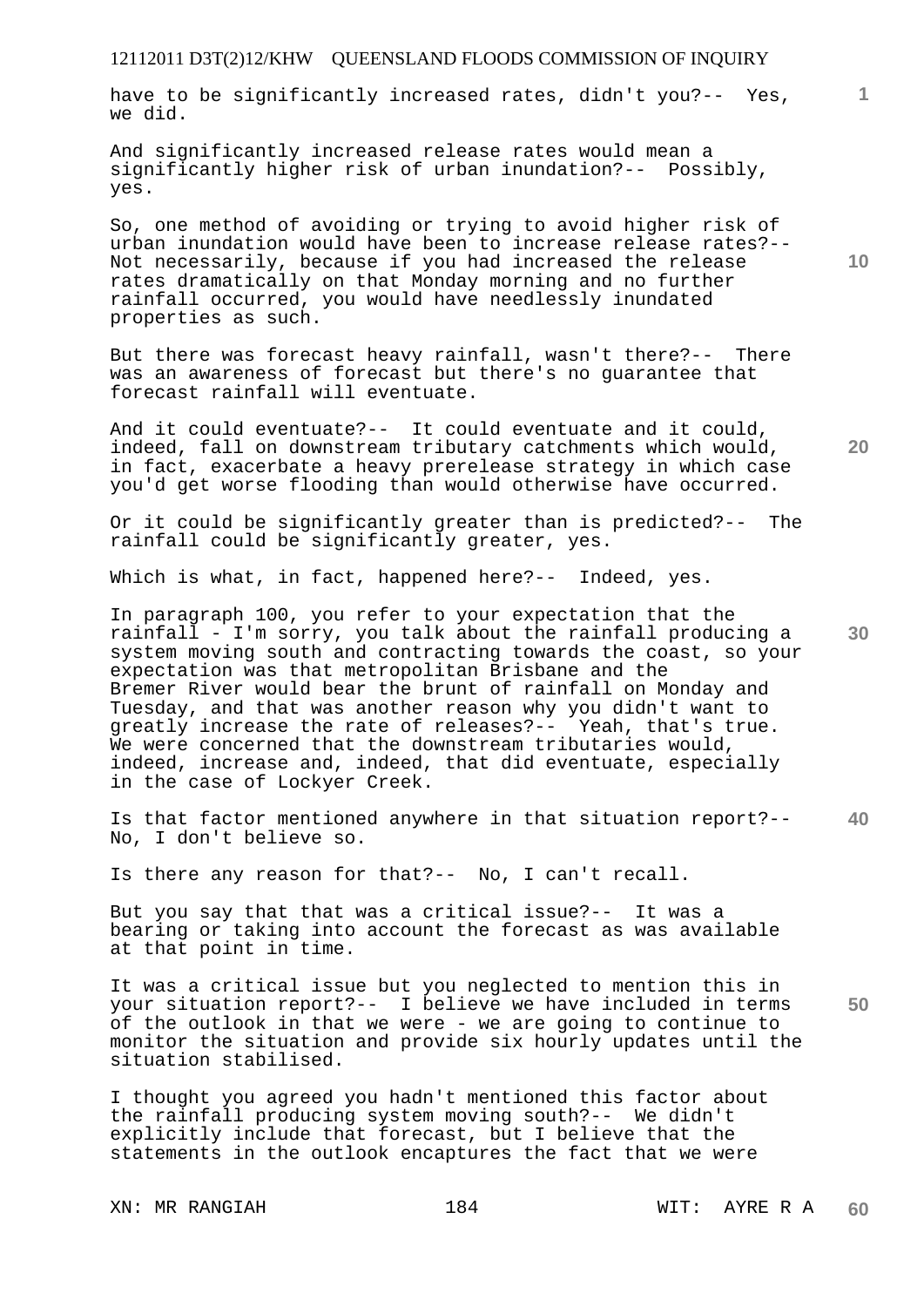have to be significantly increased rates, didn't you?-- Yes, we did.

And significantly increased release rates would mean a significantly higher risk of urban inundation?-- Possibly, yes.

So, one method of avoiding or trying to avoid higher risk of urban inundation would have been to increase release rates?-- Not necessarily, because if you had increased the release rates dramatically on that Monday morning and no further rainfall occurred, you would have needlessly inundated properties as such.

But there was forecast heavy rainfall, wasn't there?-- There was an awareness of forecast but there's no guarantee that forecast rainfall will eventuate.

And it could eventuate?-- It could eventuate and it could, indeed, fall on downstream tributary catchments which would, in fact, exacerbate a heavy prerelease strategy in which case you'd get worse flooding than would otherwise have occurred.

Or it could be significantly greater than is predicted?-- The rainfall could be significantly greater, yes.

Which is what, in fact, happened here?-- Indeed, yes.

In paragraph 100, you refer to your expectation that the rainfall - I'm sorry, you talk about the rainfall producing a system moving south and contracting towards the coast, so your expectation was that metropolitan Brisbane and the Bremer River would bear the brunt of rainfall on Monday and Tuesday, and that was another reason why you didn't want to greatly increase the rate of releases?-- Yeah, that's true. We were concerned that the downstream tributaries would, indeed, increase and, indeed, that did eventuate, especially in the case of Lockyer Creek.

Is that factor mentioned anywhere in that situation report?-- No, I don't believe so.

Is there any reason for that?-- No, I can't recall.

But you say that that was a critical issue?-- It was a bearing or taking into account the forecast as was available at that point in time.

It was a critical issue but you neglected to mention this in your situation report?-- I believe we have included in terms of the outlook in that we were - we are going to continue to monitor the situation and provide six hourly updates until the situation stabilised.

I thought you agreed you hadn't mentioned this factor about the rainfall producing system moving south?-- We didn't explicitly include that forecast, but I believe that the statements in the outlook encaptures the fact that we were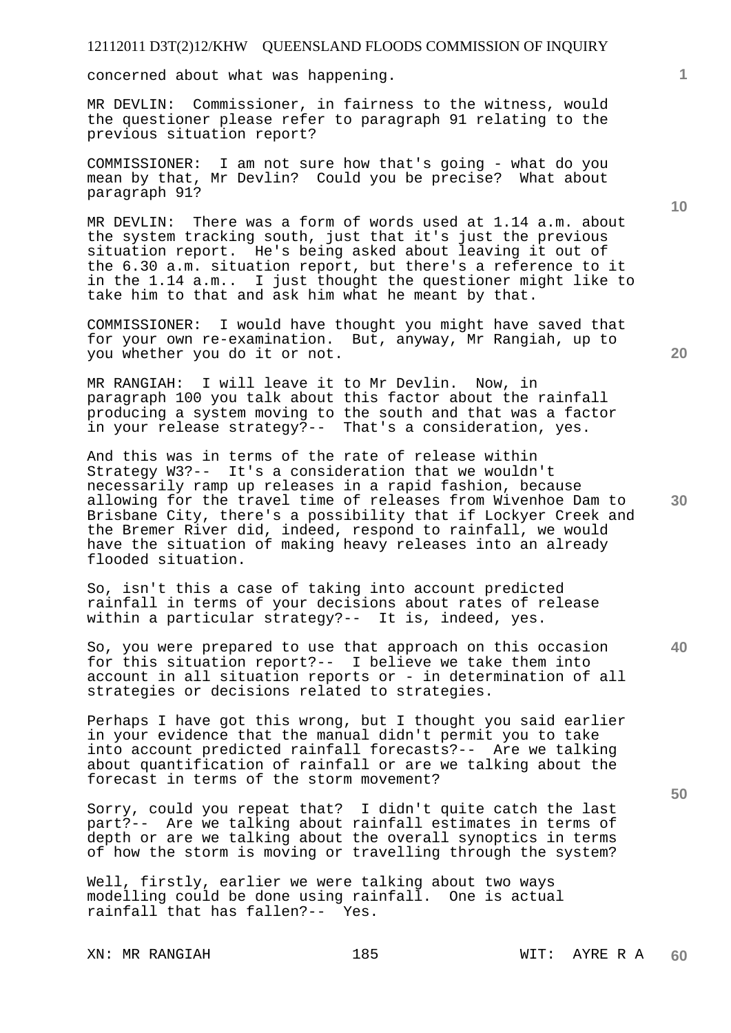concerned about what was happening.

MR DEVLIN: Commissioner, in fairness to the witness, would the questioner please refer to paragraph 91 relating to the previous situation report?

COMMISSIONER: I am not sure how that's going - what do you mean by that, Mr Devlin? Could you be precise? What about paragraph 91?

MR DEVLIN: There was a form of words used at 1.14 a.m. about the system tracking south, just that it's just the previous situation report. He's being asked about leaving it out of the 6.30 a.m. situation report, but there's a reference to it in the 1.14 a.m.. I just thought the questioner might like to take him to that and ask him what he meant by that.

COMMISSIONER: I would have thought you might have saved that for your own re-examination. But, anyway, Mr Rangiah, up to you whether you do it or not.

MR RANGIAH: I will leave it to Mr Devlin. Now, in paragraph 100 you talk about this factor about the rainfall producing a system moving to the south and that was a factor in your release strategy?-- That's a consideration, yes.

And this was in terms of the rate of release within Strategy W3?-- It's a consideration that we wouldn't necessarily ramp up releases in a rapid fashion, because allowing for the travel time of releases from Wivenhoe Dam to Brisbane City, there's a possibility that if Lockyer Creek and the Bremer River did, indeed, respond to rainfall, we would have the situation of making heavy releases into an already flooded situation.

So, isn't this a case of taking into account predicted rainfall in terms of your decisions about rates of release within a particular strategy?-- It is, indeed, yes.

So, you were prepared to use that approach on this occasion for this situation report?-- I believe we take them into account in all situation reports or - in determination of all strategies or decisions related to strategies.

Perhaps I have got this wrong, but I thought you said earlier in your evidence that the manual didn't permit you to take into account predicted rainfall forecasts?-- Are we talking about quantification of rainfall or are we talking about the forecast in terms of the storm movement?

Sorry, could you repeat that? I didn't quite catch the last part?-- Are we talking about rainfall estimates in terms of depth or are we talking about the overall synoptics in terms of how the storm is moving or travelling through the system?

Well, firstly, earlier we were talking about two ways modelling could be done using rainfall. One is actual rainfall that has fallen?-- Yes.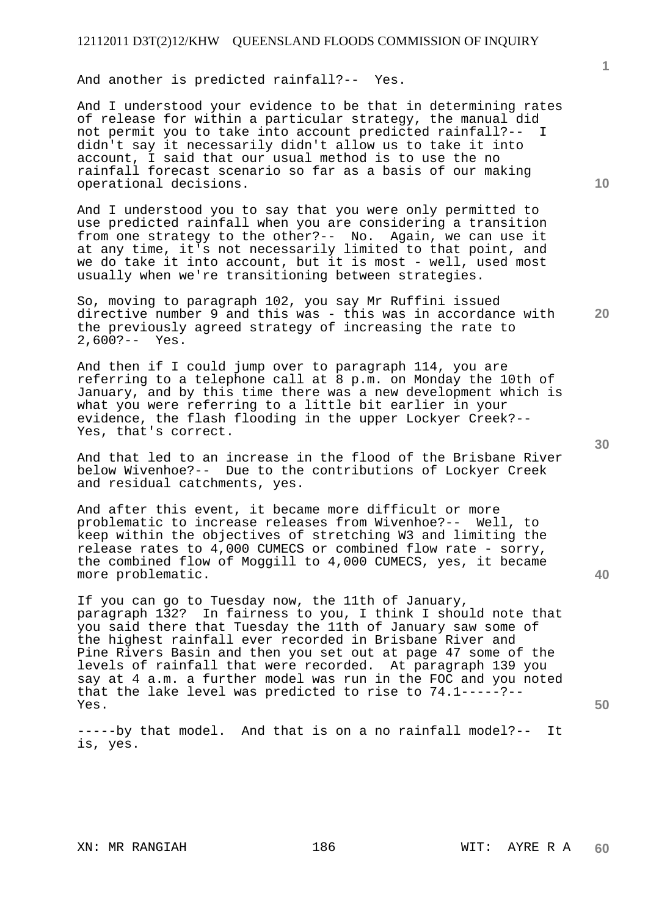And another is predicted rainfall?-- Yes.

And I understood your evidence to be that in determining rates of release for within a particular strategy, the manual did not permit you to take into account predicted rainfall?-- I didn't say it necessarily didn't allow us to take it into account, I said that our usual method is to use the no rainfall forecast scenario so far as a basis of our making operational decisions.

And I understood you to say that you were only permitted to use predicted rainfall when you are considering a transition from one strategy to the other?-- No. Again, we can use it at any time, it's not necessarily limited to that point, and we do take it into account, but it is most - well, used most usually when we're transitioning between strategies.

So, moving to paragraph 102, you say Mr Ruffini issued directive number 9 and this was - this was in accordance with the previously agreed strategy of increasing the rate to 2,600?-- Yes.

And then if I could jump over to paragraph 114, you are referring to a telephone call at 8 p.m. on Monday the 10th of January, and by this time there was a new development which is what you were referring to a little bit earlier in your evidence, the flash flooding in the upper Lockyer Creek?-- Yes, that's correct.

And that led to an increase in the flood of the Brisbane River below Wivenhoe?-- Due to the contributions of Lockyer Creek and residual catchments, yes.

And after this event, it became more difficult or more problematic to increase releases from Wivenhoe?-- Well, to keep within the objectives of stretching W3 and limiting the release rates to 4,000 CUMECS or combined flow rate - sorry, the combined flow of Moggill to 4,000 CUMECS, yes, it became more problematic.

If you can go to Tuesday now, the 11th of January, paragraph 132? In fairness to you, I think I should note that you said there that Tuesday the 11th of January saw some of the highest rainfall ever recorded in Brisbane River and Pine Rivers Basin and then you set out at page 47 some of the levels of rainfall that were recorded. At paragraph 139 you say at 4 a.m. a further model was run in the FOC and you noted that the lake level was predicted to rise to 74.1-----?-- Yes.

-----by that model. And that is on a no rainfall model?-- It is, yes.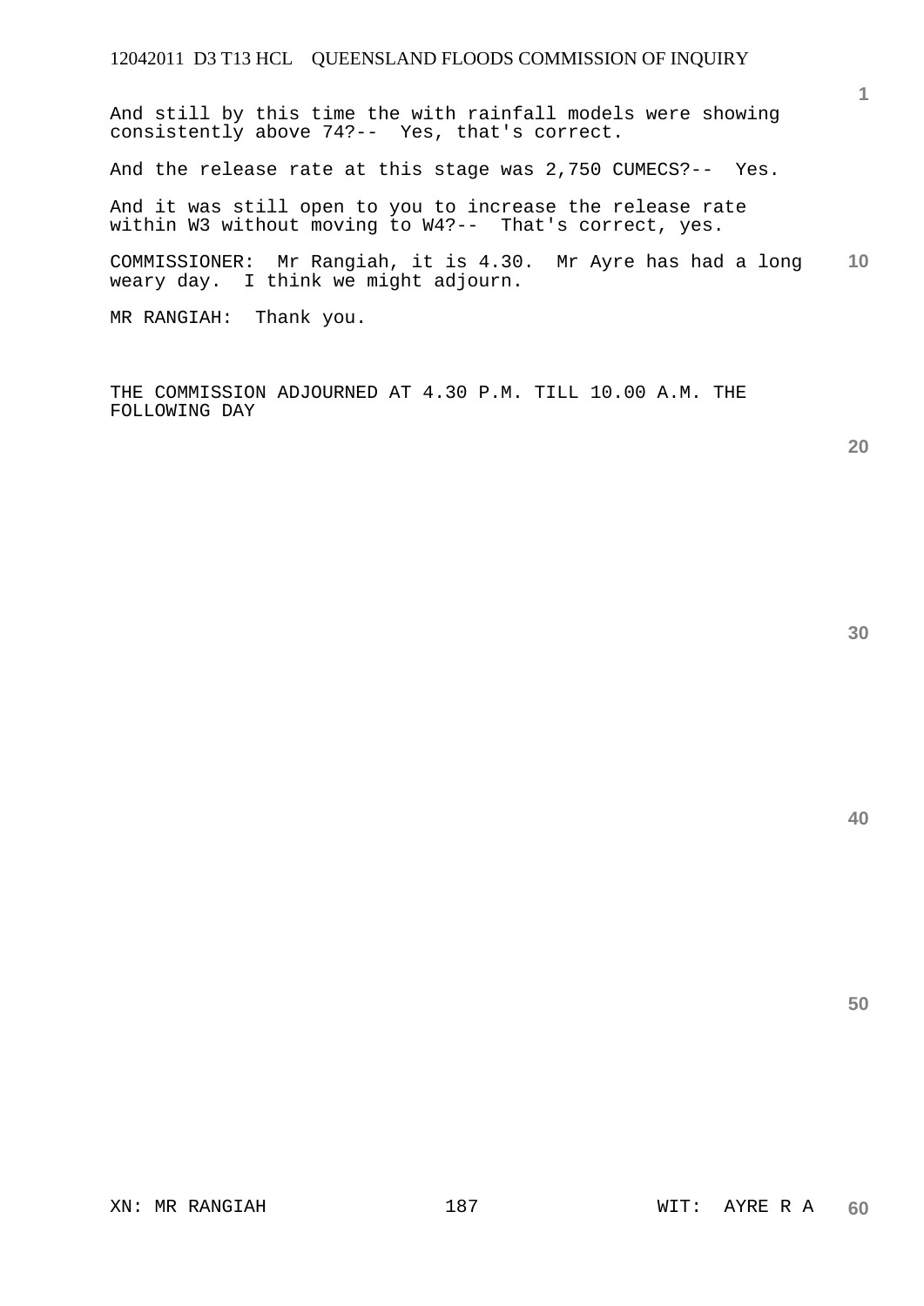And still by this time the with rainfall models were showing consistently above 74?-- Yes, that's correct.

And the release rate at this stage was 2,750 CUMECS?-- Yes.

And it was still open to you to increase the release rate within W3 without moving to W4?-- That's correct, yes.

COMMISSIONER: Mr Rangiah, it is 4.30. Mr Ayre has had a long weary day. I think we might adjourn.

MR RANGIAH: Thank you.

THE COMMISSION ADJOURNED AT 4.30 P.M. TILL 10.00 A.M. THE FOLLOWING DAY